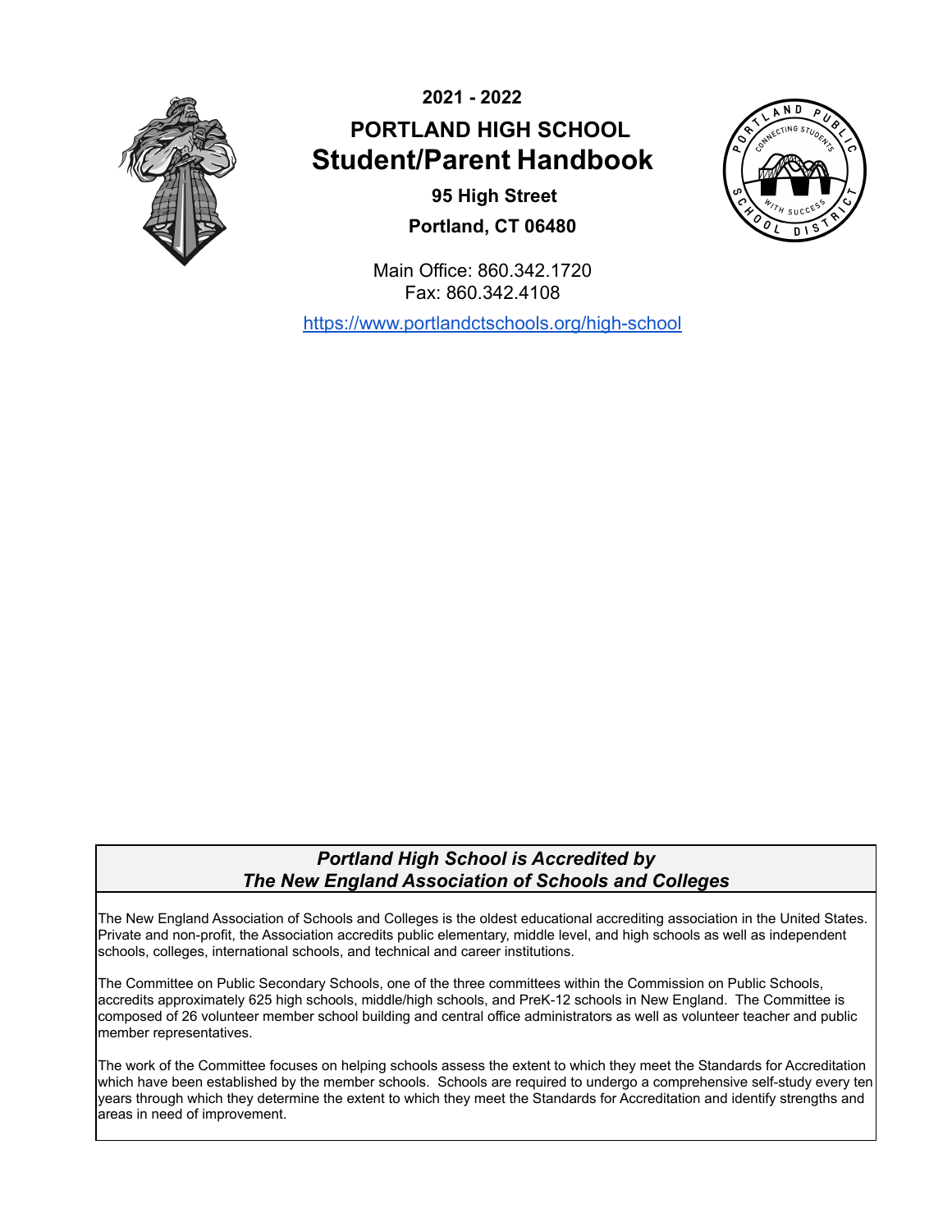**2021 - 2022**

# PORTLAND HIGH SCHOOL

# Student/Parent Handbook

**95 High Street**

**Portland, CT 06480**

Main Office: 860.342.1720
Fax: 860.342.4108

[https://www.portlandctschools.org/high-school](https://www.portlandctschools.org/high-school)

## *Portland High School is Accredited by The New England Association of Schools and Colleges*

The New England Association of Schools and Colleges is the oldest educational accrediting association in the United States. Private and non-profit, the Association accredits public elementary, middle level, and high schools as well as independent schools, colleges, international schools, and technical and career institutions.

The Committee on Public Secondary Schools, one of the three committees within the Commission on Public Schools, accredits approximately 625 high schools, middle/high schools, and PreK-12 schools in New England. The Committee is composed of 26 volunteer member school building and central office administrators as well as volunteer teacher and public member representatives.

The work of the Committee focuses on helping schools assess the extent to which they meet the Standards for Accreditation which have been established by the member schools. Schools are required to undergo a comprehensive self-study every ten years through which they determine the extent to which they meet the Standards for Accreditation and identify strengths and areas in need of improvement.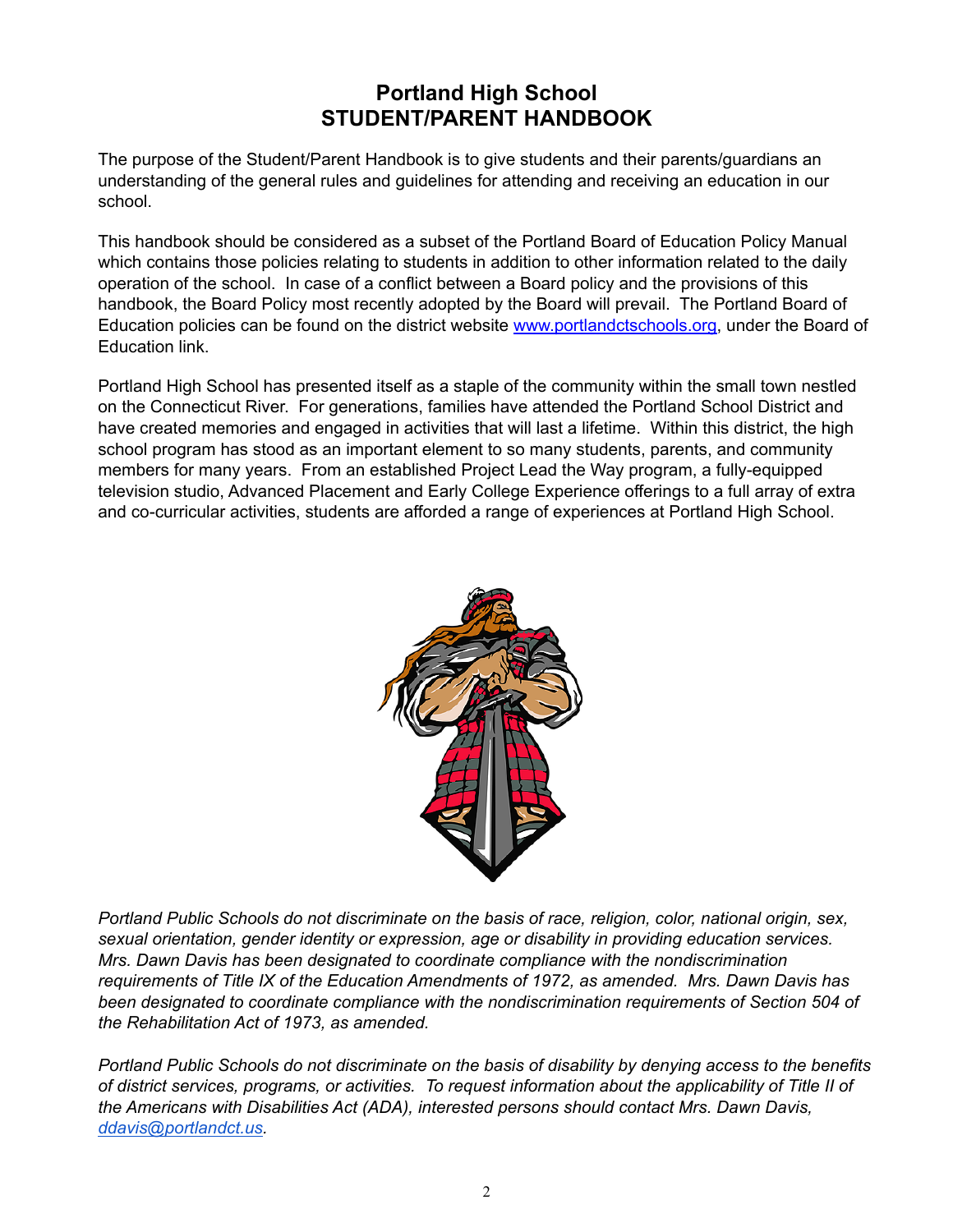# Portland High School
# STUDENT/PARENT HANDBOOK

The purpose of the Student/Parent Handbook is to give students and their parents/guardians an understanding of the general rules and guidelines for attending and receiving an education in our school.

This handbook should be considered as a subset of the Portland Board of Education Policy Manual which contains those policies relating to students in addition to other information related to the daily operation of the school. In case of a conflict between a Board policy and the provisions of this handbook, the Board Policy most recently adopted by the Board will prevail. The Portland Board of Education policies can be found on the district website www.portlandctschools.org, under the Board of Education link.

Portland High School has presented itself as a staple of the community within the small town nestled on the Connecticut River. For generations, families have attended the Portland School District and have created memories and engaged in activities that will last a lifetime. Within this district, the high school program has stood as an important element to so many students, parents, and community members for many years. From an established Project Lead the Way program, a fully-equipped television studio, Advanced Placement and Early College Experience offerings to a full array of extra and co-curricular activities, students are afforded a range of experiences at Portland High School.

*Portland Public Schools do not discriminate on the basis of race, religion, color, national origin, sex, sexual orientation, gender identity or expression, age or disability in providing education services. Mrs. Dawn Davis has been designated to coordinate compliance with the nondiscrimination requirements of Title IX of the Education Amendments of 1972, as amended. Mrs. Dawn Davis has been designated to coordinate compliance with the nondiscrimination requirements of Section 504 of the Rehabilitation Act of 1973, as amended.*

*Portland Public Schools do not discriminate on the basis of disability by denying access to the benefits of district services, programs, or activities. To request information about the applicability of Title II of the Americans with Disabilities Act (ADA), interested persons should contact Mrs. Dawn Davis, ddavis@portlandct.us.*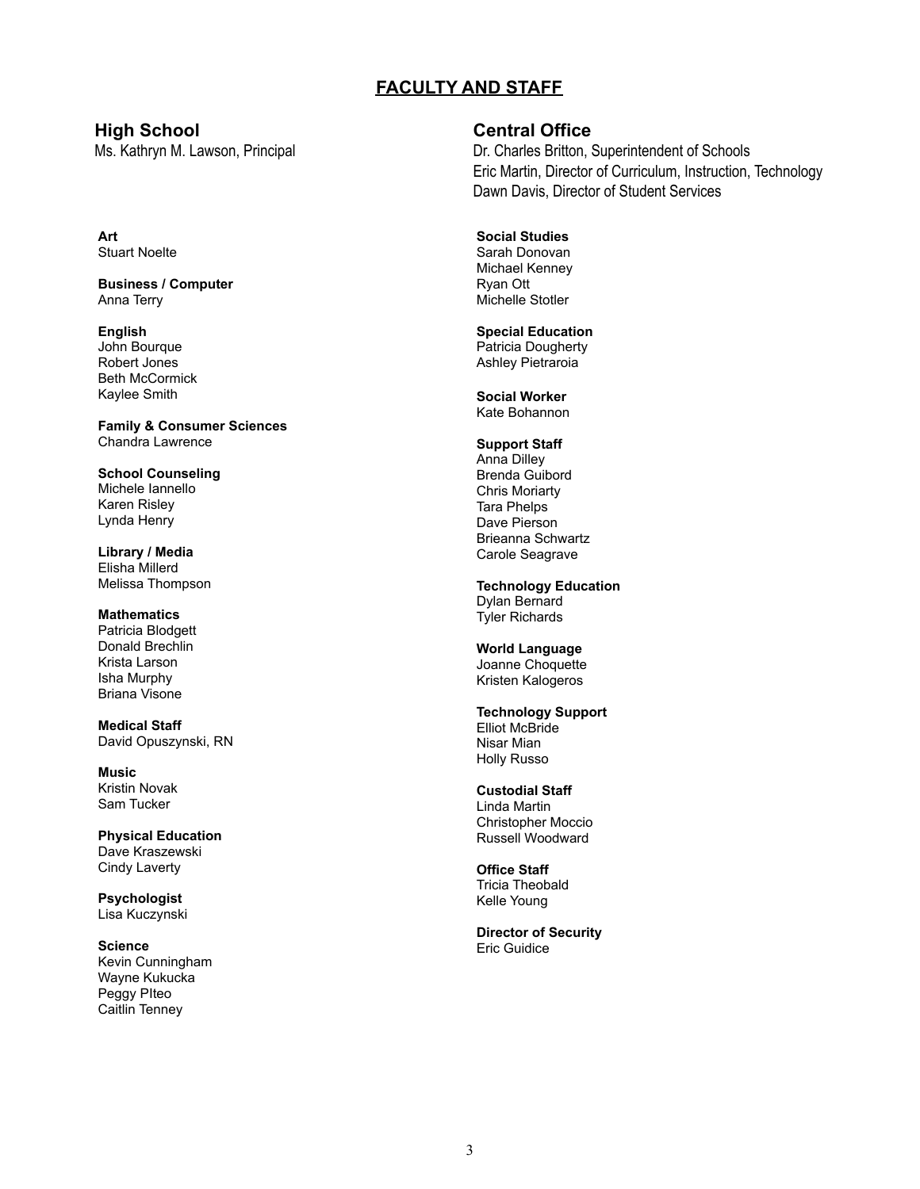# FACULTY AND STAFF

## High School

Ms. Kathryn M. Lawson, Principal

## Central Office

Dr. Charles Britton, Superintendent of Schools
Eric Martin, Director of Curriculum, Instruction, Technology
Dawn Davis, Director of Student Services

**Art**
Stuart Noelte

**Business / Computer**
Anna Terry

**English**
John Bourque
Robert Jones
Beth McCormick
Kaylee Smith

**Family & Consumer Sciences**
Chandra Lawrence

**School Counseling**
Michele Iannello
Karen Risley
Lynda Henry

**Library / Media**
Elisha Millerd
Melissa Thompson

**Mathematics**
Patricia Blodgett
Donald Brechlin
Krista Larson
Isha Murphy
Briana Visone

**Medical Staff**
David Opuszynski, RN

**Music**
Kristin Novak
Sam Tucker

**Physical Education**
Dave Kraszewski
Cindy Laverty

**Psychologist**
Lisa Kuczynski

**Science**
Kevin Cunningham
Wayne Kukucka
Peggy PIteo
Caitlin Tenney

**Social Studies**
Sarah Donovan
Michael Kenney
Ryan Ott
Michelle Stotler

**Special Education**
Patricia Dougherty
Ashley Pietraroia

**Social Worker**
Kate Bohannon

**Support Staff**
Anna Dilley
Brenda Guibord
Chris Moriarty
Tara Phelps
Dave Pierson
Brieanna Schwartz
Carole Seagrave

**Technology Education**
Dylan Bernard
Tyler Richards

**World Language**
Joanne Choquette
Kristen Kalogeros

**Technology Support**
Elliot McBride
Nisar Mian
Holly Russo

**Custodial Staff**
Linda Martin
Christopher Moccio
Russell Woodward

**Office Staff**
Tricia Theobald
Kelle Young

**Director of Security**
Eric Guidice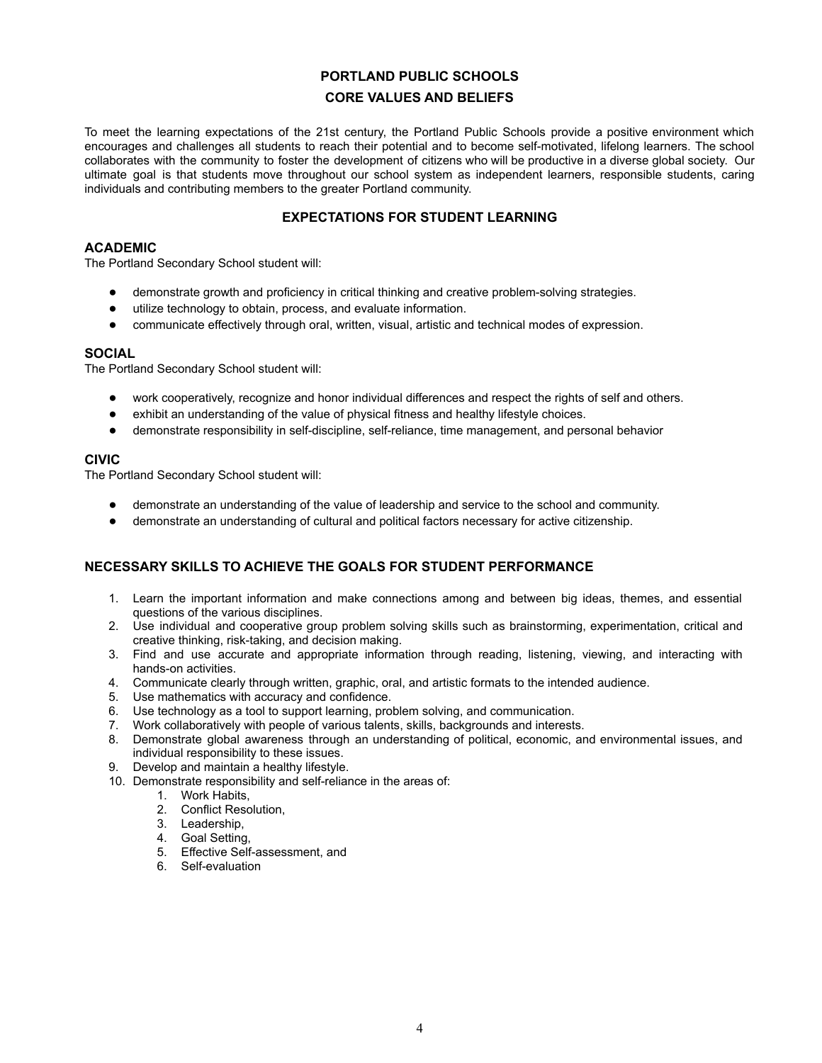# PORTLAND PUBLIC SCHOOLS

## CORE VALUES AND BELIEFS

To meet the learning expectations of the 21st century, the Portland Public Schools provide a positive environment which encourages and challenges all students to reach their potential and to become self-motivated, lifelong learners. The school collaborates with the community to foster the development of citizens who will be productive in a diverse global society. Our ultimate goal is that students move throughout our school system as independent learners, responsible students, caring individuals and contributing members to the greater Portland community.

## EXPECTATIONS FOR STUDENT LEARNING

### ACADEMIC

The Portland Secondary School student will:

- demonstrate growth and proficiency in critical thinking and creative problem-solving strategies.
- utilize technology to obtain, process, and evaluate information.
- communicate effectively through oral, written, visual, artistic and technical modes of expression.

### SOCIAL

The Portland Secondary School student will:

- work cooperatively, recognize and honor individual differences and respect the rights of self and others.
- exhibit an understanding of the value of physical fitness and healthy lifestyle choices.
- demonstrate responsibility in self-discipline, self-reliance, time management, and personal behavior

### CIVIC

The Portland Secondary School student will:

- demonstrate an understanding of the value of leadership and service to the school and community.
- demonstrate an understanding of cultural and political factors necessary for active citizenship.

### NECESSARY SKILLS TO ACHIEVE THE GOALS FOR STUDENT PERFORMANCE

1. Learn the important information and make connections among and between big ideas, themes, and essential questions of the various disciplines.
2. Use individual and cooperative group problem solving skills such as brainstorming, experimentation, critical and creative thinking, risk-taking, and decision making.
3. Find and use accurate and appropriate information through reading, listening, viewing, and interacting with hands-on activities.
4. Communicate clearly through written, graphic, oral, and artistic formats to the intended audience.
5. Use mathematics with accuracy and confidence.
6. Use technology as a tool to support learning, problem solving, and communication.
7. Work collaboratively with people of various talents, skills, backgrounds and interests.
8. Demonstrate global awareness through an understanding of political, economic, and environmental issues, and individual responsibility to these issues.
9. Develop and maintain a healthy lifestyle.
10. Demonstrate responsibility and self-reliance in the areas of:
    1. Work Habits,
    2. Conflict Resolution,
    3. Leadership,
    4. Goal Setting,
    5. Effective Self-assessment, and
    6. Self-evaluation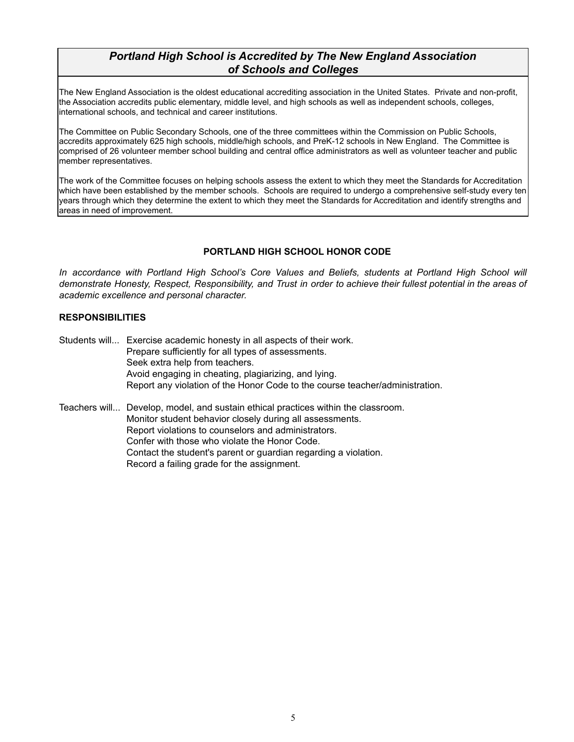## *Portland High School is Accredited by The New England Association of Schools and Colleges*

The New England Association is the oldest educational accrediting association in the United States. Private and non-profit, the Association accredits public elementary, middle level, and high schools as well as independent schools, colleges, international schools, and technical and career institutions.

The Committee on Public Secondary Schools, one of the three committees within the Commission on Public Schools, accredits approximately 625 high schools, middle/high schools, and PreK-12 schools in New England. The Committee is comprised of 26 volunteer member school building and central office administrators as well as volunteer teacher and public member representatives.

The work of the Committee focuses on helping schools assess the extent to which they meet the Standards for Accreditation which have been established by the member schools. Schools are required to undergo a comprehensive self-study every ten years through which they determine the extent to which they meet the Standards for Accreditation and identify strengths and areas in need of improvement.

### PORTLAND HIGH SCHOOL HONOR CODE

*In accordance with Portland High School's Core Values and Beliefs, students at Portland High School will demonstrate Honesty, Respect, Responsibility, and Trust in order to achieve their fullest potential in the areas of academic excellence and personal character.*

**RESPONSIBILITIES**

Students will...
- Exercise academic honesty in all aspects of their work.
- Prepare sufficiently for all types of assessments.
- Seek extra help from teachers.
- Avoid engaging in cheating, plagiarizing, and lying.
- Report any violation of the Honor Code to the course teacher/administration.

Teachers will...
- Develop, model, and sustain ethical practices within the classroom.
- Monitor student behavior closely during all assessments.
- Report violations to counselors and administrators.
- Confer with those who violate the Honor Code.
- Contact the student's parent or guardian regarding a violation.
- Record a failing grade for the assignment.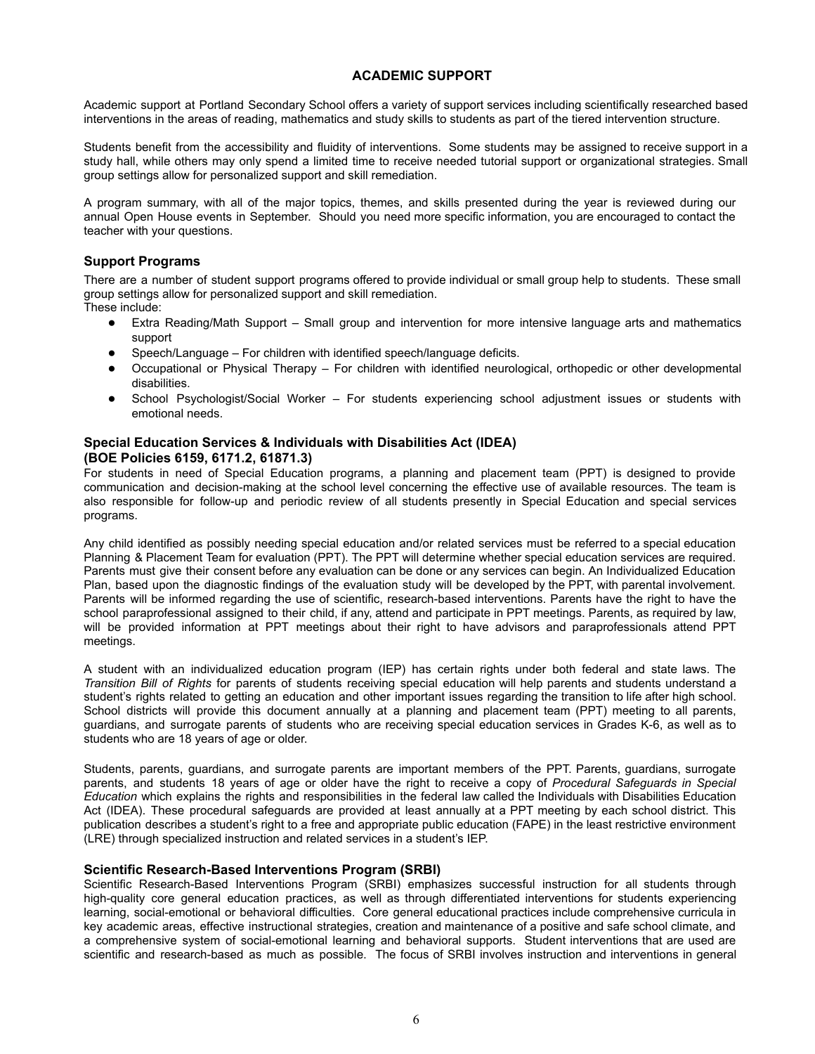## ACADEMIC SUPPORT

Academic support at Portland Secondary School offers a variety of support services including scientifically researched based interventions in the areas of reading, mathematics and study skills to students as part of the tiered intervention structure.

Students benefit from the accessibility and fluidity of interventions. Some students may be assigned to receive support in a study hall, while others may only spend a limited time to receive needed tutorial support or organizational strategies. Small group settings allow for personalized support and skill remediation.

A program summary, with all of the major topics, themes, and skills presented during the year is reviewed during our annual Open House events in September. Should you need more specific information, you are encouraged to contact the teacher with your questions.

### Support Programs

There are a number of student support programs offered to provide individual or small group help to students. These small group settings allow for personalized support and skill remediation.
These include:

- Extra Reading/Math Support – Small group and intervention for more intensive language arts and mathematics support
- Speech/Language – For children with identified speech/language deficits.
- Occupational or Physical Therapy – For children with identified neurological, orthopedic or other developmental disabilities.
- School Psychologist/Social Worker – For students experiencing school adjustment issues or students with emotional needs.

### Special Education Services & Individuals with Disabilities Act (IDEA) (BOE Policies 6159, 6171.2, 61871.3)

For students in need of Special Education programs, a planning and placement team (PPT) is designed to provide communication and decision-making at the school level concerning the effective use of available resources. The team is also responsible for follow-up and periodic review of all students presently in Special Education and special services programs.

Any child identified as possibly needing special education and/or related services must be referred to a special education Planning & Placement Team for evaluation (PPT). The PPT will determine whether special education services are required. Parents must give their consent before any evaluation can be done or any services can begin. An Individualized Education Plan, based upon the diagnostic findings of the evaluation study will be developed by the PPT, with parental involvement. Parents will be informed regarding the use of scientific, research-based interventions. Parents have the right to have the school paraprofessional assigned to their child, if any, attend and participate in PPT meetings. Parents, as required by law, will be provided information at PPT meetings about their right to have advisors and paraprofessionals attend PPT meetings.

A student with an individualized education program (IEP) has certain rights under both federal and state laws. The *Transition Bill of Rights* for parents of students receiving special education will help parents and students understand a student's rights related to getting an education and other important issues regarding the transition to life after high school. School districts will provide this document annually at a planning and placement team (PPT) meeting to all parents, guardians, and surrogate parents of students who are receiving special education services in Grades K-6, as well as to students who are 18 years of age or older.

Students, parents, guardians, and surrogate parents are important members of the PPT. Parents, guardians, surrogate parents, and students 18 years of age or older have the right to receive a copy of *Procedural Safeguards in Special Education* which explains the rights and responsibilities in the federal law called the Individuals with Disabilities Education Act (IDEA). These procedural safeguards are provided at least annually at a PPT meeting by each school district. This publication describes a student's right to a free and appropriate public education (FAPE) in the least restrictive environment (LRE) through specialized instruction and related services in a student's IEP.

### Scientific Research-Based Interventions Program (SRBI)

Scientific Research-Based Interventions Program (SRBI) emphasizes successful instruction for all students through high-quality core general education practices, as well as through differentiated interventions for students experiencing learning, social-emotional or behavioral difficulties. Core general educational practices include comprehensive curricula in key academic areas, effective instructional strategies, creation and maintenance of a positive and safe school climate, and a comprehensive system of social-emotional learning and behavioral supports. Student interventions that are used are scientific and research-based as much as possible. The focus of SRBI involves instruction and interventions in general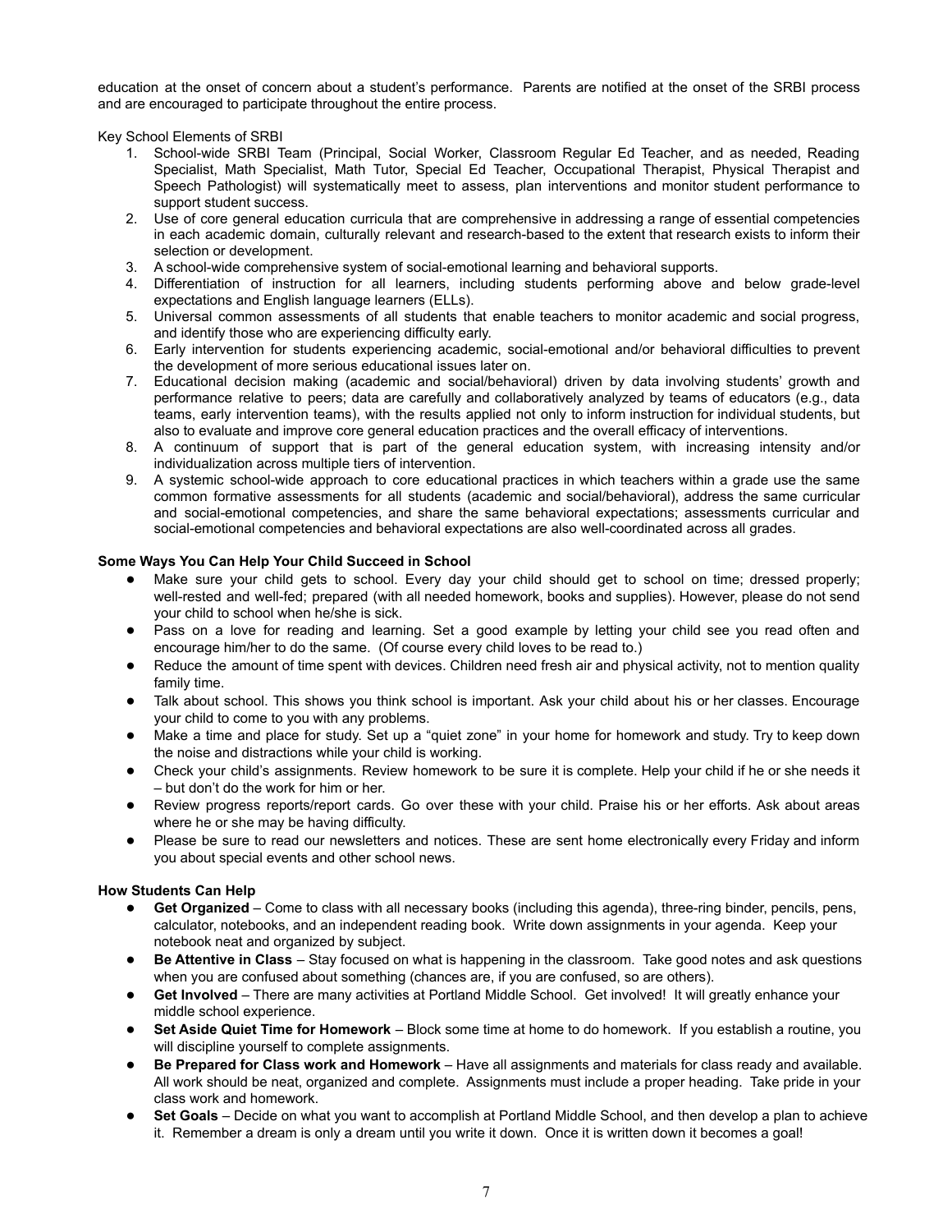education at the onset of concern about a student's performance. Parents are notified at the onset of the SRBI process and are encouraged to participate throughout the entire process.

Key School Elements of SRBI

1. School-wide SRBI Team (Principal, Social Worker, Classroom Regular Ed Teacher, and as needed, Reading Specialist, Math Specialist, Math Tutor, Special Ed Teacher, Occupational Therapist, Physical Therapist and Speech Pathologist) will systematically meet to assess, plan interventions and monitor student performance to support student success.
2. Use of core general education curricula that are comprehensive in addressing a range of essential competencies in each academic domain, culturally relevant and research-based to the extent that research exists to inform their selection or development.
3. A school-wide comprehensive system of social-emotional learning and behavioral supports.
4. Differentiation of instruction for all learners, including students performing above and below grade-level expectations and English language learners (ELLs).
5. Universal common assessments of all students that enable teachers to monitor academic and social progress, and identify those who are experiencing difficulty early.
6. Early intervention for students experiencing academic, social-emotional and/or behavioral difficulties to prevent the development of more serious educational issues later on.
7. Educational decision making (academic and social/behavioral) driven by data involving students' growth and performance relative to peers; data are carefully and collaboratively analyzed by teams of educators (e.g., data teams, early intervention teams), with the results applied not only to inform instruction for individual students, but also to evaluate and improve core general education practices and the overall efficacy of interventions.
8. A continuum of support that is part of the general education system, with increasing intensity and/or individualization across multiple tiers of intervention.
9. A systemic school-wide approach to core educational practices in which teachers within a grade use the same common formative assessments for all students (academic and social/behavioral), address the same curricular and social-emotional competencies, and share the same behavioral expectations; assessments curricular and social-emotional competencies and behavioral expectations are also well-coordinated across all grades.

**Some Ways You Can Help Your Child Succeed in School**

- Make sure your child gets to school. Every day your child should get to school on time; dressed properly; well-rested and well-fed; prepared (with all needed homework, books and supplies). However, please do not send your child to school when he/she is sick.
- Pass on a love for reading and learning. Set a good example by letting your child see you read often and encourage him/her to do the same. (Of course every child loves to be read to.)
- Reduce the amount of time spent with devices. Children need fresh air and physical activity, not to mention quality family time.
- Talk about school. This shows you think school is important. Ask your child about his or her classes. Encourage your child to come to you with any problems.
- Make a time and place for study. Set up a "quiet zone" in your home for homework and study. Try to keep down the noise and distractions while your child is working.
- Check your child's assignments. Review homework to be sure it is complete. Help your child if he or she needs it – but don't do the work for him or her.
- Review progress reports/report cards. Go over these with your child. Praise his or her efforts. Ask about areas where he or she may be having difficulty.
- Please be sure to read our newsletters and notices. These are sent home electronically every Friday and inform you about special events and other school news.

**How Students Can Help**

- **Get Organized** – Come to class with all necessary books (including this agenda), three-ring binder, pencils, pens, calculator, notebooks, and an independent reading book. Write down assignments in your agenda. Keep your notebook neat and organized by subject.
- **Be Attentive in Class** – Stay focused on what is happening in the classroom. Take good notes and ask questions when you are confused about something (chances are, if you are confused, so are others).
- **Get Involved** – There are many activities at Portland Middle School. Get involved! It will greatly enhance your middle school experience.
- **Set Aside Quiet Time for Homework** – Block some time at home to do homework. If you establish a routine, you will discipline yourself to complete assignments.
- **Be Prepared for Class work and Homework** – Have all assignments and materials for class ready and available. All work should be neat, organized and complete. Assignments must include a proper heading. Take pride in your class work and homework.
- **Set Goals** – Decide on what you want to accomplish at Portland Middle School, and then develop a plan to achieve it. Remember a dream is only a dream until you write it down. Once it is written down it becomes a goal!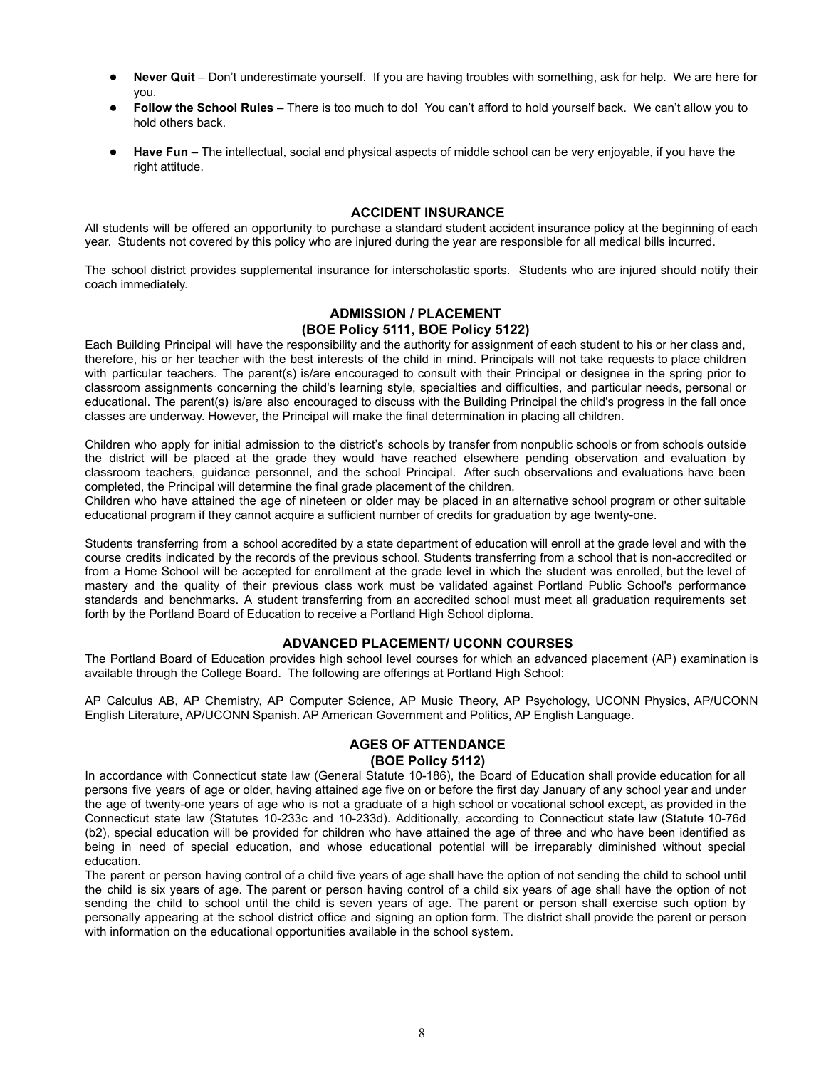- **Never Quit** – Don't underestimate yourself. If you are having troubles with something, ask for help. We are here for you.
- **Follow the School Rules** – There is too much to do! You can't afford to hold yourself back. We can't allow you to hold others back.
- **Have Fun** – The intellectual, social and physical aspects of middle school can be very enjoyable, if you have the right attitude.

## ACCIDENT INSURANCE

All students will be offered an opportunity to purchase a standard student accident insurance policy at the beginning of each year. Students not covered by this policy who are injured during the year are responsible for all medical bills incurred.

The school district provides supplemental insurance for interscholastic sports. Students who are injured should notify their coach immediately.

## ADMISSION / PLACEMENT
### (BOE Policy 5111, BOE Policy 5122)

Each Building Principal will have the responsibility and the authority for assignment of each student to his or her class and, therefore, his or her teacher with the best interests of the child in mind. Principals will not take requests to place children with particular teachers. The parent(s) is/are encouraged to consult with their Principal or designee in the spring prior to classroom assignments concerning the child's learning style, specialties and difficulties, and particular needs, personal or educational. The parent(s) is/are also encouraged to discuss with the Building Principal the child's progress in the fall once classes are underway. However, the Principal will make the final determination in placing all children.

Children who apply for initial admission to the district's schools by transfer from nonpublic schools or from schools outside the district will be placed at the grade they would have reached elsewhere pending observation and evaluation by classroom teachers, guidance personnel, and the school Principal. After such observations and evaluations have been completed, the Principal will determine the final grade placement of the children.
Children who have attained the age of nineteen or older may be placed in an alternative school program or other suitable educational program if they cannot acquire a sufficient number of credits for graduation by age twenty-one.

Students transferring from a school accredited by a state department of education will enroll at the grade level and with the course credits indicated by the records of the previous school. Students transferring from a school that is non-accredited or from a Home School will be accepted for enrollment at the grade level in which the student was enrolled, but the level of mastery and the quality of their previous class work must be validated against Portland Public School's performance standards and benchmarks. A student transferring from an accredited school must meet all graduation requirements set forth by the Portland Board of Education to receive a Portland High School diploma.

## ADVANCED PLACEMENT/ UCONN COURSES

The Portland Board of Education provides high school level courses for which an advanced placement (AP) examination is available through the College Board. The following are offerings at Portland High School:

AP Calculus AB, AP Chemistry, AP Computer Science, AP Music Theory, AP Psychology, UCONN Physics, AP/UCONN English Literature, AP/UCONN Spanish. AP American Government and Politics, AP English Language.

## AGES OF ATTENDANCE
### (BOE Policy 5112)

In accordance with Connecticut state law (General Statute 10-186), the Board of Education shall provide education for all persons five years of age or older, having attained age five on or before the first day January of any school year and under the age of twenty-one years of age who is not a graduate of a high school or vocational school except, as provided in the Connecticut state law (Statutes 10-233c and 10-233d). Additionally, according to Connecticut state law (Statute 10-76d (b2), special education will be provided for children who have attained the age of three and who have been identified as being in need of special education, and whose educational potential will be irreparably diminished without special education.
The parent or person having control of a child five years of age shall have the option of not sending the child to school until the child is six years of age. The parent or person having control of a child six years of age shall have the option of not sending the child to school until the child is seven years of age. The parent or person shall exercise such option by personally appearing at the school district office and signing an option form. The district shall provide the parent or person with information on the educational opportunities available in the school system.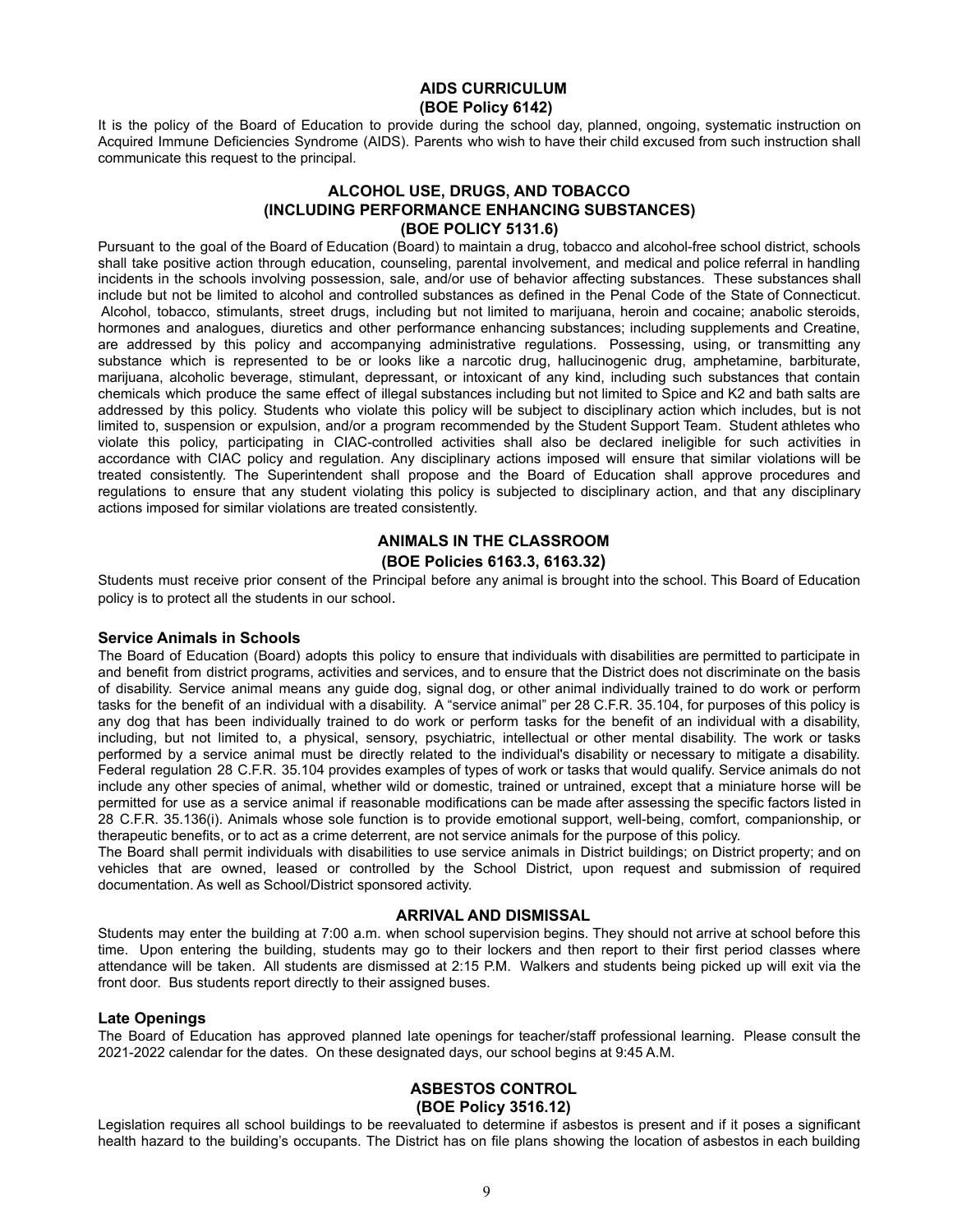## AIDS CURRICULUM
## (BOE Policy 6142)

It is the policy of the Board of Education to provide during the school day, planned, ongoing, systematic instruction on Acquired Immune Deficiencies Syndrome (AIDS). Parents who wish to have their child excused from such instruction shall communicate this request to the principal.

## ALCOHOL USE, DRUGS, AND TOBACCO (INCLUDING PERFORMANCE ENHANCING SUBSTANCES)
## (BOE POLICY 5131.6)

Pursuant to the goal of the Board of Education (Board) to maintain a drug, tobacco and alcohol-free school district, schools shall take positive action through education, counseling, parental involvement, and medical and police referral in handling incidents in the schools involving possession, sale, and/or use of behavior affecting substances. These substances shall include but not be limited to alcohol and controlled substances as defined in the Penal Code of the State of Connecticut. Alcohol, tobacco, stimulants, street drugs, including but not limited to marijuana, heroin and cocaine; anabolic steroids, hormones and analogues, diuretics and other performance enhancing substances; including supplements and Creatine, are addressed by this policy and accompanying administrative regulations. Possessing, using, or transmitting any substance which is represented to be or looks like a narcotic drug, hallucinogenic drug, amphetamine, barbiturate, marijuana, alcoholic beverage, stimulant, depressant, or intoxicant of any kind, including such substances that contain chemicals which produce the same effect of illegal substances including but not limited to Spice and K2 and bath salts are addressed by this policy. Students who violate this policy will be subject to disciplinary action which includes, but is not limited to, suspension or expulsion, and/or a program recommended by the Student Support Team. Student athletes who violate this policy, participating in CIAC-controlled activities shall also be declared ineligible for such activities in accordance with CIAC policy and regulation. Any disciplinary actions imposed will ensure that similar violations will be treated consistently. The Superintendent shall propose and the Board of Education shall approve procedures and regulations to ensure that any student violating this policy is subjected to disciplinary action, and that any disciplinary actions imposed for similar violations are treated consistently.

## ANIMALS IN THE CLASSROOM
## (BOE Policies 6163.3, 6163.32)

Students must receive prior consent of the Principal before any animal is brought into the school. This Board of Education policy is to protect all the students in our school.

### Service Animals in Schools

The Board of Education (Board) adopts this policy to ensure that individuals with disabilities are permitted to participate in and benefit from district programs, activities and services, and to ensure that the District does not discriminate on the basis of disability. Service animal means any guide dog, signal dog, or other animal individually trained to do work or perform tasks for the benefit of an individual with a disability. A "service animal" per 28 C.F.R. 35.104, for purposes of this policy is any dog that has been individually trained to do work or perform tasks for the benefit of an individual with a disability, including, but not limited to, a physical, sensory, psychiatric, intellectual or other mental disability. The work or tasks performed by a service animal must be directly related to the individual's disability or necessary to mitigate a disability. Federal regulation 28 C.F.R. 35.104 provides examples of types of work or tasks that would qualify. Service animals do not include any other species of animal, whether wild or domestic, trained or untrained, except that a miniature horse will be permitted for use as a service animal if reasonable modifications can be made after assessing the specific factors listed in 28 C.F.R. 35.136(i). Animals whose sole function is to provide emotional support, well-being, comfort, companionship, or therapeutic benefits, or to act as a crime deterrent, are not service animals for the purpose of this policy.

The Board shall permit individuals with disabilities to use service animals in District buildings; on District property; and on vehicles that are owned, leased or controlled by the School District, upon request and submission of required documentation. As well as School/District sponsored activity.

## ARRIVAL AND DISMISSAL

Students may enter the building at 7:00 a.m. when school supervision begins. They should not arrive at school before this time. Upon entering the building, students may go to their lockers and then report to their first period classes where attendance will be taken. All students are dismissed at 2:15 P.M. Walkers and students being picked up will exit via the front door. Bus students report directly to their assigned buses.

### Late Openings

The Board of Education has approved planned late openings for teacher/staff professional learning. Please consult the 2021-2022 calendar for the dates. On these designated days, our school begins at 9:45 A.M.

## ASBESTOS CONTROL
## (BOE Policy 3516.12)

Legislation requires all school buildings to be reevaluated to determine if asbestos is present and if it poses a significant health hazard to the building's occupants. The District has on file plans showing the location of asbestos in each building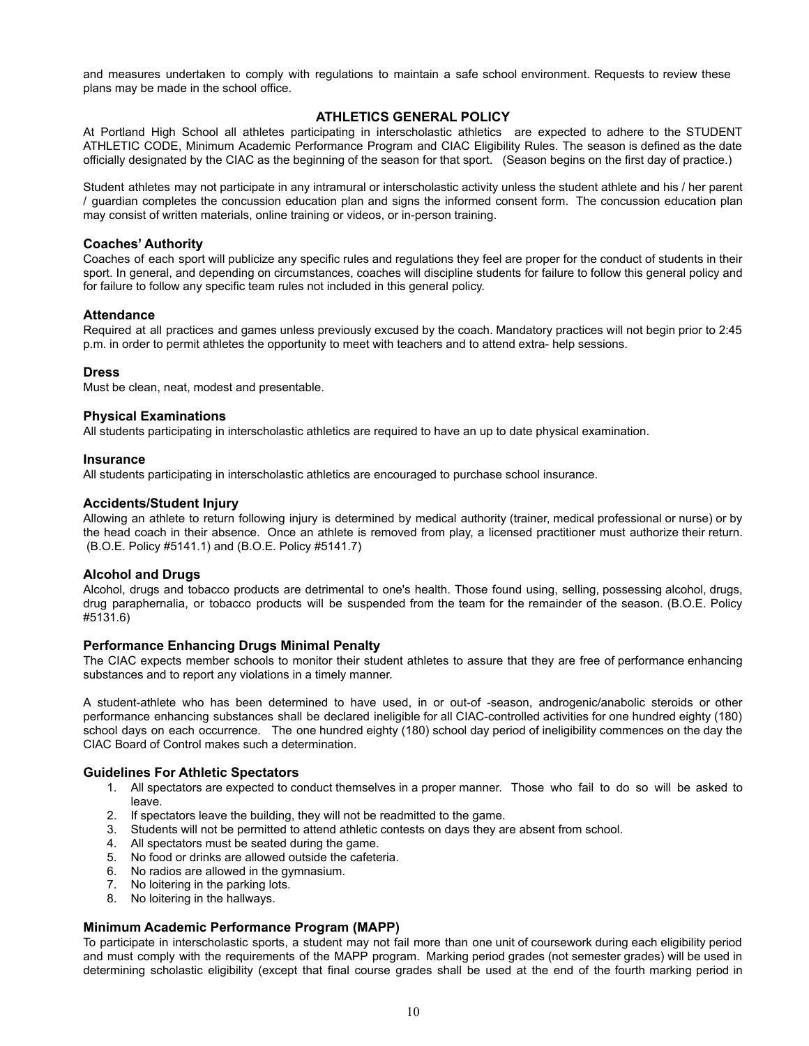and measures undertaken to comply with regulations to maintain a safe school environment. Requests to review these plans may be made in the school office.

## ATHLETICS GENERAL POLICY

At Portland High School all athletes participating in interscholastic athletics are expected to adhere to the STUDENT ATHLETIC CODE, Minimum Academic Performance Program and CIAC Eligibility Rules. The season is defined as the date officially designated by the CIAC as the beginning of the season for that sport. (Season begins on the first day of practice.)

Student athletes may not participate in any intramural or interscholastic activity unless the student athlete and his / her parent / guardian completes the concussion education plan and signs the informed consent form. The concussion education plan may consist of written materials, online training or videos, or in-person training.

### Coaches' Authority

Coaches of each sport will publicize any specific rules and regulations they feel are proper for the conduct of students in their sport. In general, and depending on circumstances, coaches will discipline students for failure to follow this general policy and for failure to follow any specific team rules not included in this general policy.

### Attendance

Required at all practices and games unless previously excused by the coach. Mandatory practices will not begin prior to 2:45 p.m. in order to permit athletes the opportunity to meet with teachers and to attend extra- help sessions.

### Dress

Must be clean, neat, modest and presentable.

### Physical Examinations

All students participating in interscholastic athletics are required to have an up to date physical examination.

### Insurance

All students participating in interscholastic athletics are encouraged to purchase school insurance.

### Accidents/Student Injury

Allowing an athlete to return following injury is determined by medical authority (trainer, medical professional or nurse) or by the head coach in their absence. Once an athlete is removed from play, a licensed practitioner must authorize their return. (B.O.E. Policy #5141.1) and (B.O.E. Policy #5141.7)

### Alcohol and Drugs

Alcohol, drugs and tobacco products are detrimental to one's health. Those found using, selling, possessing alcohol, drugs, drug paraphernalia, or tobacco products will be suspended from the team for the remainder of the season. (B.O.E. Policy #5131.6)

### Performance Enhancing Drugs Minimal Penalty

The CIAC expects member schools to monitor their student athletes to assure that they are free of performance enhancing substances and to report any violations in a timely manner.

A student-athlete who has been determined to have used, in or out-of -season, androgenic/anabolic steroids or other performance enhancing substances shall be declared ineligible for all CIAC-controlled activities for one hundred eighty (180) school days on each occurrence. The one hundred eighty (180) school day period of ineligibility commences on the day the CIAC Board of Control makes such a determination.

### Guidelines For Athletic Spectators

1. All spectators are expected to conduct themselves in a proper manner. Those who fail to do so will be asked to leave.
2. If spectators leave the building, they will not be readmitted to the game.
3. Students will not be permitted to attend athletic contests on days they are absent from school.
4. All spectators must be seated during the game.
5. No food or drinks are allowed outside the cafeteria.
6. No radios are allowed in the gymnasium.
7. No loitering in the parking lots.
8. No loitering in the hallways.

### Minimum Academic Performance Program (MAPP)

To participate in interscholastic sports, a student may not fail more than one unit of coursework during each eligibility period and must comply with the requirements of the MAPP program. Marking period grades (not semester grades) will be used in determining scholastic eligibility (except that final course grades shall be used at the end of the fourth marking period in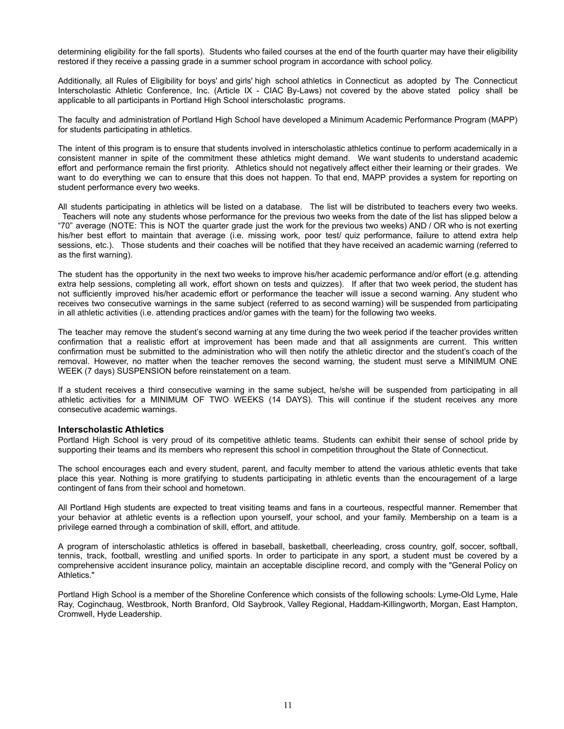determining eligibility for the fall sports). Students who failed courses at the end of the fourth quarter may have their eligibility restored if they receive a passing grade in a summer school program in accordance with school policy.

Additionally, all Rules of Eligibility for boys' and girls' high school athletics in Connecticut as adopted by The Connecticut Interscholastic Athletic Conference, Inc. (Article IX - CIAC By-Laws) not covered by the above stated policy shall be applicable to all participants in Portland High School interscholastic programs.

The faculty and administration of Portland High School have developed a Minimum Academic Performance Program (MAPP) for students participating in athletics.

The intent of this program is to ensure that students involved in interscholastic athletics continue to perform academically in a consistent manner in spite of the commitment these athletics might demand. We want students to understand academic effort and performance remain the first priority. Athletics should not negatively affect either their learning or their grades. We want to do everything we can to ensure that this does not happen. To that end, MAPP provides a system for reporting on student performance every two weeks.

All students participating in athletics will be listed on a database. The list will be distributed to teachers every two weeks. Teachers will note any students whose performance for the previous two weeks from the date of the list has slipped below a "70" average (NOTE: This is NOT the quarter grade just the work for the previous two weeks) AND / OR who is not exerting his/her best effort to maintain that average (i.e. missing work, poor test/ quiz performance, failure to attend extra help sessions, etc.). Those students and their coaches will be notified that they have received an academic warning (referred to as the first warning).

The student has the opportunity in the next two weeks to improve his/her academic performance and/or effort (e.g. attending extra help sessions, completing all work, effort shown on tests and quizzes). If after that two week period, the student has not sufficiently improved his/her academic effort or performance the teacher will issue a second warning. Any student who receives two consecutive warnings in the same subject (referred to as second warning) will be suspended from participating in all athletic activities (i.e. attending practices and/or games with the team) for the following two weeks.

The teacher may remove the student's second warning at any time during the two week period if the teacher provides written confirmation that a realistic effort at improvement has been made and that all assignments are current. This written confirmation must be submitted to the administration who will then notify the athletic director and the student's coach of the removal. However, no matter when the teacher removes the second warning, the student must serve a MINIMUM ONE WEEK (7 days) SUSPENSION before reinstatement on a team.

If a student receives a third consecutive warning in the same subject, he/she will be suspended from participating in all athletic activities for a MINIMUM OF TWO WEEKS (14 DAYS). This will continue if the student receives any more consecutive academic warnings.

### Interscholastic Athletics

Portland High School is very proud of its competitive athletic teams. Students can exhibit their sense of school pride by supporting their teams and its members who represent this school in competition throughout the State of Connecticut.

The school encourages each and every student, parent, and faculty member to attend the various athletic events that take place this year. Nothing is more gratifying to students participating in athletic events than the encouragement of a large contingent of fans from their school and hometown.

All Portland High students are expected to treat visiting teams and fans in a courteous, respectful manner. Remember that your behavior at athletic events is a reflection upon yourself, your school, and your family. Membership on a team is a privilege earned through a combination of skill, effort, and attitude.

A program of interscholastic athletics is offered in baseball, basketball, cheerleading, cross country, golf, soccer, softball, tennis, track, football, wrestling and unified sports. In order to participate in any sport, a student must be covered by a comprehensive accident insurance policy, maintain an acceptable discipline record, and comply with the "General Policy on Athletics."

Portland High School is a member of the Shoreline Conference which consists of the following schools: Lyme-Old Lyme, Hale Ray, Coginchaug, Westbrook, North Branford, Old Saybrook, Valley Regional, Haddam-Killingworth, Morgan, East Hampton, Cromwell, Hyde Leadership.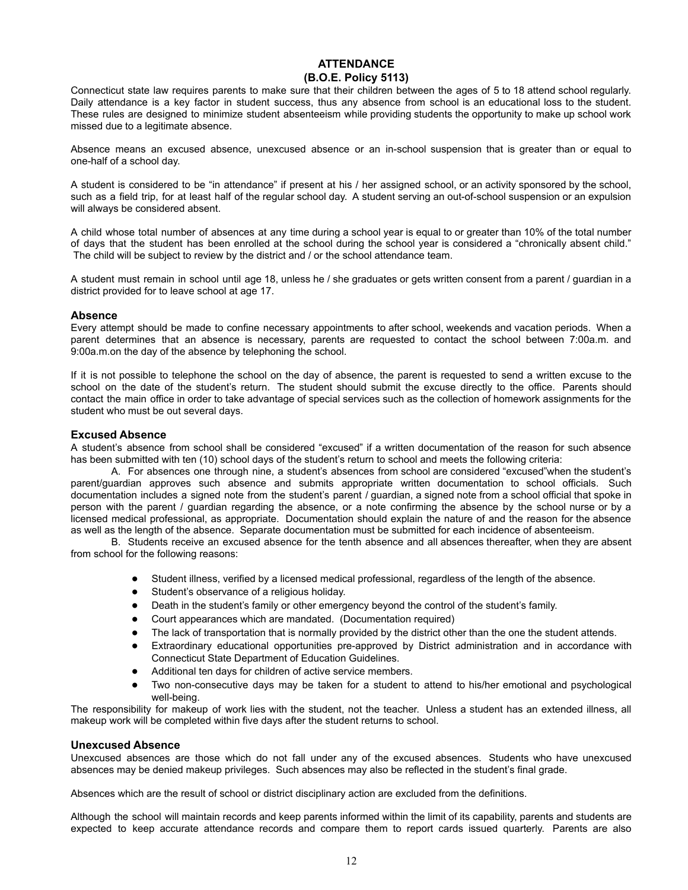# ATTENDANCE
## (B.O.E. Policy 5113)

Connecticut state law requires parents to make sure that their children between the ages of 5 to 18 attend school regularly. Daily attendance is a key factor in student success, thus any absence from school is an educational loss to the student. These rules are designed to minimize student absenteeism while providing students the opportunity to make up school work missed due to a legitimate absence.

Absence means an excused absence, unexcused absence or an in-school suspension that is greater than or equal to one-half of a school day.

A student is considered to be "in attendance" if present at his / her assigned school, or an activity sponsored by the school, such as a field trip, for at least half of the regular school day. A student serving an out-of-school suspension or an expulsion will always be considered absent.

A child whose total number of absences at any time during a school year is equal to or greater than 10% of the total number of days that the student has been enrolled at the school during the school year is considered a "chronically absent child." The child will be subject to review by the district and / or the school attendance team.

A student must remain in school until age 18, unless he / she graduates or gets written consent from a parent / guardian in a district provided for to leave school at age 17.

### Absence

Every attempt should be made to confine necessary appointments to after school, weekends and vacation periods. When a parent determines that an absence is necessary, parents are requested to contact the school between 7:00a.m. and 9:00a.m.on the day of the absence by telephoning the school.

If it is not possible to telephone the school on the day of absence, the parent is requested to send a written excuse to the school on the date of the student's return. The student should submit the excuse directly to the office. Parents should contact the main office in order to take advantage of special services such as the collection of homework assignments for the student who must be out several days.

### Excused Absence

A student's absence from school shall be considered "excused" if a written documentation of the reason for such absence has been submitted with ten (10) school days of the student's return to school and meets the following criteria:

A. For absences one through nine, a student's absences from school are considered "excused"when the student's parent/guardian approves such absence and submits appropriate written documentation to school officials. Such documentation includes a signed note from the student's parent / guardian, a signed note from a school official that spoke in person with the parent / guardian regarding the absence, or a note confirming the absence by the school nurse or by a licensed medical professional, as appropriate. Documentation should explain the nature of and the reason for the absence as well as the length of the absence. Separate documentation must be submitted for each incidence of absenteeism.

B. Students receive an excused absence for the tenth absence and all absences thereafter, when they are absent from school for the following reasons:

- Student illness, verified by a licensed medical professional, regardless of the length of the absence.
- Student's observance of a religious holiday.
- Death in the student's family or other emergency beyond the control of the student's family.
- Court appearances which are mandated. (Documentation required)
- The lack of transportation that is normally provided by the district other than the one the student attends.
- Extraordinary educational opportunities pre-approved by District administration and in accordance with Connecticut State Department of Education Guidelines.
- Additional ten days for children of active service members.
- Two non-consecutive days may be taken for a student to attend to his/her emotional and psychological well-being.

The responsibility for makeup of work lies with the student, not the teacher. Unless a student has an extended illness, all makeup work will be completed within five days after the student returns to school.

### Unexcused Absence

Unexcused absences are those which do not fall under any of the excused absences. Students who have unexcused absences may be denied makeup privileges. Such absences may also be reflected in the student's final grade.

Absences which are the result of school or district disciplinary action are excluded from the definitions.

Although the school will maintain records and keep parents informed within the limit of its capability, parents and students are expected to keep accurate attendance records and compare them to report cards issued quarterly. Parents are also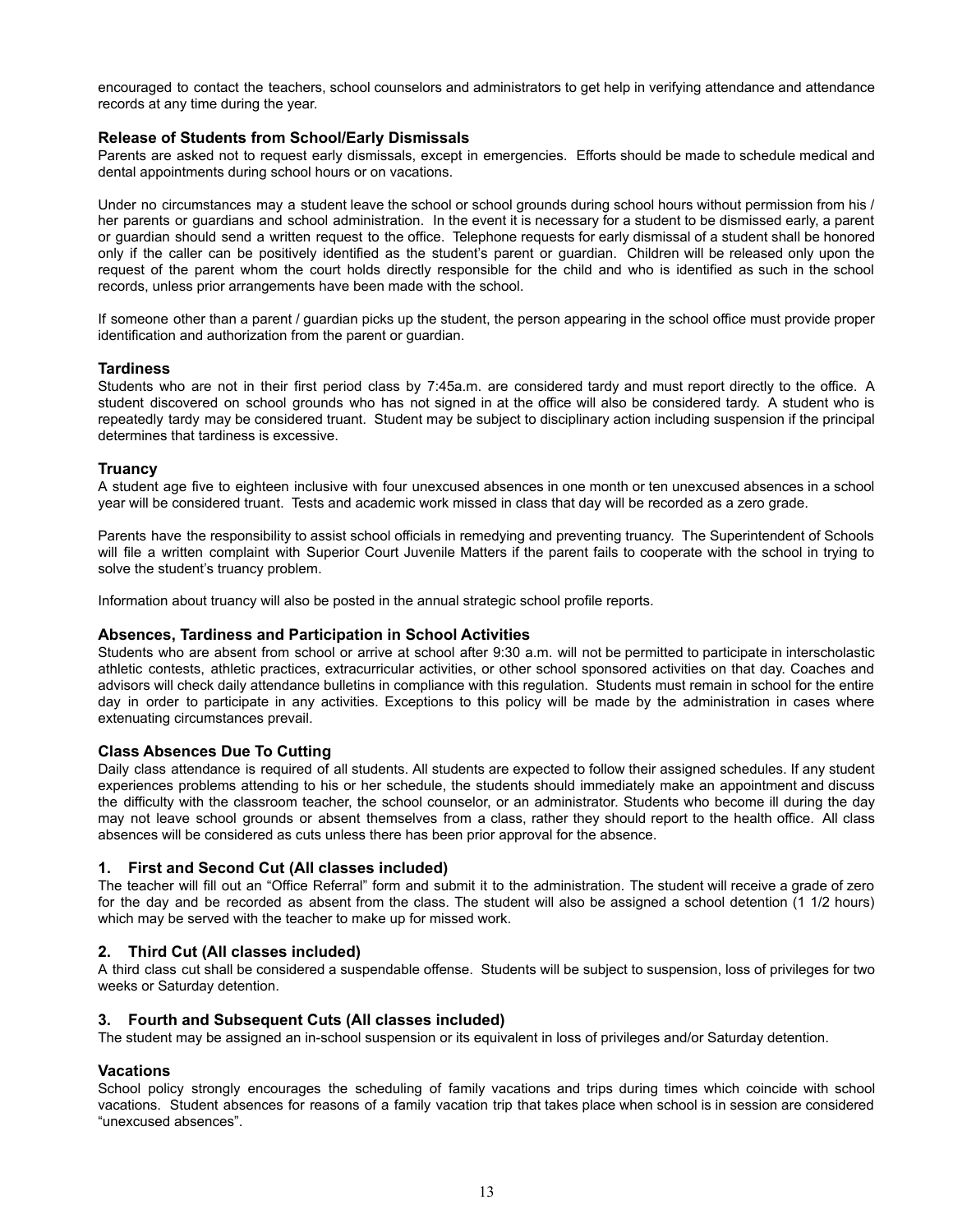encouraged to contact the teachers, school counselors and administrators to get help in verifying attendance and attendance records at any time during the year.

### Release of Students from School/Early Dismissals

Parents are asked not to request early dismissals, except in emergencies. Efforts should be made to schedule medical and dental appointments during school hours or on vacations.

Under no circumstances may a student leave the school or school grounds during school hours without permission from his / her parents or guardians and school administration. In the event it is necessary for a student to be dismissed early, a parent or guardian should send a written request to the office. Telephone requests for early dismissal of a student shall be honored only if the caller can be positively identified as the student's parent or guardian. Children will be released only upon the request of the parent whom the court holds directly responsible for the child and who is identified as such in the school records, unless prior arrangements have been made with the school.

If someone other than a parent / guardian picks up the student, the person appearing in the school office must provide proper identification and authorization from the parent or guardian.

### Tardiness

Students who are not in their first period class by 7:45a.m. are considered tardy and must report directly to the office. A student discovered on school grounds who has not signed in at the office will also be considered tardy. A student who is repeatedly tardy may be considered truant. Student may be subject to disciplinary action including suspension if the principal determines that tardiness is excessive.

### Truancy

A student age five to eighteen inclusive with four unexcused absences in one month or ten unexcused absences in a school year will be considered truant. Tests and academic work missed in class that day will be recorded as a zero grade.

Parents have the responsibility to assist school officials in remedying and preventing truancy. The Superintendent of Schools will file a written complaint with Superior Court Juvenile Matters if the parent fails to cooperate with the school in trying to solve the student's truancy problem.

Information about truancy will also be posted in the annual strategic school profile reports.

### Absences, Tardiness and Participation in School Activities

Students who are absent from school or arrive at school after 9:30 a.m. will not be permitted to participate in interscholastic athletic contests, athletic practices, extracurricular activities, or other school sponsored activities on that day. Coaches and advisors will check daily attendance bulletins in compliance with this regulation. Students must remain in school for the entire day in order to participate in any activities. Exceptions to this policy will be made by the administration in cases where extenuating circumstances prevail.

### Class Absences Due To Cutting

Daily class attendance is required of all students. All students are expected to follow their assigned schedules. If any student experiences problems attending to his or her schedule, the students should immediately make an appointment and discuss the difficulty with the classroom teacher, the school counselor, or an administrator. Students who become ill during the day may not leave school grounds or absent themselves from a class, rather they should report to the health office. All class absences will be considered as cuts unless there has been prior approval for the absence.

#### 1. First and Second Cut (All classes included)

The teacher will fill out an "Office Referral" form and submit it to the administration. The student will receive a grade of zero for the day and be recorded as absent from the class. The student will also be assigned a school detention (1 1/2 hours) which may be served with the teacher to make up for missed work.

#### 2. Third Cut (All classes included)

A third class cut shall be considered a suspendable offense. Students will be subject to suspension, loss of privileges for two weeks or Saturday detention.

#### 3. Fourth and Subsequent Cuts (All classes included)

The student may be assigned an in-school suspension or its equivalent in loss of privileges and/or Saturday detention.

### Vacations

School policy strongly encourages the scheduling of family vacations and trips during times which coincide with school vacations. Student absences for reasons of a family vacation trip that takes place when school is in session are considered "unexcused absences".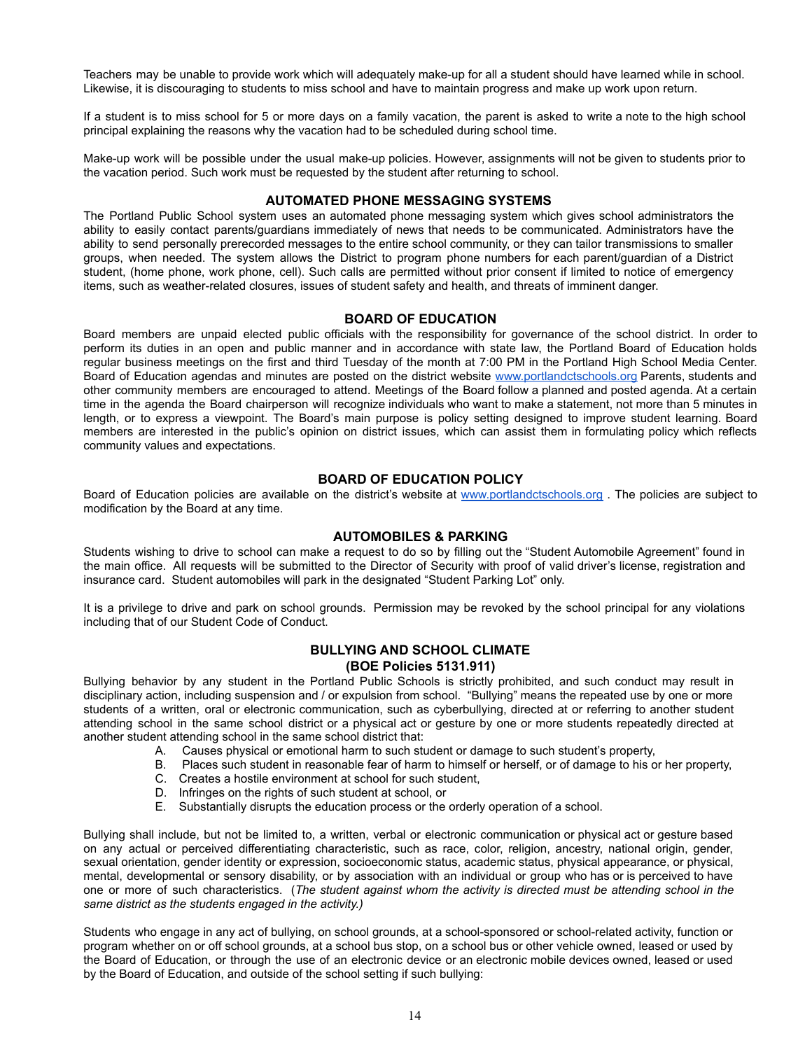Teachers may be unable to provide work which will adequately make-up for all a student should have learned while in school. Likewise, it is discouraging to students to miss school and have to maintain progress and make up work upon return.

If a student is to miss school for 5 or more days on a family vacation, the parent is asked to write a note to the high school principal explaining the reasons why the vacation had to be scheduled during school time.

Make-up work will be possible under the usual make-up policies. However, assignments will not be given to students prior to the vacation period. Such work must be requested by the student after returning to school.

## AUTOMATED PHONE MESSAGING SYSTEMS

The Portland Public School system uses an automated phone messaging system which gives school administrators the ability to easily contact parents/guardians immediately of news that needs to be communicated. Administrators have the ability to send personally prerecorded messages to the entire school community, or they can tailor transmissions to smaller groups, when needed. The system allows the District to program phone numbers for each parent/guardian of a District student, (home phone, work phone, cell). Such calls are permitted without prior consent if limited to notice of emergency items, such as weather-related closures, issues of student safety and health, and threats of imminent danger.

## BOARD OF EDUCATION

Board members are unpaid elected public officials with the responsibility for governance of the school district. In order to perform its duties in an open and public manner and in accordance with state law, the Portland Board of Education holds regular business meetings on the first and third Tuesday of the month at 7:00 PM in the Portland High School Media Center. Board of Education agendas and minutes are posted on the district website [www.portlandctschools.org](http://www.portlandctschools.org) Parents, students and other community members are encouraged to attend. Meetings of the Board follow a planned and posted agenda. At a certain time in the agenda the Board chairperson will recognize individuals who want to make a statement, not more than 5 minutes in length, or to express a viewpoint. The Board's main purpose is policy setting designed to improve student learning. Board members are interested in the public's opinion on district issues, which can assist them in formulating policy which reflects community values and expectations.

## BOARD OF EDUCATION POLICY

Board of Education policies are available on the district's website at [www.portlandctschools.org](http://www.portlandctschools.org) . The policies are subject to modification by the Board at any time.

## AUTOMOBILES & PARKING

Students wishing to drive to school can make a request to do so by filling out the "Student Automobile Agreement" found in the main office. All requests will be submitted to the Director of Security with proof of valid driver's license, registration and insurance card. Student automobiles will park in the designated "Student Parking Lot" only.

It is a privilege to drive and park on school grounds. Permission may be revoked by the school principal for any violations including that of our Student Code of Conduct.

## BULLYING AND SCHOOL CLIMATE
## (BOE Policies 5131.911)

Bullying behavior by any student in the Portland Public Schools is strictly prohibited, and such conduct may result in disciplinary action, including suspension and / or expulsion from school. "Bullying" means the repeated use by one or more students of a written, oral or electronic communication, such as cyberbullying, directed at or referring to another student attending school in the same school district or a physical act or gesture by one or more students repeatedly directed at another student attending school in the same school district that:

A. Causes physical or emotional harm to such student or damage to such student's property,
B. Places such student in reasonable fear of harm to himself or herself, or of damage to his or her property,
C. Creates a hostile environment at school for such student,
D. Infringes on the rights of such student at school, or
E. Substantially disrupts the education process or the orderly operation of a school.

Bullying shall include, but not be limited to, a written, verbal or electronic communication or physical act or gesture based on any actual or perceived differentiating characteristic, such as race, color, religion, ancestry, national origin, gender, sexual orientation, gender identity or expression, socioeconomic status, academic status, physical appearance, or physical, mental, developmental or sensory disability, or by association with an individual or group who has or is perceived to have one or more of such characteristics. (*The student against whom the activity is directed must be attending school in the same district as the students engaged in the activity.)*

Students who engage in any act of bullying, on school grounds, at a school-sponsored or school-related activity, function or program whether on or off school grounds, at a school bus stop, on a school bus or other vehicle owned, leased or used by the Board of Education, or through the use of an electronic device or an electronic mobile devices owned, leased or used by the Board of Education, and outside of the school setting if such bullying: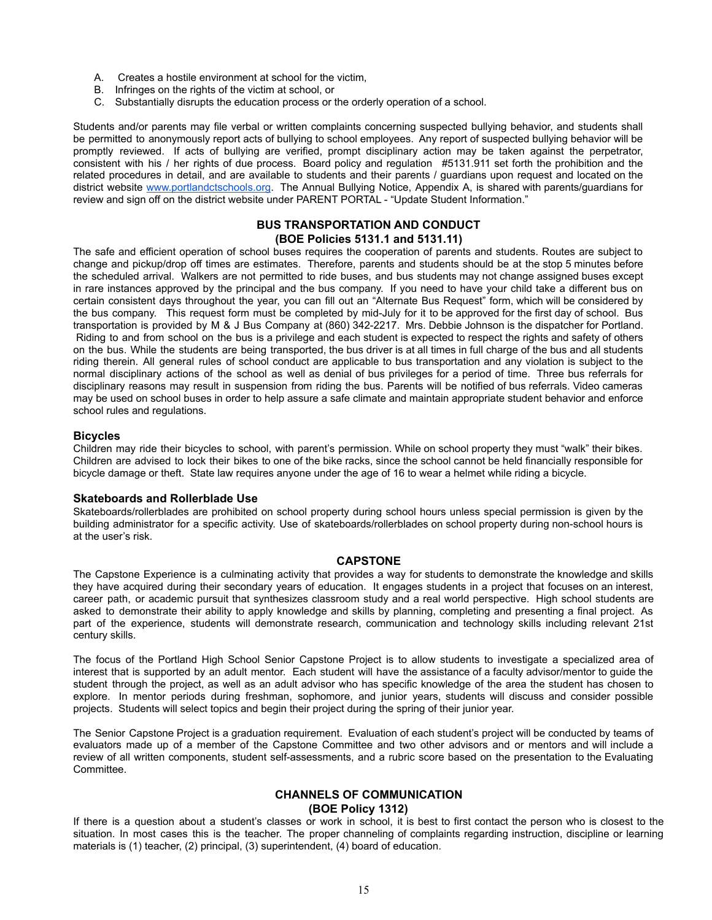A. Creates a hostile environment at school for the victim,
B. Infringes on the rights of the victim at school, or
C. Substantially disrupts the education process or the orderly operation of a school.

Students and/or parents may file verbal or written complaints concerning suspected bullying behavior, and students shall be permitted to anonymously report acts of bullying to school employees. Any report of suspected bullying behavior will be promptly reviewed. If acts of bullying are verified, prompt disciplinary action may be taken against the perpetrator, consistent with his / her rights of due process. Board policy and regulation #5131.911 set forth the prohibition and the related procedures in detail, and are available to students and their parents / guardians upon request and located on the district website [www.portlandctschools.org](http://www.portlandctschools.org). The Annual Bullying Notice, Appendix A, is shared with parents/guardians for review and sign off on the district website under PARENT PORTAL - "Update Student Information."

## BUS TRANSPORTATION AND CONDUCT
## (BOE Policies 5131.1 and 5131.11)

The safe and efficient operation of school buses requires the cooperation of parents and students. Routes are subject to change and pickup/drop off times are estimates. Therefore, parents and students should be at the stop 5 minutes before the scheduled arrival. Walkers are not permitted to ride buses, and bus students may not change assigned buses except in rare instances approved by the principal and the bus company. If you need to have your child take a different bus on certain consistent days throughout the year, you can fill out an "Alternate Bus Request" form, which will be considered by the bus company. This request form must be completed by mid-July for it to be approved for the first day of school. Bus transportation is provided by M & J Bus Company at (860) 342-2217. Mrs. Debbie Johnson is the dispatcher for Portland. Riding to and from school on the bus is a privilege and each student is expected to respect the rights and safety of others on the bus. While the students are being transported, the bus driver is at all times in full charge of the bus and all students riding therein. All general rules of school conduct are applicable to bus transportation and any violation is subject to the normal disciplinary actions of the school as well as denial of bus privileges for a period of time. Three bus referrals for disciplinary reasons may result in suspension from riding the bus. Parents will be notified of bus referrals. Video cameras may be used on school buses in order to help assure a safe climate and maintain appropriate student behavior and enforce school rules and regulations.

### Bicycles

Children may ride their bicycles to school, with parent's permission. While on school property they must "walk" their bikes. Children are advised to lock their bikes to one of the bike racks, since the school cannot be held financially responsible for bicycle damage or theft. State law requires anyone under the age of 16 to wear a helmet while riding a bicycle.

### Skateboards and Rollerblade Use

Skateboards/rollerblades are prohibited on school property during school hours unless special permission is given by the building administrator for a specific activity. Use of skateboards/rollerblades on school property during non-school hours is at the user's risk.

## CAPSTONE

The Capstone Experience is a culminating activity that provides a way for students to demonstrate the knowledge and skills they have acquired during their secondary years of education. It engages students in a project that focuses on an interest, career path, or academic pursuit that synthesizes classroom study and a real world perspective. High school students are asked to demonstrate their ability to apply knowledge and skills by planning, completing and presenting a final project. As part of the experience, students will demonstrate research, communication and technology skills including relevant 21st century skills.

The focus of the Portland High School Senior Capstone Project is to allow students to investigate a specialized area of interest that is supported by an adult mentor. Each student will have the assistance of a faculty advisor/mentor to guide the student through the project, as well as an adult advisor who has specific knowledge of the area the student has chosen to explore. In mentor periods during freshman, sophomore, and junior years, students will discuss and consider possible projects. Students will select topics and begin their project during the spring of their junior year.

The Senior Capstone Project is a graduation requirement. Evaluation of each student's project will be conducted by teams of evaluators made up of a member of the Capstone Committee and two other advisors and or mentors and will include a review of all written components, student self-assessments, and a rubric score based on the presentation to the Evaluating Committee.

## CHANNELS OF COMMUNICATION
## (BOE Policy 1312)

If there is a question about a student's classes or work in school, it is best to first contact the person who is closest to the situation. In most cases this is the teacher. The proper channeling of complaints regarding instruction, discipline or learning materials is (1) teacher, (2) principal, (3) superintendent, (4) board of education.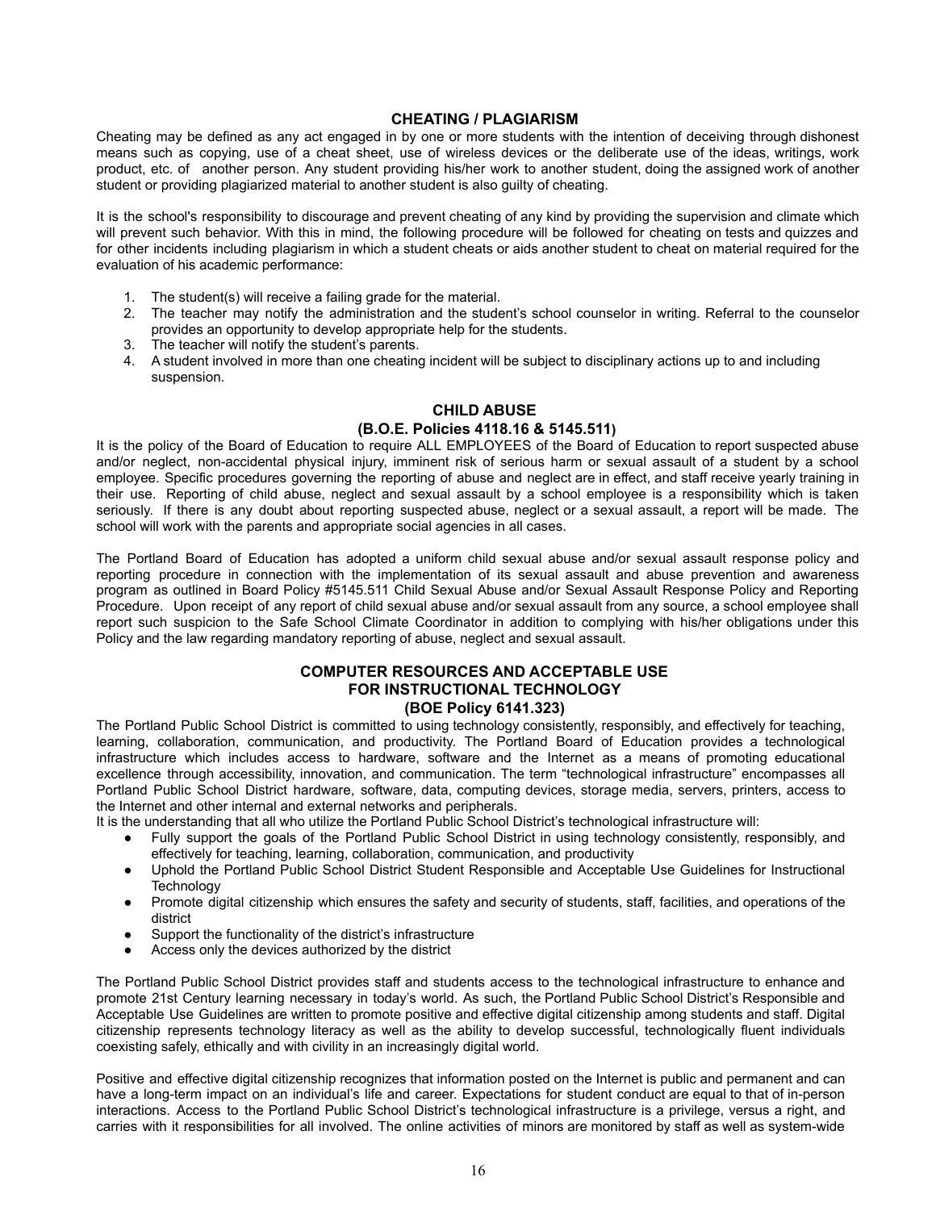## CHEATING / PLAGIARISM

Cheating may be defined as any act engaged in by one or more students with the intention of deceiving through dishonest means such as copying, use of a cheat sheet, use of wireless devices or the deliberate use of the ideas, writings, work product, etc. of another person. Any student providing his/her work to another student, doing the assigned work of another student or providing plagiarized material to another student is also guilty of cheating.

It is the school's responsibility to discourage and prevent cheating of any kind by providing the supervision and climate which will prevent such behavior. With this in mind, the following procedure will be followed for cheating on tests and quizzes and for other incidents including plagiarism in which a student cheats or aids another student to cheat on material required for the evaluation of his academic performance:

1. The student(s) will receive a failing grade for the material.
2. The teacher may notify the administration and the student's school counselor in writing. Referral to the counselor provides an opportunity to develop appropriate help for the students.
3. The teacher will notify the student's parents.
4. A student involved in more than one cheating incident will be subject to disciplinary actions up to and including suspension.

## CHILD ABUSE
### (B.O.E. Policies 4118.16 & 5145.511)

It is the policy of the Board of Education to require ALL EMPLOYEES of the Board of Education to report suspected abuse and/or neglect, non-accidental physical injury, imminent risk of serious harm or sexual assault of a student by a school employee. Specific procedures governing the reporting of abuse and neglect are in effect, and staff receive yearly training in their use. Reporting of child abuse, neglect and sexual assault by a school employee is a responsibility which is taken seriously. If there is any doubt about reporting suspected abuse, neglect or a sexual assault, a report will be made. The school will work with the parents and appropriate social agencies in all cases.

The Portland Board of Education has adopted a uniform child sexual abuse and/or sexual assault response policy and reporting procedure in connection with the implementation of its sexual assault and abuse prevention and awareness program as outlined in Board Policy #5145.511 Child Sexual Abuse and/or Sexual Assault Response Policy and Reporting Procedure. Upon receipt of any report of child sexual abuse and/or sexual assault from any source, a school employee shall report such suspicion to the Safe School Climate Coordinator in addition to complying with his/her obligations under this Policy and the law regarding mandatory reporting of abuse, neglect and sexual assault.

## COMPUTER RESOURCES AND ACCEPTABLE USE FOR INSTRUCTIONAL TECHNOLOGY
### (BOE Policy 6141.323)

The Portland Public School District is committed to using technology consistently, responsibly, and effectively for teaching, learning, collaboration, communication, and productivity. The Portland Board of Education provides a technological infrastructure which includes access to hardware, software and the Internet as a means of promoting educational excellence through accessibility, innovation, and communication. The term "technological infrastructure" encompasses all Portland Public School District hardware, software, data, computing devices, storage media, servers, printers, access to the Internet and other internal and external networks and peripherals.

It is the understanding that all who utilize the Portland Public School District's technological infrastructure will:

- Fully support the goals of the Portland Public School District in using technology consistently, responsibly, and effectively for teaching, learning, collaboration, communication, and productivity
- Uphold the Portland Public School District Student Responsible and Acceptable Use Guidelines for Instructional Technology
- Promote digital citizenship which ensures the safety and security of students, staff, facilities, and operations of the district
- Support the functionality of the district's infrastructure
- Access only the devices authorized by the district

The Portland Public School District provides staff and students access to the technological infrastructure to enhance and promote 21st Century learning necessary in today's world. As such, the Portland Public School District's Responsible and Acceptable Use Guidelines are written to promote positive and effective digital citizenship among students and staff. Digital citizenship represents technology literacy as well as the ability to develop successful, technologically fluent individuals coexisting safely, ethically and with civility in an increasingly digital world.

Positive and effective digital citizenship recognizes that information posted on the Internet is public and permanent and can have a long-term impact on an individual's life and career. Expectations for student conduct are equal to that of in-person interactions. Access to the Portland Public School District's technological infrastructure is a privilege, versus a right, and carries with it responsibilities for all involved. The online activities of minors are monitored by staff as well as system-wide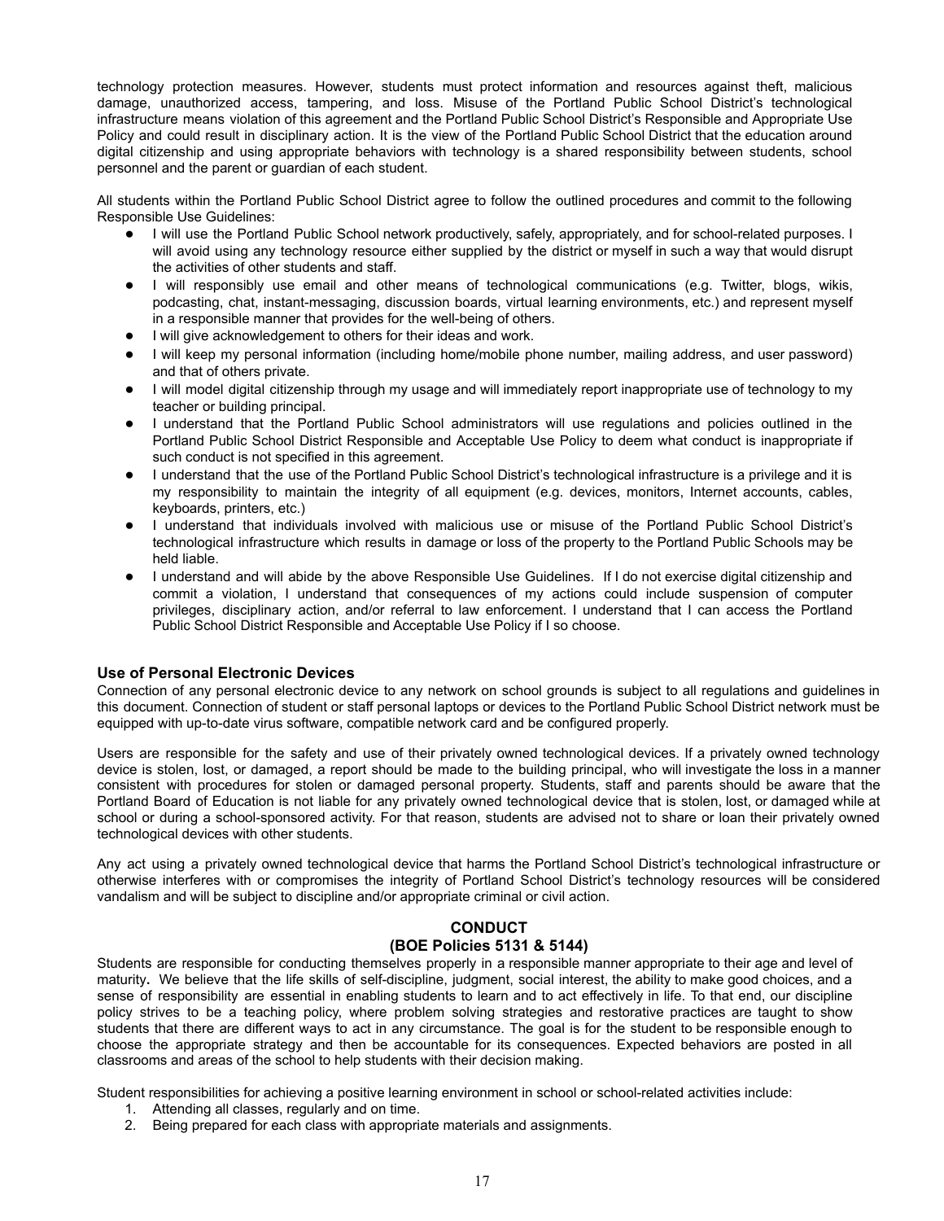technology protection measures. However, students must protect information and resources against theft, malicious damage, unauthorized access, tampering, and loss. Misuse of the Portland Public School District's technological infrastructure means violation of this agreement and the Portland Public School District's Responsible and Appropriate Use Policy and could result in disciplinary action. It is the view of the Portland Public School District that the education around digital citizenship and using appropriate behaviors with technology is a shared responsibility between students, school personnel and the parent or guardian of each student.

All students within the Portland Public School District agree to follow the outlined procedures and commit to the following Responsible Use Guidelines:

- I will use the Portland Public School network productively, safely, appropriately, and for school-related purposes. I will avoid using any technology resource either supplied by the district or myself in such a way that would disrupt the activities of other students and staff.
- I will responsibly use email and other means of technological communications (e.g. Twitter, blogs, wikis, podcasting, chat, instant-messaging, discussion boards, virtual learning environments, etc.) and represent myself in a responsible manner that provides for the well-being of others.
- I will give acknowledgement to others for their ideas and work.
- I will keep my personal information (including home/mobile phone number, mailing address, and user password) and that of others private.
- I will model digital citizenship through my usage and will immediately report inappropriate use of technology to my teacher or building principal.
- I understand that the Portland Public School administrators will use regulations and policies outlined in the Portland Public School District Responsible and Acceptable Use Policy to deem what conduct is inappropriate if such conduct is not specified in this agreement.
- I understand that the use of the Portland Public School District's technological infrastructure is a privilege and it is my responsibility to maintain the integrity of all equipment (e.g. devices, monitors, Internet accounts, cables, keyboards, printers, etc.)
- I understand that individuals involved with malicious use or misuse of the Portland Public School District's technological infrastructure which results in damage or loss of the property to the Portland Public Schools may be held liable.
- I understand and will abide by the above Responsible Use Guidelines. If I do not exercise digital citizenship and commit a violation, I understand that consequences of my actions could include suspension of computer privileges, disciplinary action, and/or referral to law enforcement. I understand that I can access the Portland Public School District Responsible and Acceptable Use Policy if I so choose.

### Use of Personal Electronic Devices

Connection of any personal electronic device to any network on school grounds is subject to all regulations and guidelines in this document. Connection of student or staff personal laptops or devices to the Portland Public School District network must be equipped with up-to-date virus software, compatible network card and be configured properly.

Users are responsible for the safety and use of their privately owned technological devices. If a privately owned technology device is stolen, lost, or damaged, a report should be made to the building principal, who will investigate the loss in a manner consistent with procedures for stolen or damaged personal property. Students, staff and parents should be aware that the Portland Board of Education is not liable for any privately owned technological device that is stolen, lost, or damaged while at school or during a school-sponsored activity. For that reason, students are advised not to share or loan their privately owned technological devices with other students.

Any act using a privately owned technological device that harms the Portland School District's technological infrastructure or otherwise interferes with or compromises the integrity of Portland School District's technology resources will be considered vandalism and will be subject to discipline and/or appropriate criminal or civil action.

## CONDUCT
## (BOE Policies 5131 & 5144)

Students are responsible for conducting themselves properly in a responsible manner appropriate to their age and level of maturity**.** We believe that the life skills of self-discipline, judgment, social interest, the ability to make good choices, and a sense of responsibility are essential in enabling students to learn and to act effectively in life. To that end, our discipline policy strives to be a teaching policy, where problem solving strategies and restorative practices are taught to show students that there are different ways to act in any circumstance. The goal is for the student to be responsible enough to choose the appropriate strategy and then be accountable for its consequences. Expected behaviors are posted in all classrooms and areas of the school to help students with their decision making.

Student responsibilities for achieving a positive learning environment in school or school-related activities include:

1. Attending all classes, regularly and on time.
2. Being prepared for each class with appropriate materials and assignments.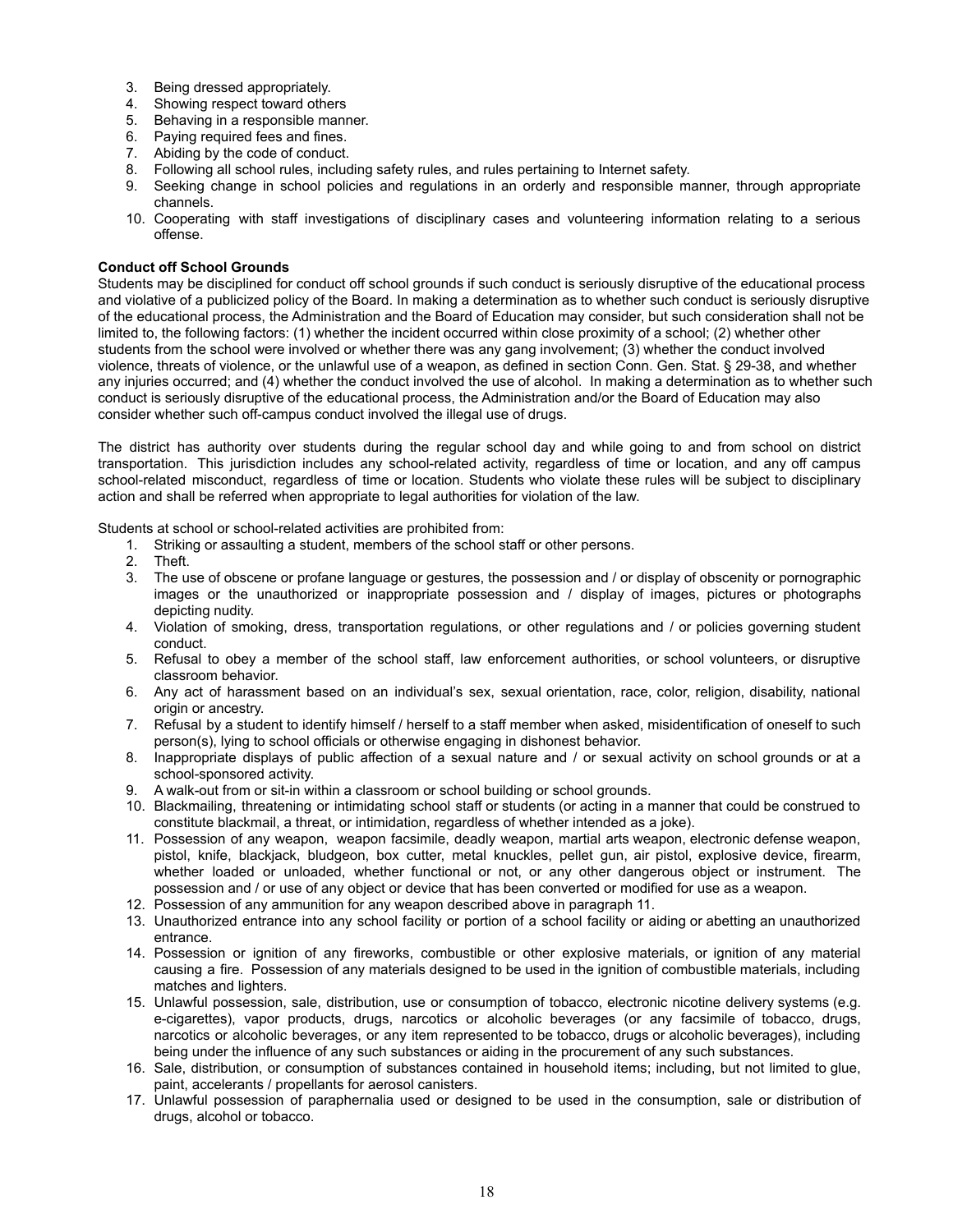3. Being dressed appropriately.
4. Showing respect toward others
5. Behaving in a responsible manner.
6. Paying required fees and fines.
7. Abiding by the code of conduct.
8. Following all school rules, including safety rules, and rules pertaining to Internet safety.
9. Seeking change in school policies and regulations in an orderly and responsible manner, through appropriate channels.
10. Cooperating with staff investigations of disciplinary cases and volunteering information relating to a serious offense.

**Conduct off School Grounds**

Students may be disciplined for conduct off school grounds if such conduct is seriously disruptive of the educational process and violative of a publicized policy of the Board. In making a determination as to whether such conduct is seriously disruptive of the educational process, the Administration and the Board of Education may consider, but such consideration shall not be limited to, the following factors: (1) whether the incident occurred within close proximity of a school; (2) whether other students from the school were involved or whether there was any gang involvement; (3) whether the conduct involved violence, threats of violence, or the unlawful use of a weapon, as defined in section Conn. Gen. Stat. § 29-38, and whether any injuries occurred; and (4) whether the conduct involved the use of alcohol. In making a determination as to whether such conduct is seriously disruptive of the educational process, the Administration and/or the Board of Education may also consider whether such off-campus conduct involved the illegal use of drugs.

The district has authority over students during the regular school day and while going to and from school on district transportation. This jurisdiction includes any school-related activity, regardless of time or location, and any off campus school-related misconduct, regardless of time or location. Students who violate these rules will be subject to disciplinary action and shall be referred when appropriate to legal authorities for violation of the law.

Students at school or school-related activities are prohibited from:

1. Striking or assaulting a student, members of the school staff or other persons.
2. Theft.
3. The use of obscene or profane language or gestures, the possession and / or display of obscenity or pornographic images or the unauthorized or inappropriate possession and / display of images, pictures or photographs depicting nudity.
4. Violation of smoking, dress, transportation regulations, or other regulations and / or policies governing student conduct.
5. Refusal to obey a member of the school staff, law enforcement authorities, or school volunteers, or disruptive classroom behavior.
6. Any act of harassment based on an individual's sex, sexual orientation, race, color, religion, disability, national origin or ancestry.
7. Refusal by a student to identify himself / herself to a staff member when asked, misidentification of oneself to such person(s), lying to school officials or otherwise engaging in dishonest behavior.
8. Inappropriate displays of public affection of a sexual nature and / or sexual activity on school grounds or at a school-sponsored activity.
9. A walk-out from or sit-in within a classroom or school building or school grounds.
10. Blackmailing, threatening or intimidating school staff or students (or acting in a manner that could be construed to constitute blackmail, a threat, or intimidation, regardless of whether intended as a joke).
11. Possession of any weapon, weapon facsimile, deadly weapon, martial arts weapon, electronic defense weapon, pistol, knife, blackjack, bludgeon, box cutter, metal knuckles, pellet gun, air pistol, explosive device, firearm, whether loaded or unloaded, whether functional or not, or any other dangerous object or instrument. The possession and / or use of any object or device that has been converted or modified for use as a weapon.
12. Possession of any ammunition for any weapon described above in paragraph 11.
13. Unauthorized entrance into any school facility or portion of a school facility or aiding or abetting an unauthorized entrance.
14. Possession or ignition of any fireworks, combustible or other explosive materials, or ignition of any material causing a fire. Possession of any materials designed to be used in the ignition of combustible materials, including matches and lighters.
15. Unlawful possession, sale, distribution, use or consumption of tobacco, electronic nicotine delivery systems (e.g. e-cigarettes), vapor products, drugs, narcotics or alcoholic beverages (or any facsimile of tobacco, drugs, narcotics or alcoholic beverages, or any item represented to be tobacco, drugs or alcoholic beverages), including being under the influence of any such substances or aiding in the procurement of any such substances.
16. Sale, distribution, or consumption of substances contained in household items; including, but not limited to glue, paint, accelerants / propellants for aerosol canisters.
17. Unlawful possession of paraphernalia used or designed to be used in the consumption, sale or distribution of drugs, alcohol or tobacco.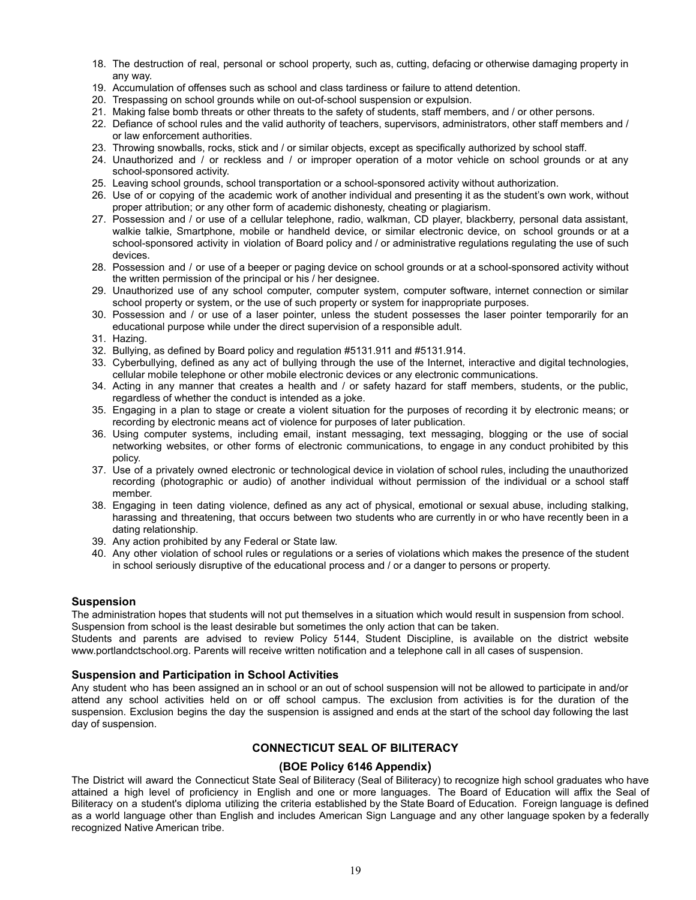18. The destruction of real, personal or school property, such as, cutting, defacing or otherwise damaging property in any way.
19. Accumulation of offenses such as school and class tardiness or failure to attend detention.
20. Trespassing on school grounds while on out-of-school suspension or expulsion.
21. Making false bomb threats or other threats to the safety of students, staff members, and / or other persons.
22. Defiance of school rules and the valid authority of teachers, supervisors, administrators, other staff members and / or law enforcement authorities.
23. Throwing snowballs, rocks, stick and / or similar objects, except as specifically authorized by school staff.
24. Unauthorized and / or reckless and / or improper operation of a motor vehicle on school grounds or at any school-sponsored activity.
25. Leaving school grounds, school transportation or a school-sponsored activity without authorization.
26. Use of or copying of the academic work of another individual and presenting it as the student's own work, without proper attribution; or any other form of academic dishonesty, cheating or plagiarism.
27. Possession and / or use of a cellular telephone, radio, walkman, CD player, blackberry, personal data assistant, walkie talkie, Smartphone, mobile or handheld device, or similar electronic device, on school grounds or at a school-sponsored activity in violation of Board policy and / or administrative regulations regulating the use of such devices.
28. Possession and / or use of a beeper or paging device on school grounds or at a school-sponsored activity without the written permission of the principal or his / her designee.
29. Unauthorized use of any school computer, computer system, computer software, internet connection or similar school property or system, or the use of such property or system for inappropriate purposes.
30. Possession and / or use of a laser pointer, unless the student possesses the laser pointer temporarily for an educational purpose while under the direct supervision of a responsible adult.
31. Hazing.
32. Bullying, as defined by Board policy and regulation #5131.911 and #5131.914.
33. Cyberbullying, defined as any act of bullying through the use of the Internet, interactive and digital technologies, cellular mobile telephone or other mobile electronic devices or any electronic communications.
34. Acting in any manner that creates a health and / or safety hazard for staff members, students, or the public, regardless of whether the conduct is intended as a joke.
35. Engaging in a plan to stage or create a violent situation for the purposes of recording it by electronic means; or recording by electronic means act of violence for purposes of later publication.
36. Using computer systems, including email, instant messaging, text messaging, blogging or the use of social networking websites, or other forms of electronic communications, to engage in any conduct prohibited by this policy.
37. Use of a privately owned electronic or technological device in violation of school rules, including the unauthorized recording (photographic or audio) of another individual without permission of the individual or a school staff member.
38. Engaging in teen dating violence, defined as any act of physical, emotional or sexual abuse, including stalking, harassing and threatening, that occurs between two students who are currently in or who have recently been in a dating relationship.
39. Any action prohibited by any Federal or State law.
40. Any other violation of school rules or regulations or a series of violations which makes the presence of the student in school seriously disruptive of the educational process and / or a danger to persons or property.

### Suspension

The administration hopes that students will not put themselves in a situation which would result in suspension from school. Suspension from school is the least desirable but sometimes the only action that can be taken.
Students and parents are advised to review Policy 5144, Student Discipline, is available on the district website www.portlandctschool.org. Parents will receive written notification and a telephone call in all cases of suspension.

### Suspension and Participation in School Activities

Any student who has been assigned an in school or an out of school suspension will not be allowed to participate in and/or attend any school activities held on or off school campus. The exclusion from activities is for the duration of the suspension. Exclusion begins the day the suspension is assigned and ends at the start of the school day following the last day of suspension.

## CONNECTICUT SEAL OF BILITERACY

### (BOE Policy 6146 Appendix)

The District will award the Connecticut State Seal of Biliteracy (Seal of Biliteracy) to recognize high school graduates who have attained a high level of proficiency in English and one or more languages. The Board of Education will affix the Seal of Biliteracy on a student's diploma utilizing the criteria established by the State Board of Education. Foreign language is defined as a world language other than English and includes American Sign Language and any other language spoken by a federally recognized Native American tribe.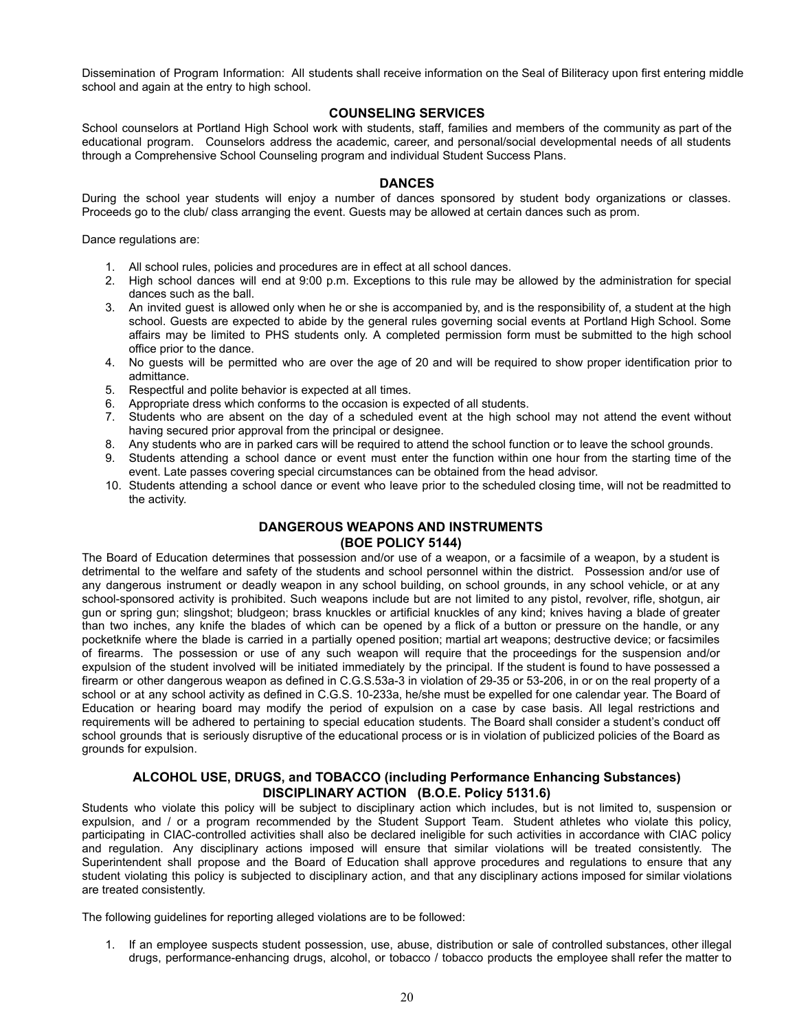Dissemination of Program Information: All students shall receive information on the Seal of Biliteracy upon first entering middle school and again at the entry to high school.

## COUNSELING SERVICES

School counselors at Portland High School work with students, staff, families and members of the community as part of the educational program. Counselors address the academic, career, and personal/social developmental needs of all students through a Comprehensive School Counseling program and individual Student Success Plans.

## DANCES

During the school year students will enjoy a number of dances sponsored by student body organizations or classes. Proceeds go to the club/ class arranging the event. Guests may be allowed at certain dances such as prom.

Dance regulations are:

1. All school rules, policies and procedures are in effect at all school dances.
2. High school dances will end at 9:00 p.m. Exceptions to this rule may be allowed by the administration for special dances such as the ball.
3. An invited guest is allowed only when he or she is accompanied by, and is the responsibility of, a student at the high school. Guests are expected to abide by the general rules governing social events at Portland High School. Some affairs may be limited to PHS students only. A completed permission form must be submitted to the high school office prior to the dance.
4. No guests will be permitted who are over the age of 20 and will be required to show proper identification prior to admittance.
5. Respectful and polite behavior is expected at all times.
6. Appropriate dress which conforms to the occasion is expected of all students.
7. Students who are absent on the day of a scheduled event at the high school may not attend the event without having secured prior approval from the principal or designee.
8. Any students who are in parked cars will be required to attend the school function or to leave the school grounds.
9. Students attending a school dance or event must enter the function within one hour from the starting time of the event. Late passes covering special circumstances can be obtained from the head advisor.
10. Students attending a school dance or event who leave prior to the scheduled closing time, will not be readmitted to the activity.

## DANGEROUS WEAPONS AND INSTRUMENTS (BOE POLICY 5144)

The Board of Education determines that possession and/or use of a weapon, or a facsimile of a weapon, by a student is detrimental to the welfare and safety of the students and school personnel within the district. Possession and/or use of any dangerous instrument or deadly weapon in any school building, on school grounds, in any school vehicle, or at any school-sponsored activity is prohibited. Such weapons include but are not limited to any pistol, revolver, rifle, shotgun, air gun or spring gun; slingshot; bludgeon; brass knuckles or artificial knuckles of any kind; knives having a blade of greater than two inches, any knife the blades of which can be opened by a flick of a button or pressure on the handle, or any pocketknife where the blade is carried in a partially opened position; martial art weapons; destructive device; or facsimiles of firearms. The possession or use of any such weapon will require that the proceedings for the suspension and/or expulsion of the student involved will be initiated immediately by the principal. If the student is found to have possessed a firearm or other dangerous weapon as defined in C.G.S.53a-3 in violation of 29-35 or 53-206, in or on the real property of a school or at any school activity as defined in C.G.S. 10-233a, he/she must be expelled for one calendar year. The Board of Education or hearing board may modify the period of expulsion on a case by case basis. All legal restrictions and requirements will be adhered to pertaining to special education students. The Board shall consider a student's conduct off school grounds that is seriously disruptive of the educational process or is in violation of publicized policies of the Board as grounds for expulsion.

## ALCOHOL USE, DRUGS, and TOBACCO (including Performance Enhancing Substances) DISCIPLINARY ACTION (B.O.E. Policy 5131.6)

Students who violate this policy will be subject to disciplinary action which includes, but is not limited to, suspension or expulsion, and / or a program recommended by the Student Support Team. Student athletes who violate this policy, participating in CIAC-controlled activities shall also be declared ineligible for such activities in accordance with CIAC policy and regulation. Any disciplinary actions imposed will ensure that similar violations will be treated consistently. The Superintendent shall propose and the Board of Education shall approve procedures and regulations to ensure that any student violating this policy is subjected to disciplinary action, and that any disciplinary actions imposed for similar violations are treated consistently.

The following guidelines for reporting alleged violations are to be followed:

1. If an employee suspects student possession, use, abuse, distribution or sale of controlled substances, other illegal drugs, performance-enhancing drugs, alcohol, or tobacco / tobacco products the employee shall refer the matter to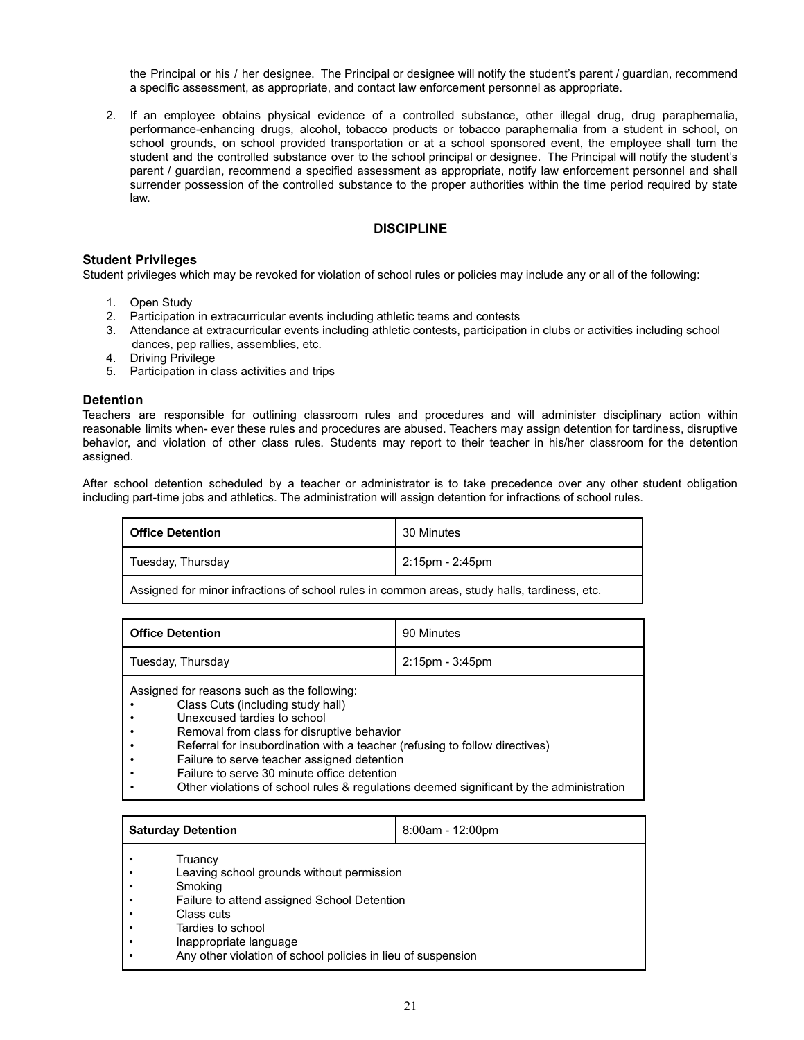the Principal or his / her designee. The Principal or designee will notify the student's parent / guardian, recommend a specific assessment, as appropriate, and contact law enforcement personnel as appropriate.

2. If an employee obtains physical evidence of a controlled substance, other illegal drug, drug paraphernalia, performance-enhancing drugs, alcohol, tobacco products or tobacco paraphernalia from a student in school, on school grounds, on school provided transportation or at a school sponsored event, the employee shall turn the student and the controlled substance over to the school principal or designee. The Principal will notify the student's parent / guardian, recommend a specified assessment as appropriate, notify law enforcement personnel and shall surrender possession of the controlled substance to the proper authorities within the time period required by state law.

## DISCIPLINE

### Student Privileges

Student privileges which may be revoked for violation of school rules or policies may include any or all of the following:

1. Open Study
2. Participation in extracurricular events including athletic teams and contests
3. Attendance at extracurricular events including athletic contests, participation in clubs or activities including school dances, pep rallies, assemblies, etc.
4. Driving Privilege
5. Participation in class activities and trips

### Detention

Teachers are responsible for outlining classroom rules and procedures and will administer disciplinary action within reasonable limits when- ever these rules and procedures are abused. Teachers may assign detention for tardiness, disruptive behavior, and violation of other class rules. Students may report to their teacher in his/her classroom for the detention assigned.

After school detention scheduled by a teacher or administrator is to take precedence over any other student obligation including part-time jobs and athletics. The administration will assign detention for infractions of school rules.

| **Office Detention** | 30 Minutes |
|---|---|
| Tuesday, Thursday | 2:15pm - 2:45pm |
| Assigned for minor infractions of school rules in common areas, study halls, tardiness, etc. | |

| **Office Detention** | 90 Minutes |
|---|---|
| Tuesday, Thursday | 2:15pm - 3:45pm |
| Assigned for reasons such as the following:<br>• Class Cuts (including study hall)<br>• Unexcused tardies to school<br>• Removal from class for disruptive behavior<br>• Referral for insubordination with a teacher (refusing to follow directives)<br>• Failure to serve teacher assigned detention<br>• Failure to serve 30 minute office detention<br>• Other violations of school rules & regulations deemed significant by the administration | |

| **Saturday Detention** | 8:00am - 12:00pm |
|---|---|
| • Truancy<br>• Leaving school grounds without permission<br>• Smoking<br>• Failure to attend assigned School Detention<br>• Class cuts<br>• Tardies to school<br>• Inappropriate language<br>• Any other violation of school policies in lieu of suspension | |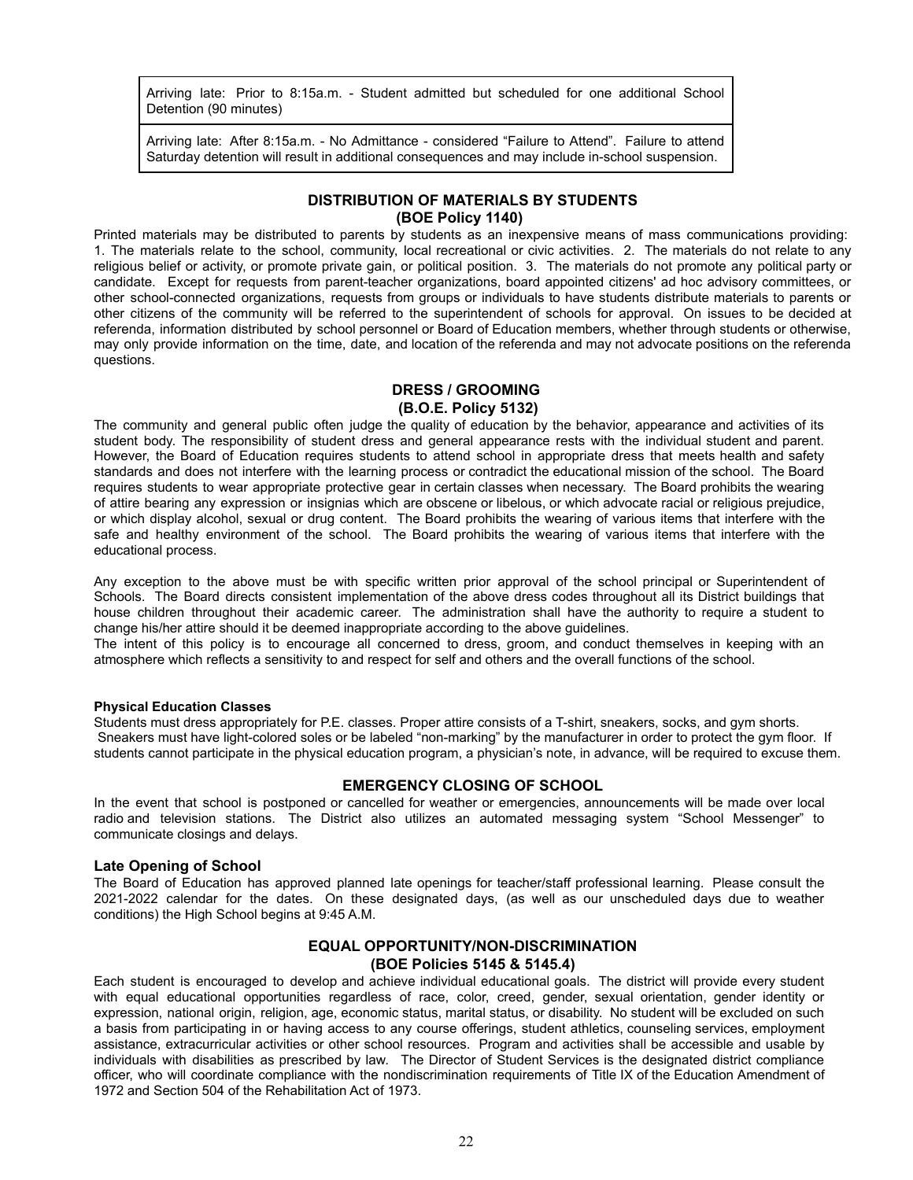| Arriving late: Prior to 8:15a.m. - Student admitted but scheduled for one additional School Detention (90 minutes) |
| --- |
| Arriving late: After 8:15a.m. - No Admittance - considered "Failure to Attend". Failure to attend Saturday detention will result in additional consequences and may include in-school suspension. |

## DISTRIBUTION OF MATERIALS BY STUDENTS
## (BOE Policy 1140)

Printed materials may be distributed to parents by students as an inexpensive means of mass communications providing: 1. The materials relate to the school, community, local recreational or civic activities. 2. The materials do not relate to any religious belief or activity, or promote private gain, or political position. 3. The materials do not promote any political party or candidate. Except for requests from parent-teacher organizations, board appointed citizens' ad hoc advisory committees, or other school-connected organizations, requests from groups or individuals to have students distribute materials to parents or other citizens of the community will be referred to the superintendent of schools for approval. On issues to be decided at referenda, information distributed by school personnel or Board of Education members, whether through students or otherwise, may only provide information on the time, date, and location of the referenda and may not advocate positions on the referenda questions.

## DRESS / GROOMING
## (B.O.E. Policy 5132)

The community and general public often judge the quality of education by the behavior, appearance and activities of its student body. The responsibility of student dress and general appearance rests with the individual student and parent. However, the Board of Education requires students to attend school in appropriate dress that meets health and safety standards and does not interfere with the learning process or contradict the educational mission of the school. The Board requires students to wear appropriate protective gear in certain classes when necessary. The Board prohibits the wearing of attire bearing any expression or insignias which are obscene or libelous, or which advocate racial or religious prejudice, or which display alcohol, sexual or drug content. The Board prohibits the wearing of various items that interfere with the safe and healthy environment of the school. The Board prohibits the wearing of various items that interfere with the educational process.

Any exception to the above must be with specific written prior approval of the school principal or Superintendent of Schools. The Board directs consistent implementation of the above dress codes throughout all its District buildings that house children throughout their academic career. The administration shall have the authority to require a student to change his/her attire should it be deemed inappropriate according to the above guidelines.
The intent of this policy is to encourage all concerned to dress, groom, and conduct themselves in keeping with an atmosphere which reflects a sensitivity to and respect for self and others and the overall functions of the school.

**Physical Education Classes**

Students must dress appropriately for P.E. classes. Proper attire consists of a T-shirt, sneakers, socks, and gym shorts. Sneakers must have light-colored soles or be labeled "non-marking" by the manufacturer in order to protect the gym floor. If students cannot participate in the physical education program, a physician's note, in advance, will be required to excuse them.

## EMERGENCY CLOSING OF SCHOOL

In the event that school is postponed or cancelled for weather or emergencies, announcements will be made over local radio and television stations. The District also utilizes an automated messaging system "School Messenger" to communicate closings and delays.

### Late Opening of School

The Board of Education has approved planned late openings for teacher/staff professional learning. Please consult the 2021-2022 calendar for the dates. On these designated days, (as well as our unscheduled days due to weather conditions) the High School begins at 9:45 A.M.

## EQUAL OPPORTUNITY/NON-DISCRIMINATION
## (BOE Policies 5145 & 5145.4)

Each student is encouraged to develop and achieve individual educational goals. The district will provide every student with equal educational opportunities regardless of race, color, creed, gender, sexual orientation, gender identity or expression, national origin, religion, age, economic status, marital status, or disability. No student will be excluded on such a basis from participating in or having access to any course offerings, student athletics, counseling services, employment assistance, extracurricular activities or other school resources. Program and activities shall be accessible and usable by individuals with disabilities as prescribed by law. The Director of Student Services is the designated district compliance officer, who will coordinate compliance with the nondiscrimination requirements of Title IX of the Education Amendment of 1972 and Section 504 of the Rehabilitation Act of 1973.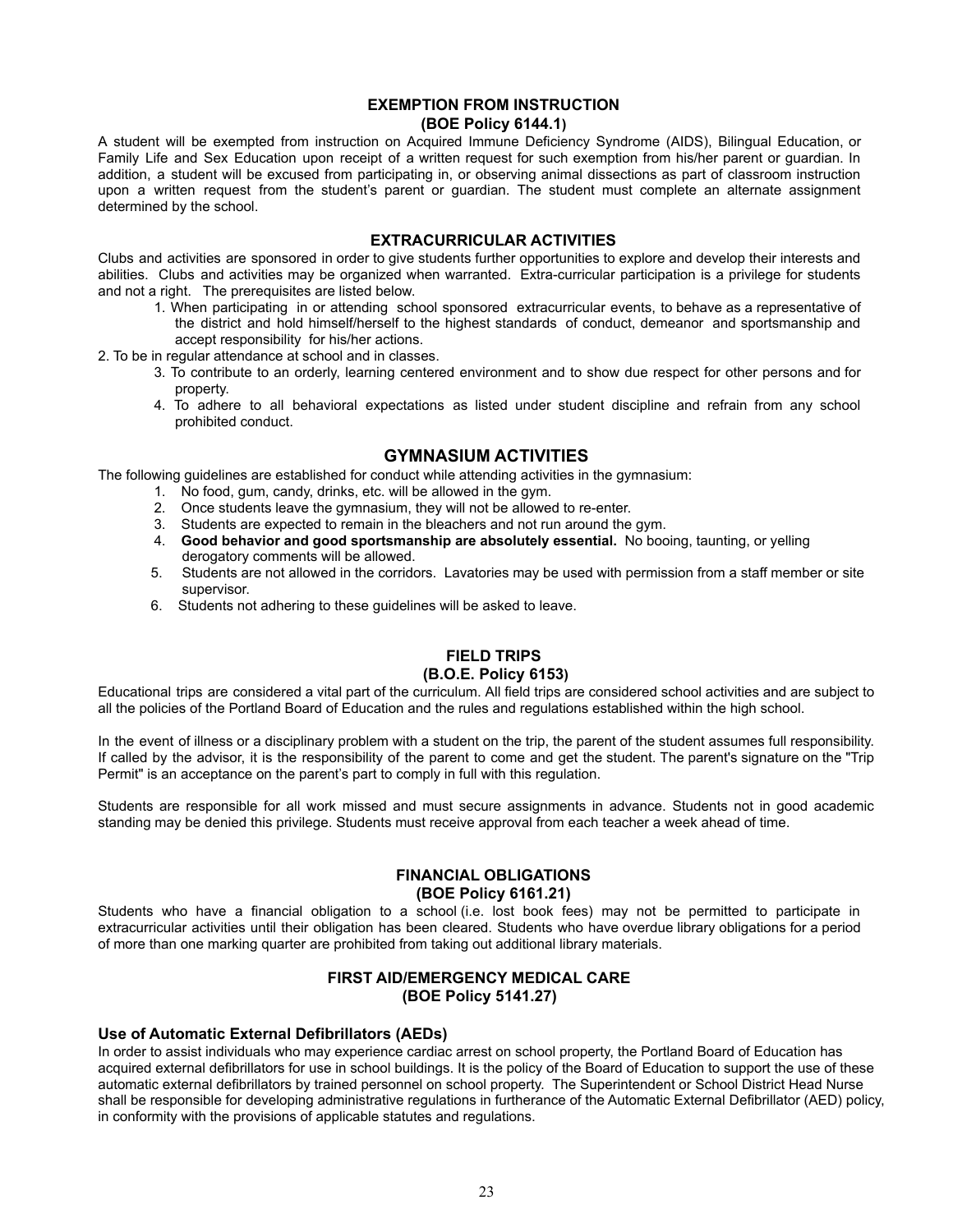## EXEMPTION FROM INSTRUCTION
**(BOE Policy 6144.1)**

A student will be exempted from instruction on Acquired Immune Deficiency Syndrome (AIDS), Bilingual Education, or Family Life and Sex Education upon receipt of a written request for such exemption from his/her parent or guardian. In addition, a student will be excused from participating in, or observing animal dissections as part of classroom instruction upon a written request from the student's parent or guardian. The student must complete an alternate assignment determined by the school.

## EXTRACURRICULAR ACTIVITIES

Clubs and activities are sponsored in order to give students further opportunities to explore and develop their interests and abilities. Clubs and activities may be organized when warranted. Extra-curricular participation is a privilege for students and not a right. The prerequisites are listed below.

1. When participating in or attending school sponsored extracurricular events, to behave as a representative of the district and hold himself/herself to the highest standards of conduct, demeanor and sportsmanship and accept responsibility for his/her actions.
2. To be in regular attendance at school and in classes.
3. To contribute to an orderly, learning centered environment and to show due respect for other persons and for property.
4. To adhere to all behavioral expectations as listed under student discipline and refrain from any school prohibited conduct.

## GYMNASIUM ACTIVITIES

The following guidelines are established for conduct while attending activities in the gymnasium:

1. No food, gum, candy, drinks, etc. will be allowed in the gym.
2. Once students leave the gymnasium, they will not be allowed to re-enter.
3. Students are expected to remain in the bleachers and not run around the gym.
4. **Good behavior and good sportsmanship are absolutely essential.** No booing, taunting, or yelling derogatory comments will be allowed.
5. Students are not allowed in the corridors. Lavatories may be used with permission from a staff member or site supervisor.
6. Students not adhering to these guidelines will be asked to leave.

## FIELD TRIPS
**(B.O.E. Policy 6153)**

Educational trips are considered a vital part of the curriculum. All field trips are considered school activities and are subject to all the policies of the Portland Board of Education and the rules and regulations established within the high school.

In the event of illness or a disciplinary problem with a student on the trip, the parent of the student assumes full responsibility. If called by the advisor, it is the responsibility of the parent to come and get the student. The parent's signature on the "Trip Permit" is an acceptance on the parent's part to comply in full with this regulation.

Students are responsible for all work missed and must secure assignments in advance. Students not in good academic standing may be denied this privilege. Students must receive approval from each teacher a week ahead of time.

## FINANCIAL OBLIGATIONS
**(BOE Policy 6161.21)**

Students who have a financial obligation to a school (i.e. lost book fees) may not be permitted to participate in extracurricular activities until their obligation has been cleared. Students who have overdue library obligations for a period of more than one marking quarter are prohibited from taking out additional library materials.

## FIRST AID/EMERGENCY MEDICAL CARE
**(BOE Policy 5141.27)**

### Use of Automatic External Defibrillators (AEDs)

In order to assist individuals who may experience cardiac arrest on school property, the Portland Board of Education has acquired external defibrillators for use in school buildings. It is the policy of the Board of Education to support the use of these automatic external defibrillators by trained personnel on school property. The Superintendent or School District Head Nurse shall be responsible for developing administrative regulations in furtherance of the Automatic External Defibrillator (AED) policy, in conformity with the provisions of applicable statutes and regulations.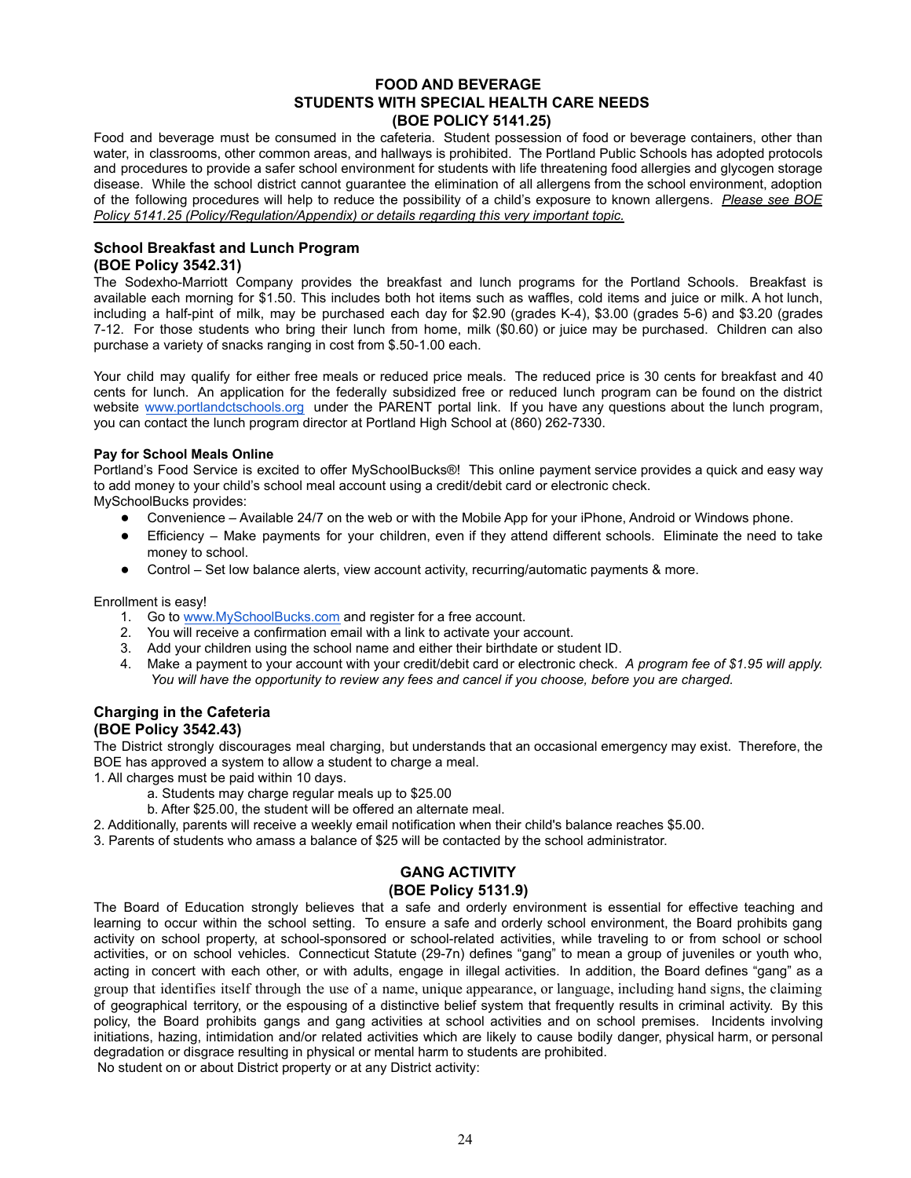## FOOD AND BEVERAGE
## STUDENTS WITH SPECIAL HEALTH CARE NEEDS
## (BOE POLICY 5141.25)

Food and beverage must be consumed in the cafeteria. Student possession of food or beverage containers, other than water, in classrooms, other common areas, and hallways is prohibited. The Portland Public Schools has adopted protocols and procedures to provide a safer school environment for students with life threatening food allergies and glycogen storage disease. While the school district cannot guarantee the elimination of all allergens from the school environment, adoption of the following procedures will help to reduce the possibility of a child's exposure to known allergens. *Please see BOE Policy 5141.25 (Policy/Regulation/Appendix) or details regarding this very important topic.*

### School Breakfast and Lunch Program
### (BOE Policy 3542.31)

The Sodexho-Marriott Company provides the breakfast and lunch programs for the Portland Schools. Breakfast is available each morning for $1.50. This includes both hot items such as waffles, cold items and juice or milk. A hot lunch, including a half-pint of milk, may be purchased each day for $2.90 (grades K-4), $3.00 (grades 5-6) and $3.20 (grades 7-12. For those students who bring their lunch from home, milk ($0.60) or juice may be purchased. Children can also purchase a variety of snacks ranging in cost from $.50-1.00 each.

Your child may qualify for either free meals or reduced price meals. The reduced price is 30 cents for breakfast and 40 cents for lunch. An application for the federally subsidized free or reduced lunch program can be found on the district website [www.portlandctschools.org](http://www.portlandctschools.org) under the PARENT portal link. If you have any questions about the lunch program, you can contact the lunch program director at Portland High School at (860) 262-7330.

#### Pay for School Meals Online

Portland's Food Service is excited to offer MySchoolBucks®! This online payment service provides a quick and easy way to add money to your child's school meal account using a credit/debit card or electronic check.
MySchoolBucks provides:

- Convenience – Available 24/7 on the web or with the Mobile App for your iPhone, Android or Windows phone.
- Efficiency – Make payments for your children, even if they attend different schools. Eliminate the need to take money to school.
- Control – Set low balance alerts, view account activity, recurring/automatic payments & more.

Enrollment is easy!

1. Go to [www.MySchoolBucks.com](http://www.MySchoolBucks.com) and register for a free account.
2. You will receive a confirmation email with a link to activate your account.
3. Add your children using the school name and either their birthdate or student ID.
4. Make a payment to your account with your credit/debit card or electronic check. *A program fee of $1.95 will apply. You will have the opportunity to review any fees and cancel if you choose, before you are charged.*

### Charging in the Cafeteria
### (BOE Policy 3542.43)

The District strongly discourages meal charging, but understands that an occasional emergency may exist. Therefore, the BOE has approved a system to allow a student to charge a meal.

1. All charges must be paid within 10 days.
   a. Students may charge regular meals up to $25.00
   b. After $25.00, the student will be offered an alternate meal.
2. Additionally, parents will receive a weekly email notification when their child's balance reaches $5.00.
3. Parents of students who amass a balance of $25 will be contacted by the school administrator.

## GANG ACTIVITY
## (BOE Policy 5131.9)

The Board of Education strongly believes that a safe and orderly environment is essential for effective teaching and learning to occur within the school setting. To ensure a safe and orderly school environment, the Board prohibits gang activity on school property, at school-sponsored or school-related activities, while traveling to or from school or school activities, or on school vehicles. Connecticut Statute (29-7n) defines "gang" to mean a group of juveniles or youth who, acting in concert with each other, or with adults, engage in illegal activities. In addition, the Board defines "gang" as a group that identifies itself through the use of a name, unique appearance, or language, including hand signs, the claiming of geographical territory, or the espousing of a distinctive belief system that frequently results in criminal activity. By this policy, the Board prohibits gangs and gang activities at school activities and on school premises. Incidents involving initiations, hazing, intimidation and/or related activities which are likely to cause bodily danger, physical harm, or personal degradation or disgrace resulting in physical or mental harm to students are prohibited.

No student on or about District property or at any District activity: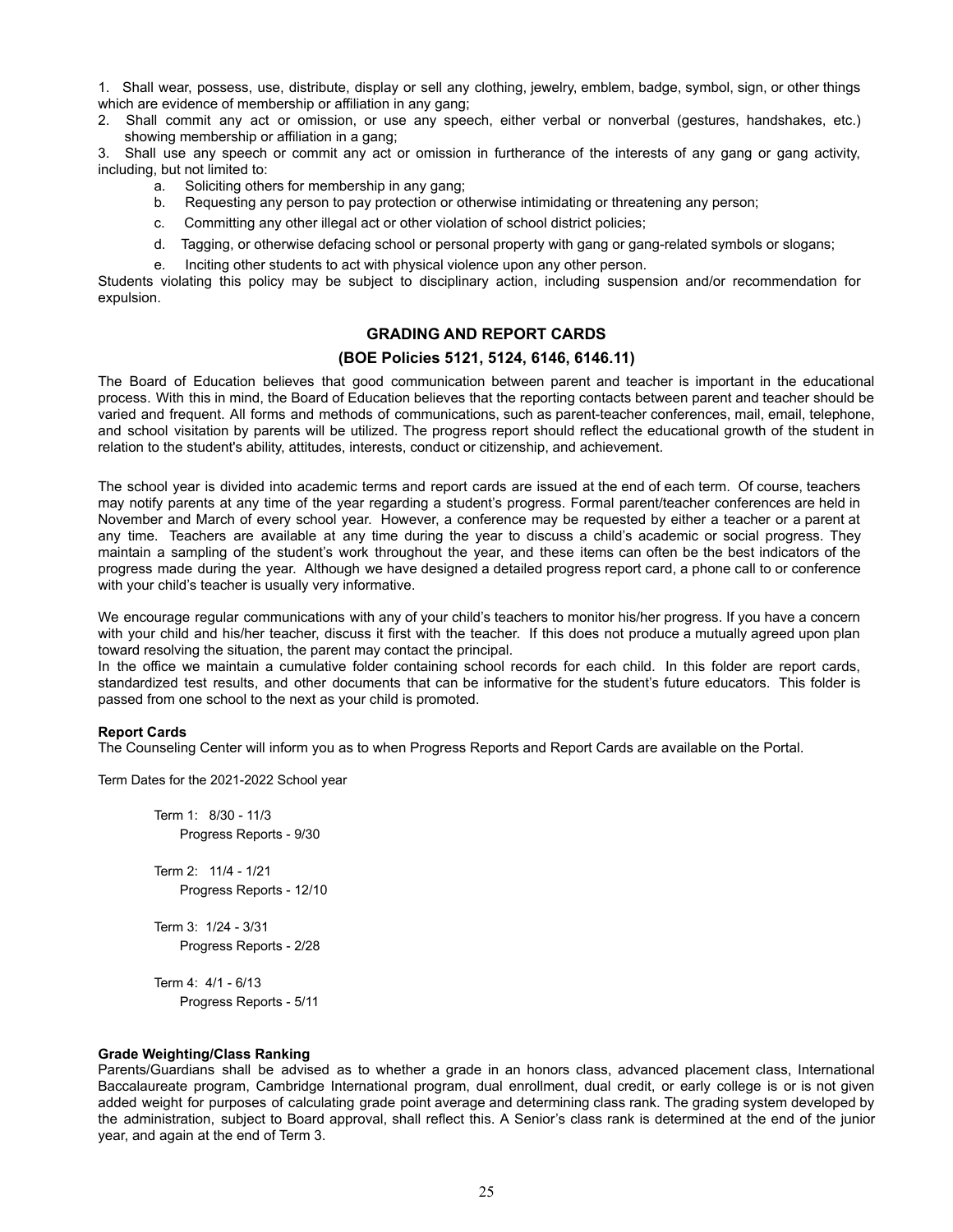1. Shall wear, possess, use, distribute, display or sell any clothing, jewelry, emblem, badge, symbol, sign, or other things which are evidence of membership or affiliation in any gang;
2. Shall commit any act or omission, or use any speech, either verbal or nonverbal (gestures, handshakes, etc.) showing membership or affiliation in a gang;
3. Shall use any speech or commit any act or omission in furtherance of the interests of any gang or gang activity, including, but not limited to:
   a. Soliciting others for membership in any gang;
   b. Requesting any person to pay protection or otherwise intimidating or threatening any person;
   c. Committing any other illegal act or other violation of school district policies;
   d. Tagging, or otherwise defacing school or personal property with gang or gang-related symbols or slogans;
   e. Inciting other students to act with physical violence upon any other person.

Students violating this policy may be subject to disciplinary action, including suspension and/or recommendation for expulsion.

## GRADING AND REPORT CARDS

### (BOE Policies 5121, 5124, 6146, 6146.11)

The Board of Education believes that good communication between parent and teacher is important in the educational process. With this in mind, the Board of Education believes that the reporting contacts between parent and teacher should be varied and frequent. All forms and methods of communications, such as parent-teacher conferences, mail, email, telephone, and school visitation by parents will be utilized. The progress report should reflect the educational growth of the student in relation to the student's ability, attitudes, interests, conduct or citizenship, and achievement.

The school year is divided into academic terms and report cards are issued at the end of each term. Of course, teachers may notify parents at any time of the year regarding a student's progress. Formal parent/teacher conferences are held in November and March of every school year. However, a conference may be requested by either a teacher or a parent at any time. Teachers are available at any time during the year to discuss a child's academic or social progress. They maintain a sampling of the student's work throughout the year, and these items can often be the best indicators of the progress made during the year. Although we have designed a detailed progress report card, a phone call to or conference with your child's teacher is usually very informative.

We encourage regular communications with any of your child's teachers to monitor his/her progress. If you have a concern with your child and his/her teacher, discuss it first with the teacher. If this does not produce a mutually agreed upon plan toward resolving the situation, the parent may contact the principal.
In the office we maintain a cumulative folder containing school records for each child. In this folder are report cards, standardized test results, and other documents that can be informative for the student's future educators. This folder is passed from one school to the next as your child is promoted.

**Report Cards**
The Counseling Center will inform you as to when Progress Reports and Report Cards are available on the Portal.

Term Dates for the 2021-2022 School year

Term 1: 8/30 - 11/3
Progress Reports - 9/30

Term 2: 11/4 - 1/21
Progress Reports - 12/10

Term 3: 1/24 - 3/31
Progress Reports - 2/28

Term 4: 4/1 - 6/13
Progress Reports - 5/11

**Grade Weighting/Class Ranking**
Parents/Guardians shall be advised as to whether a grade in an honors class, advanced placement class, International Baccalaureate program, Cambridge International program, dual enrollment, dual credit, or early college is or is not given added weight for purposes of calculating grade point average and determining class rank. The grading system developed by the administration, subject to Board approval, shall reflect this. A Senior's class rank is determined at the end of the junior year, and again at the end of Term 3.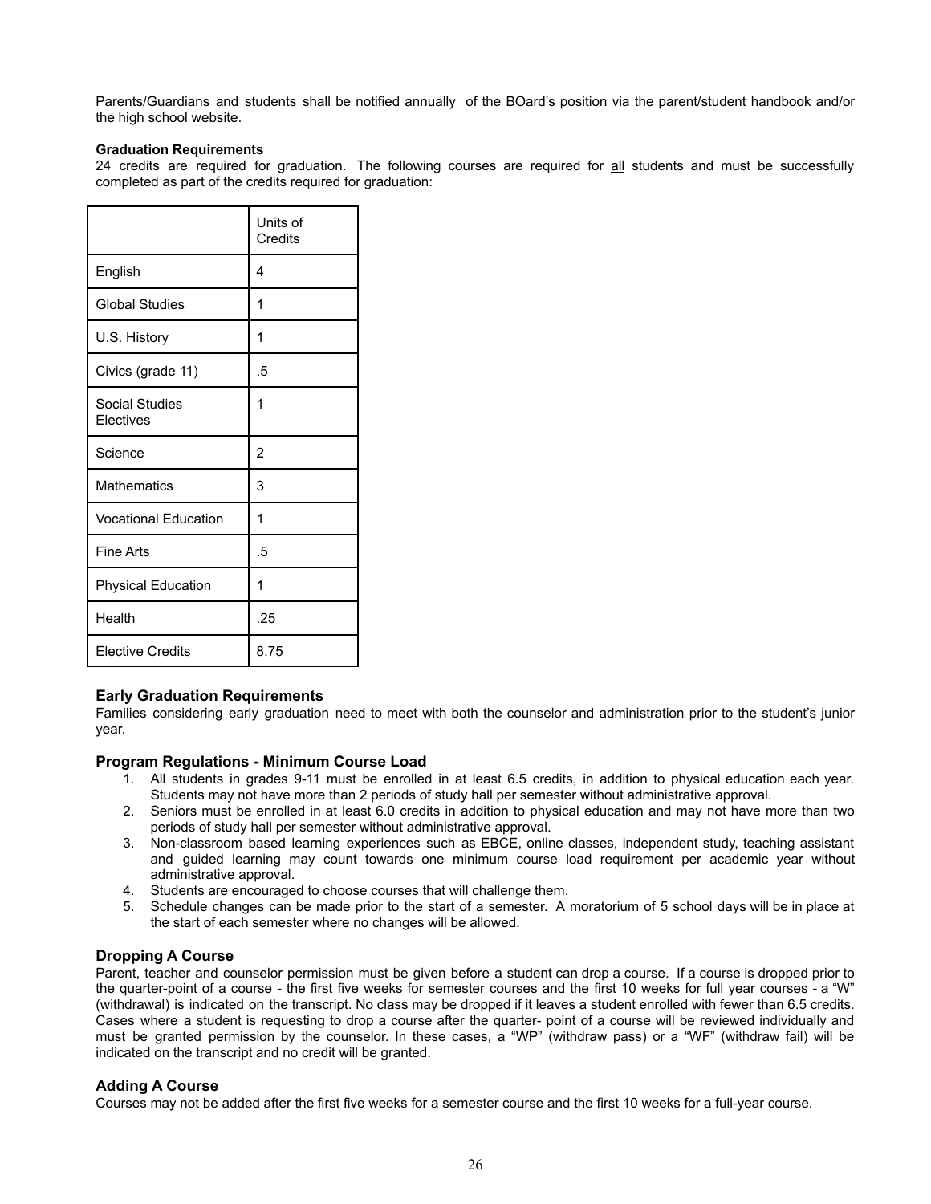Parents/Guardians and students shall be notified annually of the BOard's position via the parent/student handbook and/or the high school website.

**Graduation Requirements**

24 credits are required for graduation. The following courses are required for <u>all</u> students and must be successfully completed as part of the credits required for graduation:

| | Units of Credits |
|---|---|
| English | 4 |
| Global Studies | 1 |
| U.S. History | 1 |
| Civics (grade 11) | .5 |
| Social Studies Electives | 1 |
| Science | 2 |
| Mathematics | 3 |
| Vocational Education | 1 |
| Fine Arts | .5 |
| Physical Education | 1 |
| Health | .25 |
| Elective Credits | 8.75 |

## Early Graduation Requirements

Families considering early graduation need to meet with both the counselor and administration prior to the student's junior year.

## Program Regulations - Minimum Course Load

1. All students in grades 9-11 must be enrolled in at least 6.5 credits, in addition to physical education each year. Students may not have more than 2 periods of study hall per semester without administrative approval.
2. Seniors must be enrolled in at least 6.0 credits in addition to physical education and may not have more than two periods of study hall per semester without administrative approval.
3. Non-classroom based learning experiences such as EBCE, online classes, independent study, teaching assistant and guided learning may count towards one minimum course load requirement per academic year without administrative approval.
4. Students are encouraged to choose courses that will challenge them.
5. Schedule changes can be made prior to the start of a semester. A moratorium of 5 school days will be in place at the start of each semester where no changes will be allowed.

## Dropping A Course

Parent, teacher and counselor permission must be given before a student can drop a course. If a course is dropped prior to the quarter-point of a course - the first five weeks for semester courses and the first 10 weeks for full year courses - a "W" (withdrawal) is indicated on the transcript. No class may be dropped if it leaves a student enrolled with fewer than 6.5 credits. Cases where a student is requesting to drop a course after the quarter- point of a course will be reviewed individually and must be granted permission by the counselor. In these cases, a "WP" (withdraw pass) or a "WF" (withdraw fail) will be indicated on the transcript and no credit will be granted.

## Adding A Course

Courses may not be added after the first five weeks for a semester course and the first 10 weeks for a full-year course.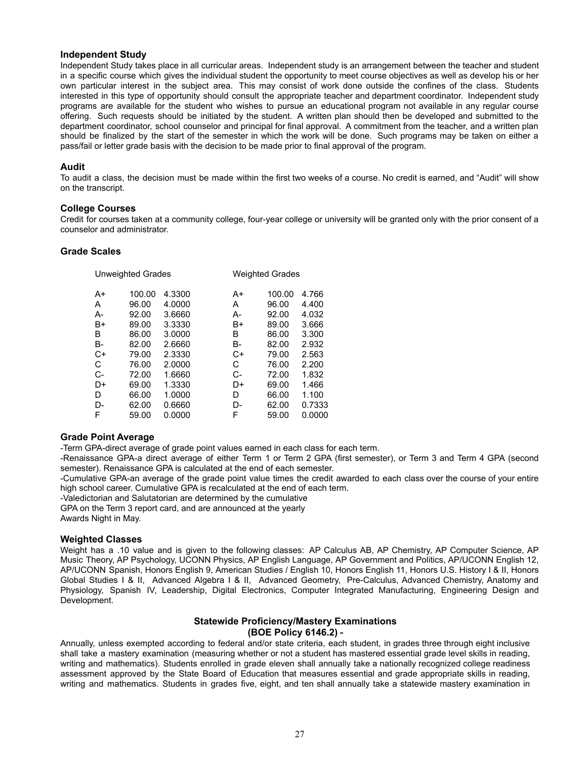### Independent Study

Independent Study takes place in all curricular areas. Independent study is an arrangement between the teacher and student in a specific course which gives the individual student the opportunity to meet course objectives as well as develop his or her own particular interest in the subject area. This may consist of work done outside the confines of the class. Students interested in this type of opportunity should consult the appropriate teacher and department coordinator. Independent study programs are available for the student who wishes to pursue an educational program not available in any regular course offering. Such requests should be initiated by the student. A written plan should then be developed and submitted to the department coordinator, school counselor and principal for final approval. A commitment from the teacher, and a written plan should be finalized by the start of the semester in which the work will be done. Such programs may be taken on either a pass/fail or letter grade basis with the decision to be made prior to final approval of the program.

### Audit

To audit a class, the decision must be made within the first two weeks of a course. No credit is earned, and "Audit" will show on the transcript.

### College Courses

Credit for courses taken at a community college, four-year college or university will be granted only with the prior consent of a counselor and administrator.

### Grade Scales

| Unweighted Grades | | | Weighted Grades | | |
|---|---|---|---|---|---|
| A+ | 100.00 | 4.3300 | A+ | 100.00 | 4.766 |
| A | 96.00 | 4.0000 | A | 96.00 | 4.400 |
| A- | 92.00 | 3.6660 | A- | 92.00 | 4.032 |
| B+ | 89.00 | 3.3330 | B+ | 89.00 | 3.666 |
| B | 86.00 | 3.0000 | B | 86.00 | 3.300 |
| B- | 82.00 | 2.6660 | B- | 82.00 | 2.932 |
| C+ | 79.00 | 2.3330 | C+ | 79.00 | 2.563 |
| C | 76.00 | 2.0000 | C | 76.00 | 2.200 |
| C- | 72.00 | 1.6660 | C- | 72.00 | 1.832 |
| D+ | 69.00 | 1.3330 | D+ | 69.00 | 1.466 |
| D | 66.00 | 1.0000 | D | 66.00 | 1.100 |
| D- | 62.00 | 0.6660 | D- | 62.00 | 0.7333 |
| F | 59.00 | 0.0000 | F | 59.00 | 0.0000 |

### Grade Point Average

-Term GPA-direct average of grade point values earned in each class for each term.

-Renaissance GPA-a direct average of either Term 1 or Term 2 GPA (first semester), or Term 3 and Term 4 GPA (second semester). Renaissance GPA is calculated at the end of each semester.

-Cumulative GPA-an average of the grade point value times the credit awarded to each class over the course of your entire high school career. Cumulative GPA is recalculated at the end of each term.

-Valedictorian and Salutatorian are determined by the cumulative GPA on the Term 3 report card, and are announced at the yearly Awards Night in May.

### Weighted Classes

Weight has a .10 value and is given to the following classes: AP Calculus AB, AP Chemistry, AP Computer Science, AP Music Theory, AP Psychology, UCONN Physics, AP English Language, AP Government and Politics, AP/UCONN English 12, AP/UCONN Spanish, Honors English 9, American Studies / English 10, Honors English 11, Honors U.S. History I & II, Honors Global Studies I & II, Advanced Algebra I & II, Advanced Geometry, Pre-Calculus, Advanced Chemistry, Anatomy and Physiology, Spanish IV, Leadership, Digital Electronics, Computer Integrated Manufacturing, Engineering Design and Development.

### Statewide Proficiency/Mastery Examinations (BOE Policy 6146.2) -

Annually, unless exempted according to federal and/or state criteria, each student, in grades three through eight inclusive shall take a mastery examination (measuring whether or not a student has mastered essential grade level skills in reading, writing and mathematics). Students enrolled in grade eleven shall annually take a nationally recognized college readiness assessment approved by the State Board of Education that measures essential and grade appropriate skills in reading, writing and mathematics. Students in grades five, eight, and ten shall annually take a statewide mastery examination in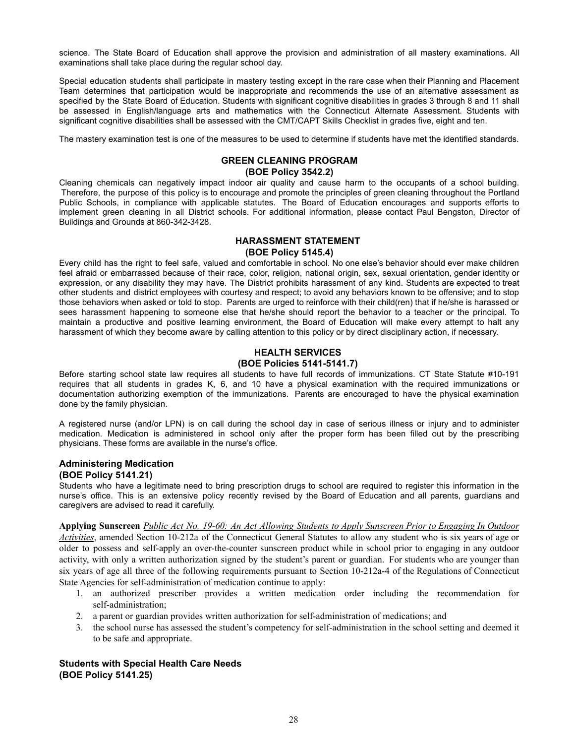science. The State Board of Education shall approve the provision and administration of all mastery examinations. All examinations shall take place during the regular school day.

Special education students shall participate in mastery testing except in the rare case when their Planning and Placement Team determines that participation would be inappropriate and recommends the use of an alternative assessment as specified by the State Board of Education. Students with significant cognitive disabilities in grades 3 through 8 and 11 shall be assessed in English/language arts and mathematics with the Connecticut Alternate Assessment. Students with significant cognitive disabilities shall be assessed with the CMT/CAPT Skills Checklist in grades five, eight and ten.

The mastery examination test is one of the measures to be used to determine if students have met the identified standards.

## GREEN CLEANING PROGRAM
## (BOE Policy 3542.2)

Cleaning chemicals can negatively impact indoor air quality and cause harm to the occupants of a school building. Therefore, the purpose of this policy is to encourage and promote the principles of green cleaning throughout the Portland Public Schools, in compliance with applicable statutes. The Board of Education encourages and supports efforts to implement green cleaning in all District schools. For additional information, please contact Paul Bengston, Director of Buildings and Grounds at 860-342-3428.

## HARASSMENT STATEMENT
## (BOE Policy 5145.4)

Every child has the right to feel safe, valued and comfortable in school. No one else's behavior should ever make children feel afraid or embarrassed because of their race, color, religion, national origin, sex, sexual orientation, gender identity or expression, or any disability they may have. The District prohibits harassment of any kind. Students are expected to treat other students and district employees with courtesy and respect; to avoid any behaviors known to be offensive; and to stop those behaviors when asked or told to stop. Parents are urged to reinforce with their child(ren) that if he/she is harassed or sees harassment happening to someone else that he/she should report the behavior to a teacher or the principal. To maintain a productive and positive learning environment, the Board of Education will make every attempt to halt any harassment of which they become aware by calling attention to this policy or by direct disciplinary action, if necessary.

## HEALTH SERVICES
## (BOE Policies 5141-5141.7)

Before starting school state law requires all students to have full records of immunizations. CT State Statute #10-191 requires that all students in grades K, 6, and 10 have a physical examination with the required immunizations or documentation authorizing exemption of the immunizations. Parents are encouraged to have the physical examination done by the family physician.

A registered nurse (and/or LPN) is on call during the school day in case of serious illness or injury and to administer medication. Medication is administered in school only after the proper form has been filled out by the prescribing physicians. These forms are available in the nurse's office.

### Administering Medication
### (BOE Policy 5141.21)

Students who have a legitimate need to bring prescription drugs to school are required to register this information in the nurse's office. This is an extensive policy recently revised by the Board of Education and all parents, guardians and caregivers are advised to read it carefully.

**Applying Sunscreen** *Public Act No. 19-60: An Act Allowing Students to Apply Sunscreen Prior to Engaging In Outdoor Activities*, amended Section 10-212a of the Connecticut General Statutes to allow any student who is six years of age or older to possess and self-apply an over-the-counter sunscreen product while in school prior to engaging in any outdoor activity, with only a written authorization signed by the student's parent or guardian. For students who are younger than six years of age all three of the following requirements pursuant to Section 10-212a-4 of the Regulations of Connecticut State Agencies for self-administration of medication continue to apply:

1. an authorized prescriber provides a written medication order including the recommendation for self-administration;
2. a parent or guardian provides written authorization for self-administration of medications; and
3. the school nurse has assessed the student's competency for self-administration in the school setting and deemed it to be safe and appropriate.

### Students with Special Health Care Needs
### (BOE Policy 5141.25)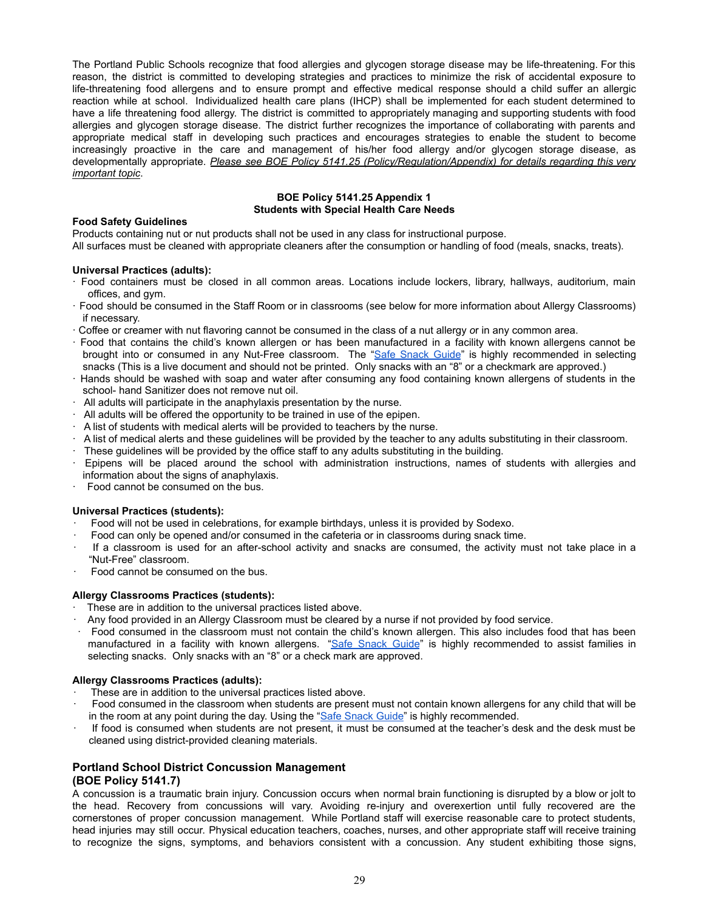The Portland Public Schools recognize that food allergies and glycogen storage disease may be life-threatening. For this reason, the district is committed to developing strategies and practices to minimize the risk of accidental exposure to life-threatening food allergens and to ensure prompt and effective medical response should a child suffer an allergic reaction while at school. Individualized health care plans (IHCP) shall be implemented for each student determined to have a life threatening food allergy. The district is committed to appropriately managing and supporting students with food allergies and glycogen storage disease. The district further recognizes the importance of collaborating with parents and appropriate medical staff in developing such practices and encourages strategies to enable the student to become increasingly proactive in the care and management of his/her food allergy and/or glycogen storage disease, as developmentally appropriate. *Please see BOE Policy 5141.25 (Policy/Regulation/Appendix) for details regarding this very important topic*.

**BOE Policy 5141.25 Appendix 1**
**Students with Special Health Care Needs**

**Food Safety Guidelines**

Products containing nut or nut products shall not be used in any class for instructional purpose.
All surfaces must be cleaned with appropriate cleaners after the consumption or handling of food (meals, snacks, treats).

**Universal Practices (adults):**

- Food containers must be closed in all common areas. Locations include lockers, library, hallways, auditorium, main offices, and gym.
- Food should be consumed in the Staff Room or in classrooms (see below for more information about Allergy Classrooms) if necessary.
- Coffee or creamer with nut flavoring cannot be consumed in the class of a nut allergy or in any common area.
- Food that contains the child's known allergen or has been manufactured in a facility with known allergens cannot be brought into or consumed in any Nut-Free classroom. The "Safe Snack Guide" is highly recommended in selecting snacks (This is a live document and should not be printed. Only snacks with an "8" or a checkmark are approved.)
- Hands should be washed with soap and water after consuming any food containing known allergens of students in the school- hand Sanitizer does not remove nut oil.
- All adults will participate in the anaphylaxis presentation by the nurse.
- All adults will be offered the opportunity to be trained in use of the epipen.
- A list of students with medical alerts will be provided to teachers by the nurse.
- A list of medical alerts and these guidelines will be provided by the teacher to any adults substituting in their classroom.
- These guidelines will be provided by the office staff to any adults substituting in the building.
- Epipens will be placed around the school with administration instructions, names of students with allergies and information about the signs of anaphylaxis.
- Food cannot be consumed on the bus.

**Universal Practices (students):**

- Food will not be used in celebrations, for example birthdays, unless it is provided by Sodexo.
- Food can only be opened and/or consumed in the cafeteria or in classrooms during snack time.
- If a classroom is used for an after-school activity and snacks are consumed, the activity must not take place in a "Nut-Free" classroom.
- Food cannot be consumed on the bus.

**Allergy Classrooms Practices (students):**

- These are in addition to the universal practices listed above.
- Any food provided in an Allergy Classroom must be cleared by a nurse if not provided by food service.
- Food consumed in the classroom must not contain the child's known allergen. This also includes food that has been manufactured in a facility with known allergens. "Safe Snack Guide" is highly recommended to assist families in selecting snacks. Only snacks with an "8" or a check mark are approved.

**Allergy Classrooms Practices (adults):**

- These are in addition to the universal practices listed above.
- Food consumed in the classroom when students are present must not contain known allergens for any child that will be in the room at any point during the day. Using the "Safe Snack Guide" is highly recommended.
- If food is consumed when students are not present, it must be consumed at the teacher's desk and the desk must be cleaned using district-provided cleaning materials.

## Portland School District Concussion Management (BOE Policy 5141.7)

A concussion is a traumatic brain injury. Concussion occurs when normal brain functioning is disrupted by a blow or jolt to the head. Recovery from concussions will vary. Avoiding re-injury and overexertion until fully recovered are the cornerstones of proper concussion management. While Portland staff will exercise reasonable care to protect students, head injuries may still occur. Physical education teachers, coaches, nurses, and other appropriate staff will receive training to recognize the signs, symptoms, and behaviors consistent with a concussion. Any student exhibiting those signs,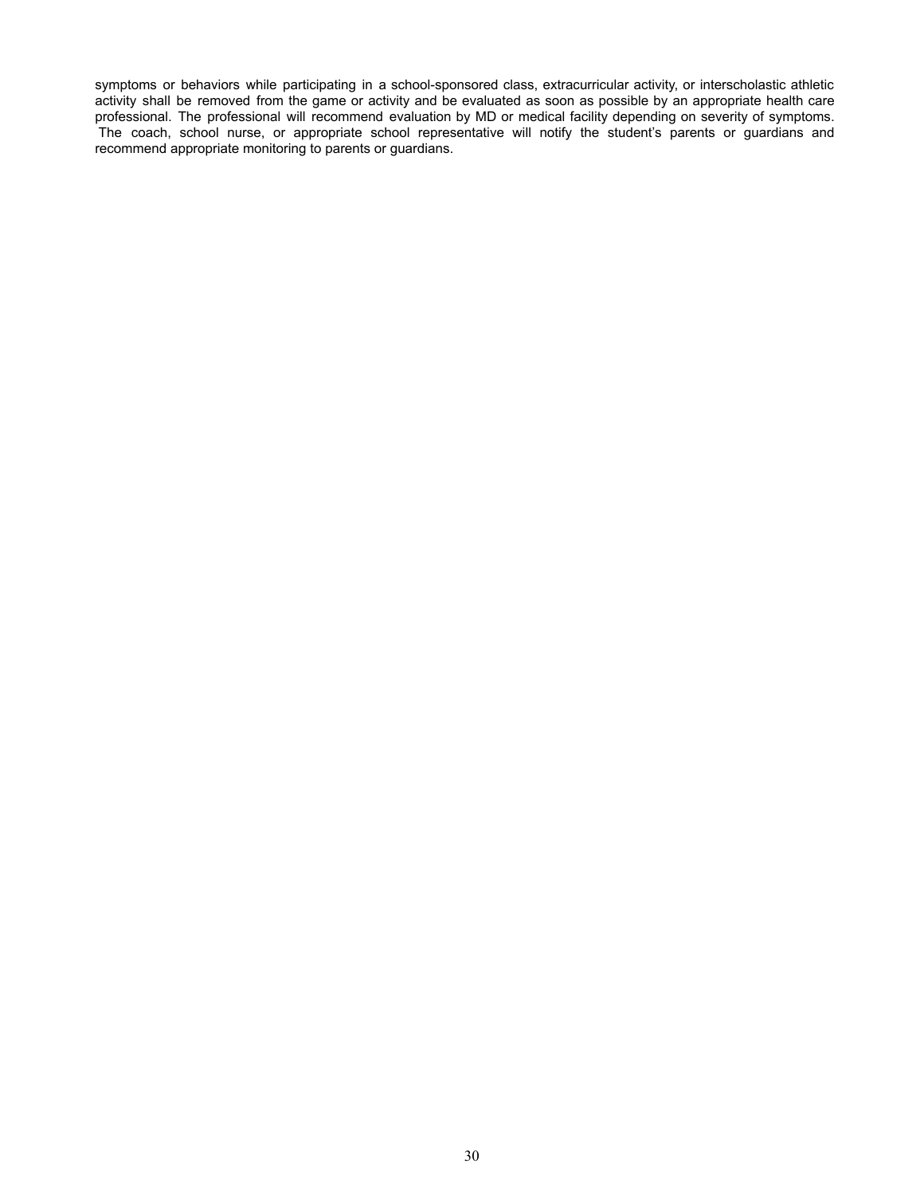symptoms or behaviors while participating in a school-sponsored class, extracurricular activity, or interscholastic athletic activity shall be removed from the game or activity and be evaluated as soon as possible by an appropriate health care professional. The professional will recommend evaluation by MD or medical facility depending on severity of symptoms. The coach, school nurse, or appropriate school representative will notify the student's parents or guardians and recommend appropriate monitoring to parents or guardians.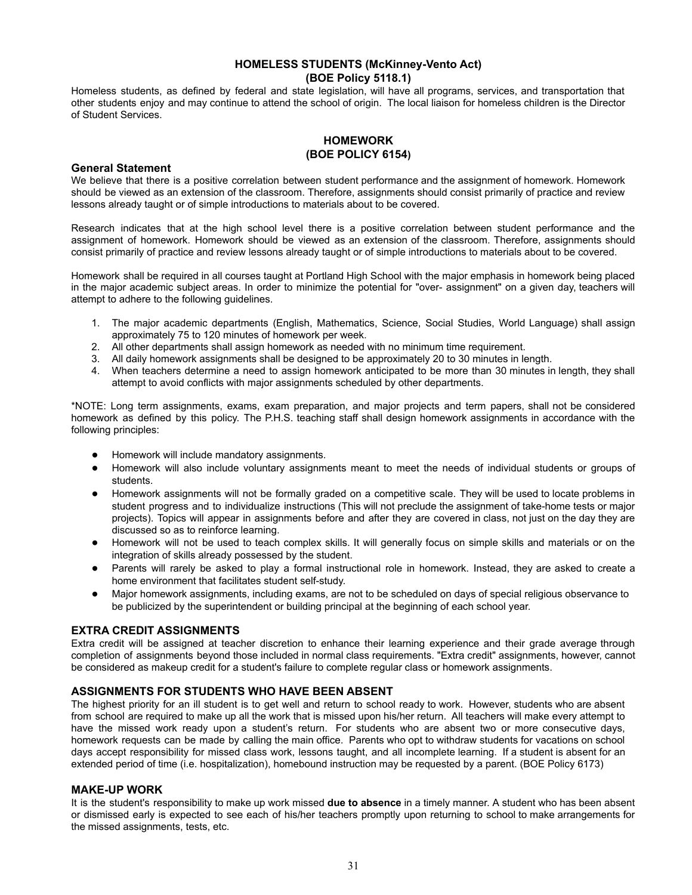## HOMELESS STUDENTS (McKinney-Vento Act)
## (BOE Policy 5118.1)

Homeless students, as defined by federal and state legislation, will have all programs, services, and transportation that other students enjoy and may continue to attend the school of origin. The local liaison for homeless children is the Director of Student Services.

## HOMEWORK
## (BOE POLICY 6154)

### General Statement

We believe that there is a positive correlation between student performance and the assignment of homework. Homework should be viewed as an extension of the classroom. Therefore, assignments should consist primarily of practice and review lessons already taught or of simple introductions to materials about to be covered.

Research indicates that at the high school level there is a positive correlation between student performance and the assignment of homework. Homework should be viewed as an extension of the classroom. Therefore, assignments should consist primarily of practice and review lessons already taught or of simple introductions to materials about to be covered.

Homework shall be required in all courses taught at Portland High School with the major emphasis in homework being placed in the major academic subject areas. In order to minimize the potential for "over- assignment" on a given day, teachers will attempt to adhere to the following guidelines.

1. The major academic departments (English, Mathematics, Science, Social Studies, World Language) shall assign approximately 75 to 120 minutes of homework per week.
2. All other departments shall assign homework as needed with no minimum time requirement.
3. All daily homework assignments shall be designed to be approximately 20 to 30 minutes in length.
4. When teachers determine a need to assign homework anticipated to be more than 30 minutes in length, they shall attempt to avoid conflicts with major assignments scheduled by other departments.

*NOTE: Long term assignments, exams, exam preparation, and major projects and term papers, shall not be considered homework as defined by this policy. The P.H.S. teaching staff shall design homework assignments in accordance with the following principles:

- Homework will include mandatory assignments.
- Homework will also include voluntary assignments meant to meet the needs of individual students or groups of students.
- Homework assignments will not be formally graded on a competitive scale. They will be used to locate problems in student progress and to individualize instructions (This will not preclude the assignment of take-home tests or major projects). Topics will appear in assignments before and after they are covered in class, not just on the day they are discussed so as to reinforce learning.
- Homework will not be used to teach complex skills. It will generally focus on simple skills and materials or on the integration of skills already possessed by the student.
- Parents will rarely be asked to play a formal instructional role in homework. Instead, they are asked to create a home environment that facilitates student self-study.
- Major homework assignments, including exams, are not to be scheduled on days of special religious observance to be publicized by the superintendent or building principal at the beginning of each school year.

### EXTRA CREDIT ASSIGNMENTS

Extra credit will be assigned at teacher discretion to enhance their learning experience and their grade average through completion of assignments beyond those included in normal class requirements. "Extra credit" assignments, however, cannot be considered as makeup credit for a student's failure to complete regular class or homework assignments.

### ASSIGNMENTS FOR STUDENTS WHO HAVE BEEN ABSENT

The highest priority for an ill student is to get well and return to school ready to work. However, students who are absent from school are required to make up all the work that is missed upon his/her return. All teachers will make every attempt to have the missed work ready upon a student's return. For students who are absent two or more consecutive days, homework requests can be made by calling the main office. Parents who opt to withdraw students for vacations on school days accept responsibility for missed class work, lessons taught, and all incomplete learning. If a student is absent for an extended period of time (i.e. hospitalization), homebound instruction may be requested by a parent. (BOE Policy 6173)

### MAKE-UP WORK

It is the student's responsibility to make up work missed **due to absence** in a timely manner. A student who has been absent or dismissed early is expected to see each of his/her teachers promptly upon returning to school to make arrangements for the missed assignments, tests, etc.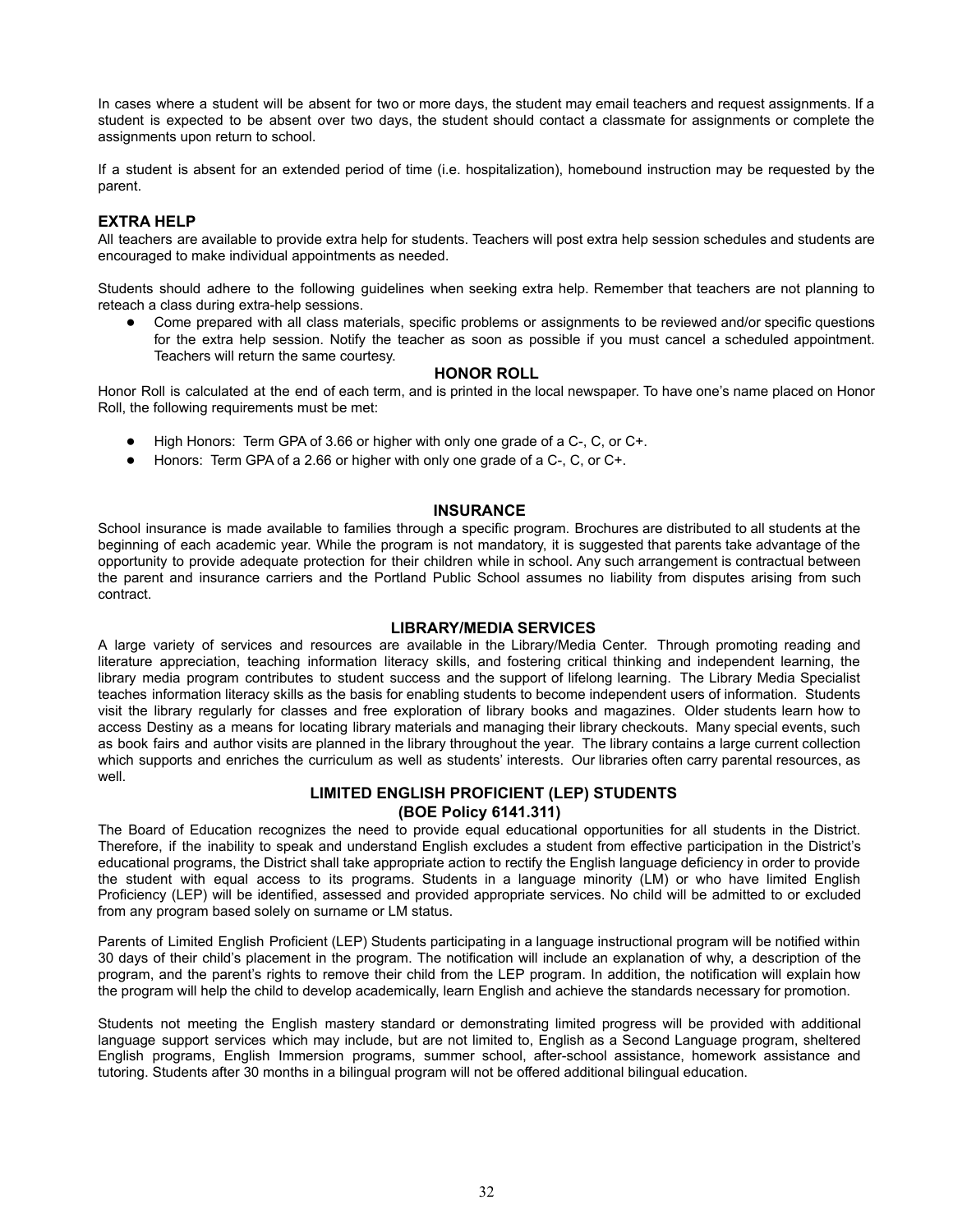In cases where a student will be absent for two or more days, the student may email teachers and request assignments. If a student is expected to be absent over two days, the student should contact a classmate for assignments or complete the assignments upon return to school.

If a student is absent for an extended period of time (i.e. hospitalization), homebound instruction may be requested by the parent.

## EXTRA HELP

All teachers are available to provide extra help for students. Teachers will post extra help session schedules and students are encouraged to make individual appointments as needed.

Students should adhere to the following guidelines when seeking extra help. Remember that teachers are not planning to reteach a class during extra-help sessions.

- Come prepared with all class materials, specific problems or assignments to be reviewed and/or specific questions for the extra help session. Notify the teacher as soon as possible if you must cancel a scheduled appointment. Teachers will return the same courtesy.

## HONOR ROLL

Honor Roll is calculated at the end of each term, and is printed in the local newspaper. To have one's name placed on Honor Roll, the following requirements must be met:

- High Honors: Term GPA of 3.66 or higher with only one grade of a C-, C, or C+.
- Honors: Term GPA of a 2.66 or higher with only one grade of a C-, C, or C+.

## INSURANCE

School insurance is made available to families through a specific program. Brochures are distributed to all students at the beginning of each academic year. While the program is not mandatory, it is suggested that parents take advantage of the opportunity to provide adequate protection for their children while in school. Any such arrangement is contractual between the parent and insurance carriers and the Portland Public School assumes no liability from disputes arising from such contract.

## LIBRARY/MEDIA SERVICES

A large variety of services and resources are available in the Library/Media Center. Through promoting reading and literature appreciation, teaching information literacy skills, and fostering critical thinking and independent learning, the library media program contributes to student success and the support of lifelong learning. The Library Media Specialist teaches information literacy skills as the basis for enabling students to become independent users of information. Students visit the library regularly for classes and free exploration of library books and magazines. Older students learn how to access Destiny as a means for locating library materials and managing their library checkouts. Many special events, such as book fairs and author visits are planned in the library throughout the year. The library contains a large current collection which supports and enriches the curriculum as well as students' interests. Our libraries often carry parental resources, as well.

## LIMITED ENGLISH PROFICIENT (LEP) STUDENTS (BOE Policy 6141.311)

The Board of Education recognizes the need to provide equal educational opportunities for all students in the District. Therefore, if the inability to speak and understand English excludes a student from effective participation in the District's educational programs, the District shall take appropriate action to rectify the English language deficiency in order to provide the student with equal access to its programs. Students in a language minority (LM) or who have limited English Proficiency (LEP) will be identified, assessed and provided appropriate services. No child will be admitted to or excluded from any program based solely on surname or LM status.

Parents of Limited English Proficient (LEP) Students participating in a language instructional program will be notified within 30 days of their child's placement in the program. The notification will include an explanation of why, a description of the program, and the parent's rights to remove their child from the LEP program. In addition, the notification will explain how the program will help the child to develop academically, learn English and achieve the standards necessary for promotion.

Students not meeting the English mastery standard or demonstrating limited progress will be provided with additional language support services which may include, but are not limited to, English as a Second Language program, sheltered English programs, English Immersion programs, summer school, after-school assistance, homework assistance and tutoring. Students after 30 months in a bilingual program will not be offered additional bilingual education.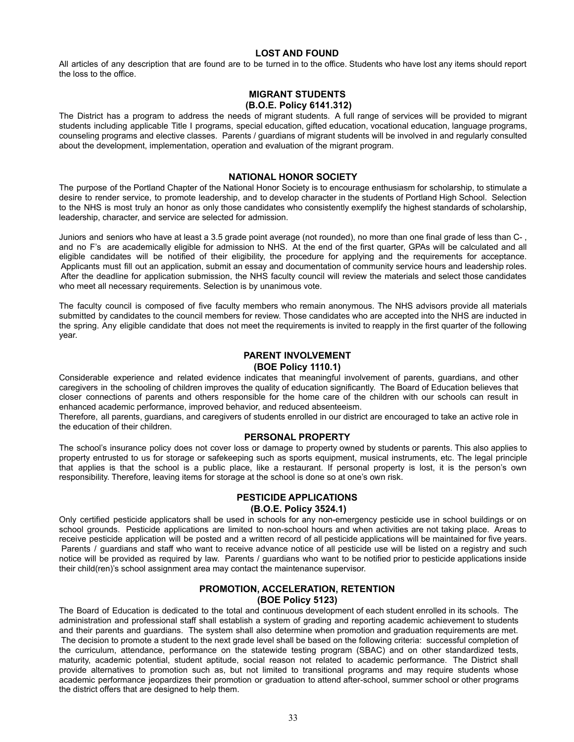## LOST AND FOUND

All articles of any description that are found are to be turned in to the office. Students who have lost any items should report the loss to the office.

## MIGRANT STUDENTS
### (B.O.E. Policy 6141.312)

The District has a program to address the needs of migrant students. A full range of services will be provided to migrant students including applicable Title I programs, special education, gifted education, vocational education, language programs, counseling programs and elective classes. Parents / guardians of migrant students will be involved in and regularly consulted about the development, implementation, operation and evaluation of the migrant program.

## NATIONAL HONOR SOCIETY

The purpose of the Portland Chapter of the National Honor Society is to encourage enthusiasm for scholarship, to stimulate a desire to render service, to promote leadership, and to develop character in the students of Portland High School. Selection to the NHS is most truly an honor as only those candidates who consistently exemplify the highest standards of scholarship, leadership, character, and service are selected for admission.

Juniors and seniors who have at least a 3.5 grade point average (not rounded), no more than one final grade of less than C- , and no F's are academically eligible for admission to NHS. At the end of the first quarter, GPAs will be calculated and all eligible candidates will be notified of their eligibility, the procedure for applying and the requirements for acceptance. Applicants must fill out an application, submit an essay and documentation of community service hours and leadership roles. After the deadline for application submission, the NHS faculty council will review the materials and select those candidates who meet all necessary requirements. Selection is by unanimous vote.

The faculty council is composed of five faculty members who remain anonymous. The NHS advisors provide all materials submitted by candidates to the council members for review. Those candidates who are accepted into the NHS are inducted in the spring. Any eligible candidate that does not meet the requirements is invited to reapply in the first quarter of the following year.

## PARENT INVOLVEMENT
### (BOE Policy 1110.1)

Considerable experience and related evidence indicates that meaningful involvement of parents, guardians, and other caregivers in the schooling of children improves the quality of education significantly. The Board of Education believes that closer connections of parents and others responsible for the home care of the children with our schools can result in enhanced academic performance, improved behavior, and reduced absenteeism.

Therefore, all parents, guardians, and caregivers of students enrolled in our district are encouraged to take an active role in the education of their children.

## PERSONAL PROPERTY

The school's insurance policy does not cover loss or damage to property owned by students or parents. This also applies to property entrusted to us for storage or safekeeping such as sports equipment, musical instruments, etc. The legal principle that applies is that the school is a public place, like a restaurant. If personal property is lost, it is the person's own responsibility. Therefore, leaving items for storage at the school is done so at one's own risk.

## PESTICIDE APPLICATIONS
### (B.O.E. Policy 3524.1)

Only certified pesticide applicators shall be used in schools for any non-emergency pesticide use in school buildings or on school grounds. Pesticide applications are limited to non-school hours and when activities are not taking place. Areas to receive pesticide application will be posted and a written record of all pesticide applications will be maintained for five years. Parents / guardians and staff who want to receive advance notice of all pesticide use will be listed on a registry and such notice will be provided as required by law. Parents / guardians who want to be notified prior to pesticide applications inside their child(ren)'s school assignment area may contact the maintenance supervisor.

## PROMOTION, ACCELERATION, RETENTION
### (BOE Policy 5123)

The Board of Education is dedicated to the total and continuous development of each student enrolled in its schools. The administration and professional staff shall establish a system of grading and reporting academic achievement to students and their parents and guardians. The system shall also determine when promotion and graduation requirements are met. The decision to promote a student to the next grade level shall be based on the following criteria: successful completion of the curriculum, attendance, performance on the statewide testing program (SBAC) and on other standardized tests, maturity, academic potential, student aptitude, social reason not related to academic performance. The District shall provide alternatives to promotion such as, but not limited to transitional programs and may require students whose academic performance jeopardizes their promotion or graduation to attend after-school, summer school or other programs the district offers that are designed to help them.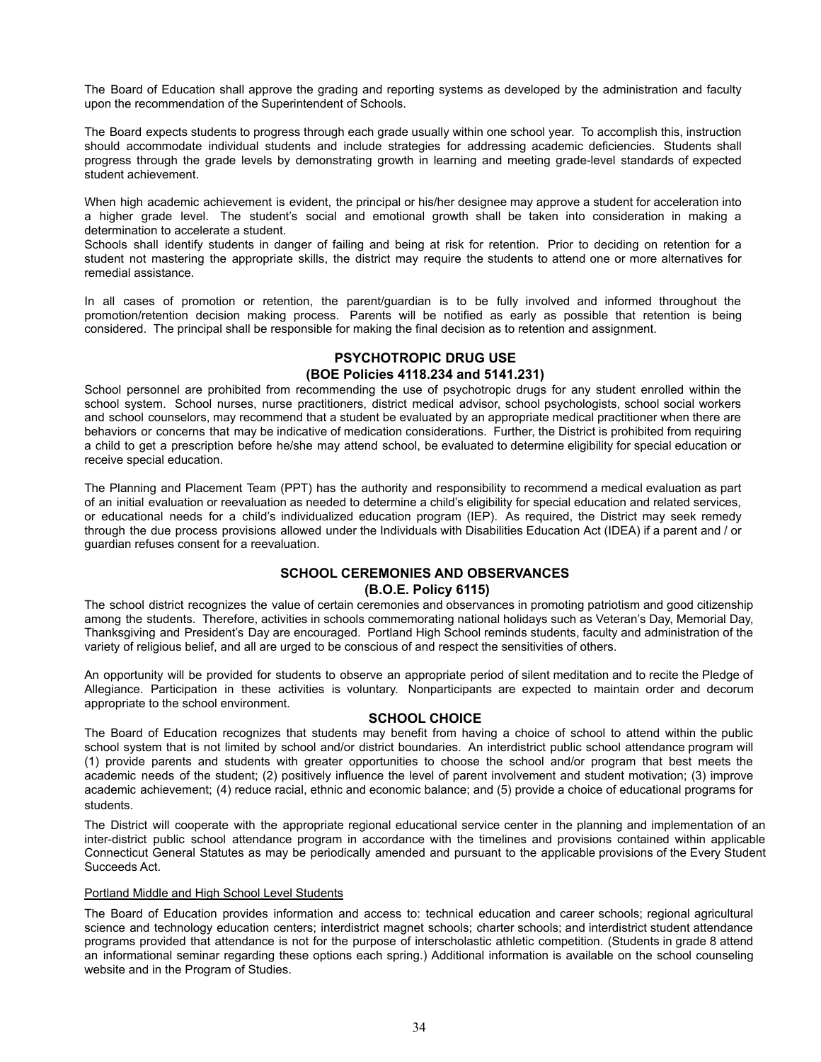The Board of Education shall approve the grading and reporting systems as developed by the administration and faculty upon the recommendation of the Superintendent of Schools.

The Board expects students to progress through each grade usually within one school year. To accomplish this, instruction should accommodate individual students and include strategies for addressing academic deficiencies. Students shall progress through the grade levels by demonstrating growth in learning and meeting grade-level standards of expected student achievement.

When high academic achievement is evident, the principal or his/her designee may approve a student for acceleration into a higher grade level. The student's social and emotional growth shall be taken into consideration in making a determination to accelerate a student.

Schools shall identify students in danger of failing and being at risk for retention. Prior to deciding on retention for a student not mastering the appropriate skills, the district may require the students to attend one or more alternatives for remedial assistance.

In all cases of promotion or retention, the parent/guardian is to be fully involved and informed throughout the promotion/retention decision making process. Parents will be notified as early as possible that retention is being considered. The principal shall be responsible for making the final decision as to retention and assignment.

## PSYCHOTROPIC DRUG USE
## (BOE Policies 4118.234 and 5141.231)

School personnel are prohibited from recommending the use of psychotropic drugs for any student enrolled within the school system. School nurses, nurse practitioners, district medical advisor, school psychologists, school social workers and school counselors, may recommend that a student be evaluated by an appropriate medical practitioner when there are behaviors or concerns that may be indicative of medication considerations. Further, the District is prohibited from requiring a child to get a prescription before he/she may attend school, be evaluated to determine eligibility for special education or receive special education.

The Planning and Placement Team (PPT) has the authority and responsibility to recommend a medical evaluation as part of an initial evaluation or reevaluation as needed to determine a child's eligibility for special education and related services, or educational needs for a child's individualized education program (IEP). As required, the District may seek remedy through the due process provisions allowed under the Individuals with Disabilities Education Act (IDEA) if a parent and / or guardian refuses consent for a reevaluation.

## SCHOOL CEREMONIES AND OBSERVANCES
## (B.O.E. Policy 6115)

The school district recognizes the value of certain ceremonies and observances in promoting patriotism and good citizenship among the students. Therefore, activities in schools commemorating national holidays such as Veteran's Day, Memorial Day, Thanksgiving and President's Day are encouraged. Portland High School reminds students, faculty and administration of the variety of religious belief, and all are urged to be conscious of and respect the sensitivities of others.

An opportunity will be provided for students to observe an appropriate period of silent meditation and to recite the Pledge of Allegiance. Participation in these activities is voluntary. Nonparticipants are expected to maintain order and decorum appropriate to the school environment.

## SCHOOL CHOICE

The Board of Education recognizes that students may benefit from having a choice of school to attend within the public school system that is not limited by school and/or district boundaries. An interdistrict public school attendance program will (1) provide parents and students with greater opportunities to choose the school and/or program that best meets the academic needs of the student; (2) positively influence the level of parent involvement and student motivation; (3) improve academic achievement; (4) reduce racial, ethnic and economic balance; and (5) provide a choice of educational programs for students.

The District will cooperate with the appropriate regional educational service center in the planning and implementation of an inter-district public school attendance program in accordance with the timelines and provisions contained within applicable Connecticut General Statutes as may be periodically amended and pursuant to the applicable provisions of the Every Student Succeeds Act.

Portland Middle and High School Level Students

The Board of Education provides information and access to: technical education and career schools; regional agricultural science and technology education centers; interdistrict magnet schools; charter schools; and interdistrict student attendance programs provided that attendance is not for the purpose of interscholastic athletic competition. (Students in grade 8 attend an informational seminar regarding these options each spring.) Additional information is available on the school counseling website and in the Program of Studies.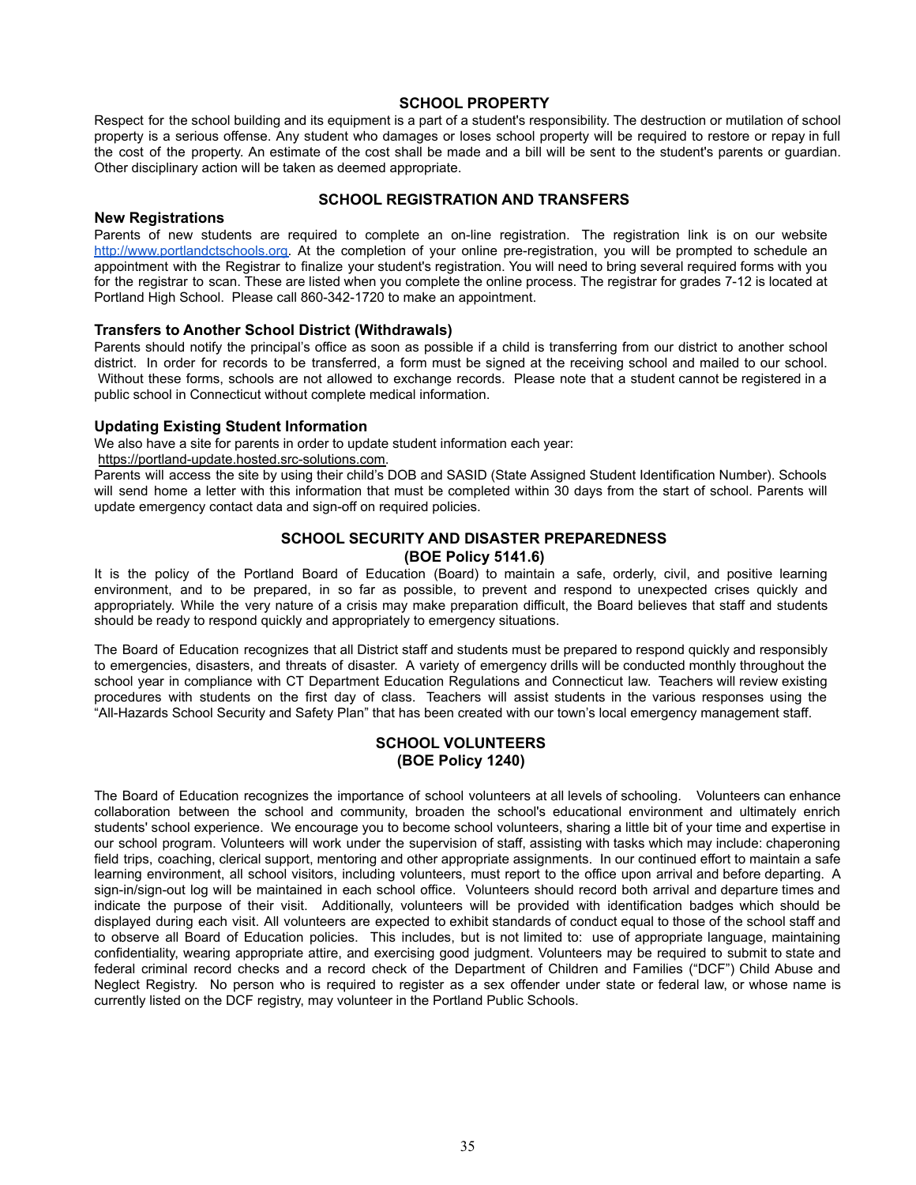## SCHOOL PROPERTY

Respect for the school building and its equipment is a part of a student's responsibility. The destruction or mutilation of school property is a serious offense. Any student who damages or loses school property will be required to restore or repay in full the cost of the property. An estimate of the cost shall be made and a bill will be sent to the student's parents or guardian. Other disciplinary action will be taken as deemed appropriate.

## SCHOOL REGISTRATION AND TRANSFERS

### New Registrations

Parents of new students are required to complete an on-line registration. The registration link is on our website http://www.portlandctschools.org. At the completion of your online pre-registration, you will be prompted to schedule an appointment with the Registrar to finalize your student's registration. You will need to bring several required forms with you for the registrar to scan. These are listed when you complete the online process. The registrar for grades 7-12 is located at Portland High School. Please call 860-342-1720 to make an appointment.

### Transfers to Another School District (Withdrawals)

Parents should notify the principal's office as soon as possible if a child is transferring from our district to another school district. In order for records to be transferred, a form must be signed at the receiving school and mailed to our school. Without these forms, schools are not allowed to exchange records. Please note that a student cannot be registered in a public school in Connecticut without complete medical information.

### Updating Existing Student Information

We also have a site for parents in order to update student information each year:
https://portland-update.hosted.src-solutions.com.
Parents will access the site by using their child's DOB and SASID (State Assigned Student Identification Number). Schools will send home a letter with this information that must be completed within 30 days from the start of school. Parents will update emergency contact data and sign-off on required policies.

## SCHOOL SECURITY AND DISASTER PREPAREDNESS (BOE Policy 5141.6)

It is the policy of the Portland Board of Education (Board) to maintain a safe, orderly, civil, and positive learning environment, and to be prepared, in so far as possible, to prevent and respond to unexpected crises quickly and appropriately. While the very nature of a crisis may make preparation difficult, the Board believes that staff and students should be ready to respond quickly and appropriately to emergency situations.

The Board of Education recognizes that all District staff and students must be prepared to respond quickly and responsibly to emergencies, disasters, and threats of disaster. A variety of emergency drills will be conducted monthly throughout the school year in compliance with CT Department Education Regulations and Connecticut law. Teachers will review existing procedures with students on the first day of class. Teachers will assist students in the various responses using the "All-Hazards School Security and Safety Plan" that has been created with our town's local emergency management staff.

## SCHOOL VOLUNTEERS (BOE Policy 1240)

The Board of Education recognizes the importance of school volunteers at all levels of schooling. Volunteers can enhance collaboration between the school and community, broaden the school's educational environment and ultimately enrich students' school experience. We encourage you to become school volunteers, sharing a little bit of your time and expertise in our school program. Volunteers will work under the supervision of staff, assisting with tasks which may include: chaperoning field trips, coaching, clerical support, mentoring and other appropriate assignments. In our continued effort to maintain a safe learning environment, all school visitors, including volunteers, must report to the office upon arrival and before departing. A sign-in/sign-out log will be maintained in each school office. Volunteers should record both arrival and departure times and indicate the purpose of their visit. Additionally, volunteers will be provided with identification badges which should be displayed during each visit. All volunteers are expected to exhibit standards of conduct equal to those of the school staff and to observe all Board of Education policies. This includes, but is not limited to: use of appropriate language, maintaining confidentiality, wearing appropriate attire, and exercising good judgment. Volunteers may be required to submit to state and federal criminal record checks and a record check of the Department of Children and Families ("DCF") Child Abuse and Neglect Registry. No person who is required to register as a sex offender under state or federal law, or whose name is currently listed on the DCF registry, may volunteer in the Portland Public Schools.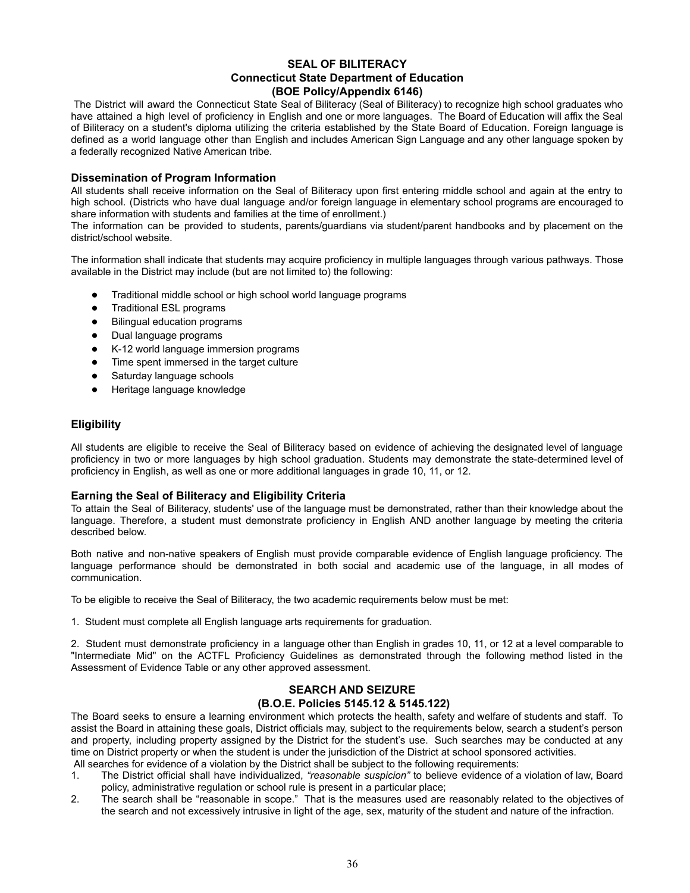## SEAL OF BILITERACY
## Connecticut State Department of Education
## (BOE Policy/Appendix 6146)

The District will award the Connecticut State Seal of Biliteracy (Seal of Biliteracy) to recognize high school graduates who have attained a high level of proficiency in English and one or more languages. The Board of Education will affix the Seal of Biliteracy on a student's diploma utilizing the criteria established by the State Board of Education. Foreign language is defined as a world language other than English and includes American Sign Language and any other language spoken by a federally recognized Native American tribe.

### Dissemination of Program Information

All students shall receive information on the Seal of Biliteracy upon first entering middle school and again at the entry to high school. (Districts who have dual language and/or foreign language in elementary school programs are encouraged to share information with students and families at the time of enrollment.)

The information can be provided to students, parents/guardians via student/parent handbooks and by placement on the district/school website.

The information shall indicate that students may acquire proficiency in multiple languages through various pathways. Those available in the District may include (but are not limited to) the following:

- Traditional middle school or high school world language programs
- Traditional ESL programs
- Bilingual education programs
- Dual language programs
- K-12 world language immersion programs
- Time spent immersed in the target culture
- Saturday language schools
- Heritage language knowledge

### Eligibility

All students are eligible to receive the Seal of Biliteracy based on evidence of achieving the designated level of language proficiency in two or more languages by high school graduation. Students may demonstrate the state-determined level of proficiency in English, as well as one or more additional languages in grade 10, 11, or 12.

### Earning the Seal of Biliteracy and Eligibility Criteria

To attain the Seal of Biliteracy, students' use of the language must be demonstrated, rather than their knowledge about the language. Therefore, a student must demonstrate proficiency in English AND another language by meeting the criteria described below.

Both native and non-native speakers of English must provide comparable evidence of English language proficiency. The language performance should be demonstrated in both social and academic use of the language, in all modes of communication.

To be eligible to receive the Seal of Biliteracy, the two academic requirements below must be met:

1. Student must complete all English language arts requirements for graduation.

2. Student must demonstrate proficiency in a language other than English in grades 10, 11, or 12 at a level comparable to "Intermediate Mid" on the ACTFL Proficiency Guidelines as demonstrated through the following method listed in the Assessment of Evidence Table or any other approved assessment.

## SEARCH AND SEIZURE
## (B.O.E. Policies 5145.12 & 5145.122)

The Board seeks to ensure a learning environment which protects the health, safety and welfare of students and staff. To assist the Board in attaining these goals, District officials may, subject to the requirements below, search a student's person and property, including property assigned by the District for the student's use. Such searches may be conducted at any time on District property or when the student is under the jurisdiction of the District at school sponsored activities.

All searches for evidence of a violation by the District shall be subject to the following requirements:

1. The District official shall have individualized, *"reasonable suspicion"* to believe evidence of a violation of law, Board policy, administrative regulation or school rule is present in a particular place;
2. The search shall be "reasonable in scope." That is the measures used are reasonably related to the objectives of the search and not excessively intrusive in light of the age, sex, maturity of the student and nature of the infraction.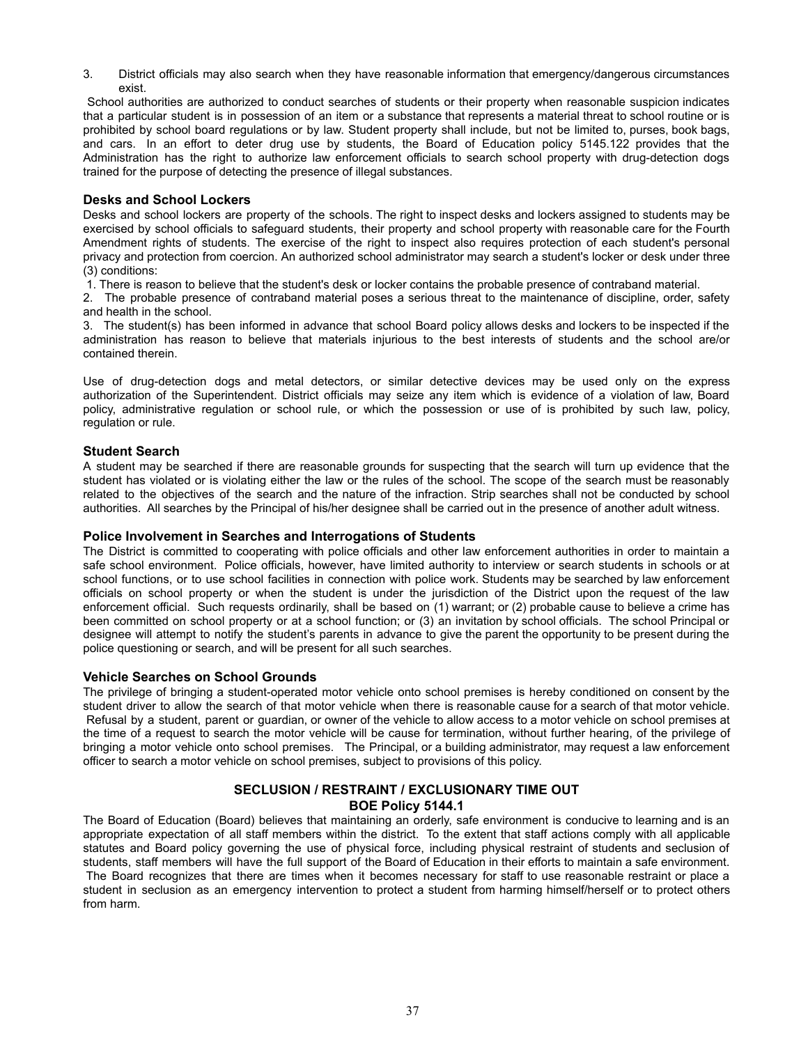3. District officials may also search when they have reasonable information that emergency/dangerous circumstances exist.

School authorities are authorized to conduct searches of students or their property when reasonable suspicion indicates that a particular student is in possession of an item or a substance that represents a material threat to school routine or is prohibited by school board regulations or by law. Student property shall include, but not be limited to, purses, book bags, and cars. In an effort to deter drug use by students, the Board of Education policy 5145.122 provides that the Administration has the right to authorize law enforcement officials to search school property with drug-detection dogs trained for the purpose of detecting the presence of illegal substances.

### Desks and School Lockers

Desks and school lockers are property of the schools. The right to inspect desks and lockers assigned to students may be exercised by school officials to safeguard students, their property and school property with reasonable care for the Fourth Amendment rights of students. The exercise of the right to inspect also requires protection of each student's personal privacy and protection from coercion. An authorized school administrator may search a student's locker or desk under three (3) conditions:

1. There is reason to believe that the student's desk or locker contains the probable presence of contraband material.
2. The probable presence of contraband material poses a serious threat to the maintenance of discipline, order, safety and health in the school.
3. The student(s) has been informed in advance that school Board policy allows desks and lockers to be inspected if the administration has reason to believe that materials injurious to the best interests of students and the school are/or contained therein.

Use of drug-detection dogs and metal detectors, or similar detective devices may be used only on the express authorization of the Superintendent. District officials may seize any item which is evidence of a violation of law, Board policy, administrative regulation or school rule, or which the possession or use of is prohibited by such law, policy, regulation or rule.

### Student Search

A student may be searched if there are reasonable grounds for suspecting that the search will turn up evidence that the student has violated or is violating either the law or the rules of the school. The scope of the search must be reasonably related to the objectives of the search and the nature of the infraction. Strip searches shall not be conducted by school authorities. All searches by the Principal of his/her designee shall be carried out in the presence of another adult witness.

### Police Involvement in Searches and Interrogations of Students

The District is committed to cooperating with police officials and other law enforcement authorities in order to maintain a safe school environment. Police officials, however, have limited authority to interview or search students in schools or at school functions, or to use school facilities in connection with police work. Students may be searched by law enforcement officials on school property or when the student is under the jurisdiction of the District upon the request of the law enforcement official. Such requests ordinarily, shall be based on (1) warrant; or (2) probable cause to believe a crime has been committed on school property or at a school function; or (3) an invitation by school officials. The school Principal or designee will attempt to notify the student's parents in advance to give the parent the opportunity to be present during the police questioning or search, and will be present for all such searches.

### Vehicle Searches on School Grounds

The privilege of bringing a student-operated motor vehicle onto school premises is hereby conditioned on consent by the student driver to allow the search of that motor vehicle when there is reasonable cause for a search of that motor vehicle. Refusal by a student, parent or guardian, or owner of the vehicle to allow access to a motor vehicle on school premises at the time of a request to search the motor vehicle will be cause for termination, without further hearing, of the privilege of bringing a motor vehicle onto school premises. The Principal, or a building administrator, may request a law enforcement officer to search a motor vehicle on school premises, subject to provisions of this policy.

## SECLUSION / RESTRAINT / EXCLUSIONARY TIME OUT
## BOE Policy 5144.1

The Board of Education (Board) believes that maintaining an orderly, safe environment is conducive to learning and is an appropriate expectation of all staff members within the district. To the extent that staff actions comply with all applicable statutes and Board policy governing the use of physical force, including physical restraint of students and seclusion of students, staff members will have the full support of the Board of Education in their efforts to maintain a safe environment. The Board recognizes that there are times when it becomes necessary for staff to use reasonable restraint or place a student in seclusion as an emergency intervention to protect a student from harming himself/herself or to protect others from harm.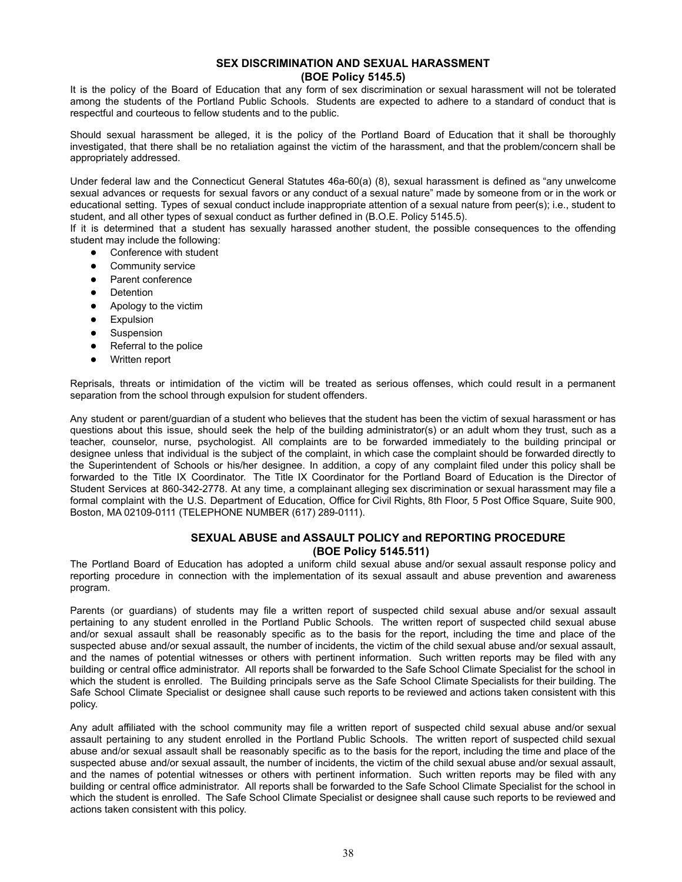## SEX DISCRIMINATION AND SEXUAL HARASSMENT (BOE Policy 5145.5)

It is the policy of the Board of Education that any form of sex discrimination or sexual harassment will not be tolerated among the students of the Portland Public Schools. Students are expected to adhere to a standard of conduct that is respectful and courteous to fellow students and to the public.

Should sexual harassment be alleged, it is the policy of the Portland Board of Education that it shall be thoroughly investigated, that there shall be no retaliation against the victim of the harassment, and that the problem/concern shall be appropriately addressed.

Under federal law and the Connecticut General Statutes 46a-60(a) (8), sexual harassment is defined as "any unwelcome sexual advances or requests for sexual favors or any conduct of a sexual nature" made by someone from or in the work or educational setting. Types of sexual conduct include inappropriate attention of a sexual nature from peer(s); i.e., student to student, and all other types of sexual conduct as further defined in (B.O.E. Policy 5145.5).

If it is determined that a student has sexually harassed another student, the possible consequences to the offending student may include the following:

- Conference with student
- Community service
- Parent conference
- Detention
- Apology to the victim
- Expulsion
- Suspension
- Referral to the police
- Written report

Reprisals, threats or intimidation of the victim will be treated as serious offenses, which could result in a permanent separation from the school through expulsion for student offenders.

Any student or parent/guardian of a student who believes that the student has been the victim of sexual harassment or has questions about this issue, should seek the help of the building administrator(s) or an adult whom they trust, such as a teacher, counselor, nurse, psychologist. All complaints are to be forwarded immediately to the building principal or designee unless that individual is the subject of the complaint, in which case the complaint should be forwarded directly to the Superintendent of Schools or his/her designee. In addition, a copy of any complaint filed under this policy shall be forwarded to the Title IX Coordinator. The Title IX Coordinator for the Portland Board of Education is the Director of Student Services at 860-342-2778. At any time, a complainant alleging sex discrimination or sexual harassment may file a formal complaint with the U.S. Department of Education, Office for Civil Rights, 8th Floor, 5 Post Office Square, Suite 900, Boston, MA 02109-0111 (TELEPHONE NUMBER (617) 289-0111).

## SEXUAL ABUSE and ASSAULT POLICY and REPORTING PROCEDURE (BOE Policy 5145.511)

The Portland Board of Education has adopted a uniform child sexual abuse and/or sexual assault response policy and reporting procedure in connection with the implementation of its sexual assault and abuse prevention and awareness program.

Parents (or guardians) of students may file a written report of suspected child sexual abuse and/or sexual assault pertaining to any student enrolled in the Portland Public Schools. The written report of suspected child sexual abuse and/or sexual assault shall be reasonably specific as to the basis for the report, including the time and place of the suspected abuse and/or sexual assault, the number of incidents, the victim of the child sexual abuse and/or sexual assault, and the names of potential witnesses or others with pertinent information. Such written reports may be filed with any building or central office administrator. All reports shall be forwarded to the Safe School Climate Specialist for the school in which the student is enrolled. The Building principals serve as the Safe School Climate Specialists for their building. The Safe School Climate Specialist or designee shall cause such reports to be reviewed and actions taken consistent with this policy.

Any adult affiliated with the school community may file a written report of suspected child sexual abuse and/or sexual assault pertaining to any student enrolled in the Portland Public Schools. The written report of suspected child sexual abuse and/or sexual assault shall be reasonably specific as to the basis for the report, including the time and place of the suspected abuse and/or sexual assault, the number of incidents, the victim of the child sexual abuse and/or sexual assault, and the names of potential witnesses or others with pertinent information. Such written reports may be filed with any building or central office administrator. All reports shall be forwarded to the Safe School Climate Specialist for the school in which the student is enrolled. The Safe School Climate Specialist or designee shall cause such reports to be reviewed and actions taken consistent with this policy.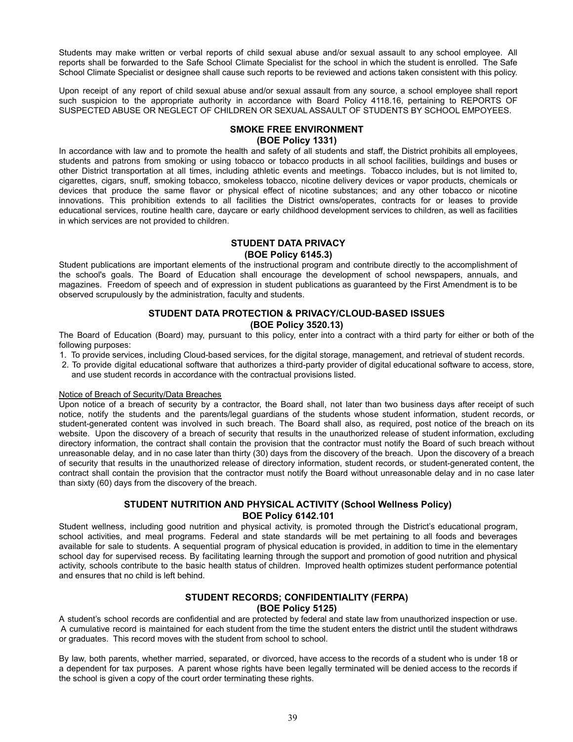Students may make written or verbal reports of child sexual abuse and/or sexual assault to any school employee. All reports shall be forwarded to the Safe School Climate Specialist for the school in which the student is enrolled. The Safe School Climate Specialist or designee shall cause such reports to be reviewed and actions taken consistent with this policy.

Upon receipt of any report of child sexual abuse and/or sexual assault from any source, a school employee shall report such suspicion to the appropriate authority in accordance with Board Policy 4118.16, pertaining to REPORTS OF SUSPECTED ABUSE OR NEGLECT OF CHILDREN OR SEXUAL ASSAULT OF STUDENTS BY SCHOOL EMPOYEES.

## SMOKE FREE ENVIRONMENT
## (BOE Policy 1331)

In accordance with law and to promote the health and safety of all students and staff, the District prohibits all employees, students and patrons from smoking or using tobacco or tobacco products in all school facilities, buildings and buses or other District transportation at all times, including athletic events and meetings. Tobacco includes, but is not limited to, cigarettes, cigars, snuff, smoking tobacco, smokeless tobacco, nicotine delivery devices or vapor products, chemicals or devices that produce the same flavor or physical effect of nicotine substances; and any other tobacco or nicotine innovations. This prohibition extends to all facilities the District owns/operates, contracts for or leases to provide educational services, routine health care, daycare or early childhood development services to children, as well as facilities in which services are not provided to children.

## STUDENT DATA PRIVACY
## (BOE Policy 6145.3)

Student publications are important elements of the instructional program and contribute directly to the accomplishment of the school's goals. The Board of Education shall encourage the development of school newspapers, annuals, and magazines. Freedom of speech and of expression in student publications as guaranteed by the First Amendment is to be observed scrupulously by the administration, faculty and students.

## STUDENT DATA PROTECTION & PRIVACY/CLOUD-BASED ISSUES
## (BOE Policy 3520.13)

The Board of Education (Board) may, pursuant to this policy, enter into a contract with a third party for either or both of the following purposes:

1. To provide services, including Cloud-based services, for the digital storage, management, and retrieval of student records.
2. To provide digital educational software that authorizes a third-party provider of digital educational software to access, store, and use student records in accordance with the contractual provisions listed.

Notice of Breach of Security/Data Breaches

Upon notice of a breach of security by a contractor, the Board shall, not later than two business days after receipt of such notice, notify the students and the parents/legal guardians of the students whose student information, student records, or student-generated content was involved in such breach. The Board shall also, as required, post notice of the breach on its website. Upon the discovery of a breach of security that results in the unauthorized release of student information, excluding directory information, the contract shall contain the provision that the contractor must notify the Board of such breach without unreasonable delay, and in no case later than thirty (30) days from the discovery of the breach. Upon the discovery of a breach of security that results in the unauthorized release of directory information, student records, or student-generated content, the contract shall contain the provision that the contractor must notify the Board without unreasonable delay and in no case later than sixty (60) days from the discovery of the breach.

## STUDENT NUTRITION AND PHYSICAL ACTIVITY (School Wellness Policy)
## BOE Policy 6142.101

Student wellness, including good nutrition and physical activity, is promoted through the District's educational program, school activities, and meal programs. Federal and state standards will be met pertaining to all foods and beverages available for sale to students. A sequential program of physical education is provided, in addition to time in the elementary school day for supervised recess. By facilitating learning through the support and promotion of good nutrition and physical activity, schools contribute to the basic health status of children. Improved health optimizes student performance potential and ensures that no child is left behind.

## STUDENT RECORDS; CONFIDENTIALITY (FERPA)
## (BOE Policy 5125)

A student's school records are confidential and are protected by federal and state law from unauthorized inspection or use. A cumulative record is maintained for each student from the time the student enters the district until the student withdraws or graduates. This record moves with the student from school to school.

By law, both parents, whether married, separated, or divorced, have access to the records of a student who is under 18 or a dependent for tax purposes. A parent whose rights have been legally terminated will be denied access to the records if the school is given a copy of the court order terminating these rights.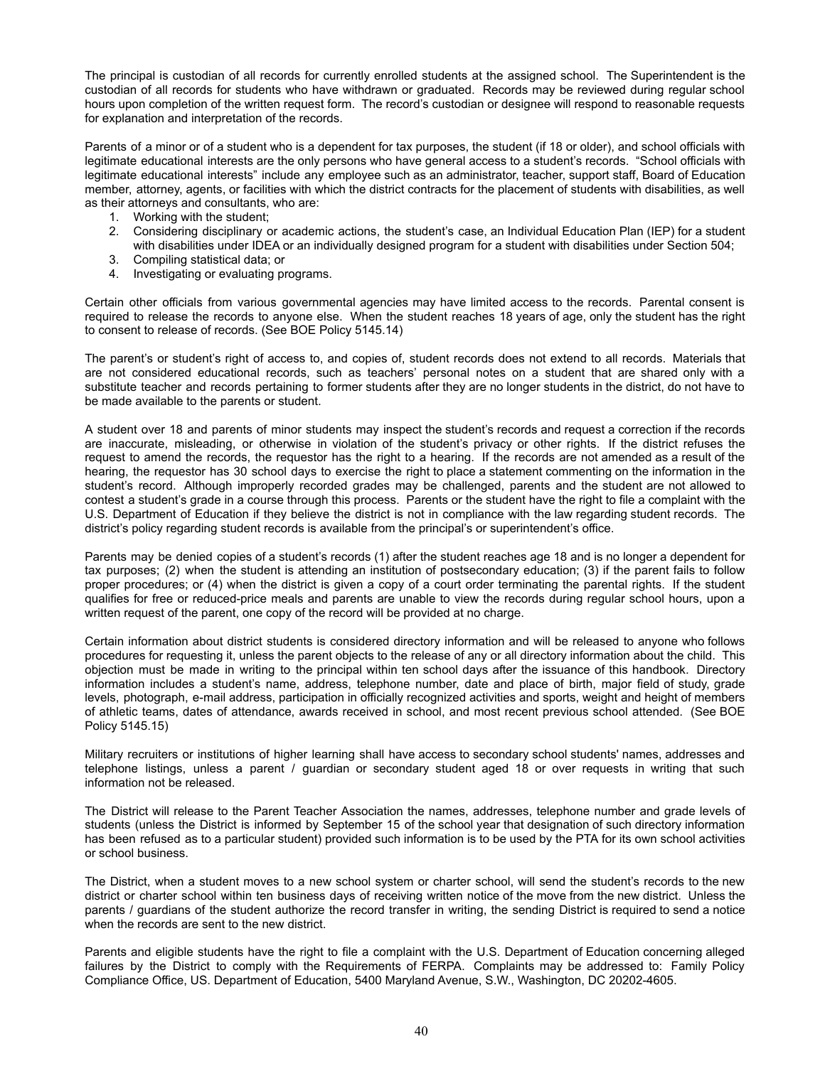The principal is custodian of all records for currently enrolled students at the assigned school. The Superintendent is the custodian of all records for students who have withdrawn or graduated. Records may be reviewed during regular school hours upon completion of the written request form. The record's custodian or designee will respond to reasonable requests for explanation and interpretation of the records.

Parents of a minor or of a student who is a dependent for tax purposes, the student (if 18 or older), and school officials with legitimate educational interests are the only persons who have general access to a student's records. "School officials with legitimate educational interests" include any employee such as an administrator, teacher, support staff, Board of Education member, attorney, agents, or facilities with which the district contracts for the placement of students with disabilities, as well as their attorneys and consultants, who are:

1. Working with the student;
2. Considering disciplinary or academic actions, the student's case, an Individual Education Plan (IEP) for a student with disabilities under IDEA or an individually designed program for a student with disabilities under Section 504;
3. Compiling statistical data; or
4. Investigating or evaluating programs.

Certain other officials from various governmental agencies may have limited access to the records. Parental consent is required to release the records to anyone else. When the student reaches 18 years of age, only the student has the right to consent to release of records. (See BOE Policy 5145.14)

The parent's or student's right of access to, and copies of, student records does not extend to all records. Materials that are not considered educational records, such as teachers' personal notes on a student that are shared only with a substitute teacher and records pertaining to former students after they are no longer students in the district, do not have to be made available to the parents or student.

A student over 18 and parents of minor students may inspect the student's records and request a correction if the records are inaccurate, misleading, or otherwise in violation of the student's privacy or other rights. If the district refuses the request to amend the records, the requestor has the right to a hearing. If the records are not amended as a result of the hearing, the requestor has 30 school days to exercise the right to place a statement commenting on the information in the student's record. Although improperly recorded grades may be challenged, parents and the student are not allowed to contest a student's grade in a course through this process. Parents or the student have the right to file a complaint with the U.S. Department of Education if they believe the district is not in compliance with the law regarding student records. The district's policy regarding student records is available from the principal's or superintendent's office.

Parents may be denied copies of a student's records (1) after the student reaches age 18 and is no longer a dependent for tax purposes; (2) when the student is attending an institution of postsecondary education; (3) if the parent fails to follow proper procedures; or (4) when the district is given a copy of a court order terminating the parental rights. If the student qualifies for free or reduced-price meals and parents are unable to view the records during regular school hours, upon a written request of the parent, one copy of the record will be provided at no charge.

Certain information about district students is considered directory information and will be released to anyone who follows procedures for requesting it, unless the parent objects to the release of any or all directory information about the child. This objection must be made in writing to the principal within ten school days after the issuance of this handbook. Directory information includes a student's name, address, telephone number, date and place of birth, major field of study, grade levels, photograph, e-mail address, participation in officially recognized activities and sports, weight and height of members of athletic teams, dates of attendance, awards received in school, and most recent previous school attended. (See BOE Policy 5145.15)

Military recruiters or institutions of higher learning shall have access to secondary school students' names, addresses and telephone listings, unless a parent / guardian or secondary student aged 18 or over requests in writing that such information not be released.

The District will release to the Parent Teacher Association the names, addresses, telephone number and grade levels of students (unless the District is informed by September 15 of the school year that designation of such directory information has been refused as to a particular student) provided such information is to be used by the PTA for its own school activities or school business.

The District, when a student moves to a new school system or charter school, will send the student's records to the new district or charter school within ten business days of receiving written notice of the move from the new district. Unless the parents / guardians of the student authorize the record transfer in writing, the sending District is required to send a notice when the records are sent to the new district.

Parents and eligible students have the right to file a complaint with the U.S. Department of Education concerning alleged failures by the District to comply with the Requirements of FERPA. Complaints may be addressed to: Family Policy Compliance Office, US. Department of Education, 5400 Maryland Avenue, S.W., Washington, DC 20202-4605.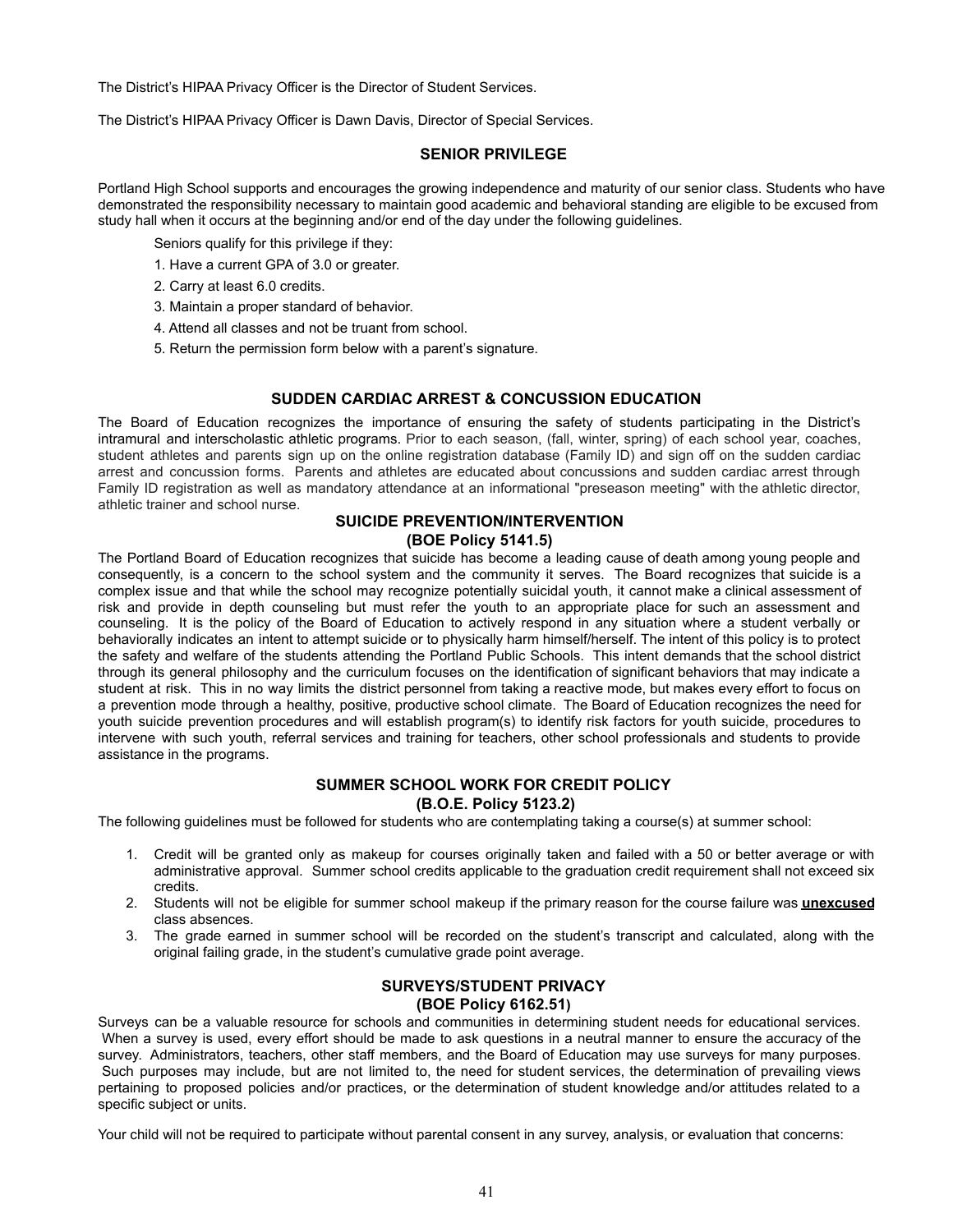The District's HIPAA Privacy Officer is the Director of Student Services.

The District's HIPAA Privacy Officer is Dawn Davis, Director of Special Services.

## SENIOR PRIVILEGE

Portland High School supports and encourages the growing independence and maturity of our senior class. Students who have demonstrated the responsibility necessary to maintain good academic and behavioral standing are eligible to be excused from study hall when it occurs at the beginning and/or end of the day under the following guidelines.

Seniors qualify for this privilege if they:

1. Have a current GPA of 3.0 or greater.
2. Carry at least 6.0 credits.
3. Maintain a proper standard of behavior.
4. Attend all classes and not be truant from school.
5. Return the permission form below with a parent's signature.

## SUDDEN CARDIAC ARREST & CONCUSSION EDUCATION

The Board of Education recognizes the importance of ensuring the safety of students participating in the District's intramural and interscholastic athletic programs. Prior to each season, (fall, winter, spring) of each school year, coaches, student athletes and parents sign up on the online registration database (Family ID) and sign off on the sudden cardiac arrest and concussion forms. Parents and athletes are educated about concussions and sudden cardiac arrest through Family ID registration as well as mandatory attendance at an informational "preseason meeting" with the athletic director, athletic trainer and school nurse.

## SUICIDE PREVENTION/INTERVENTION
## (BOE Policy 5141.5)

The Portland Board of Education recognizes that suicide has become a leading cause of death among young people and consequently, is a concern to the school system and the community it serves. The Board recognizes that suicide is a complex issue and that while the school may recognize potentially suicidal youth, it cannot make a clinical assessment of risk and provide in depth counseling but must refer the youth to an appropriate place for such an assessment and counseling. It is the policy of the Board of Education to actively respond in any situation where a student verbally or behaviorally indicates an intent to attempt suicide or to physically harm himself/herself. The intent of this policy is to protect the safety and welfare of the students attending the Portland Public Schools. This intent demands that the school district through its general philosophy and the curriculum focuses on the identification of significant behaviors that may indicate a student at risk. This in no way limits the district personnel from taking a reactive mode, but makes every effort to focus on a prevention mode through a healthy, positive, productive school climate. The Board of Education recognizes the need for youth suicide prevention procedures and will establish program(s) to identify risk factors for youth suicide, procedures to intervene with such youth, referral services and training for teachers, other school professionals and students to provide assistance in the programs.

## SUMMER SCHOOL WORK FOR CREDIT POLICY
## (B.O.E. Policy 5123.2)

The following guidelines must be followed for students who are contemplating taking a course(s) at summer school:

1. Credit will be granted only as makeup for courses originally taken and failed with a 50 or better average or with administrative approval. Summer school credits applicable to the graduation credit requirement shall not exceed six credits.
2. Students will not be eligible for summer school makeup if the primary reason for the course failure was **unexcused** class absences.
3. The grade earned in summer school will be recorded on the student's transcript and calculated, along with the original failing grade, in the student's cumulative grade point average.

## SURVEYS/STUDENT PRIVACY
## (BOE Policy 6162.51)

Surveys can be a valuable resource for schools and communities in determining student needs for educational services. When a survey is used, every effort should be made to ask questions in a neutral manner to ensure the accuracy of the survey. Administrators, teachers, other staff members, and the Board of Education may use surveys for many purposes. Such purposes may include, but are not limited to, the need for student services, the determination of prevailing views pertaining to proposed policies and/or practices, or the determination of student knowledge and/or attitudes related to a specific subject or units.

Your child will not be required to participate without parental consent in any survey, analysis, or evaluation that concerns: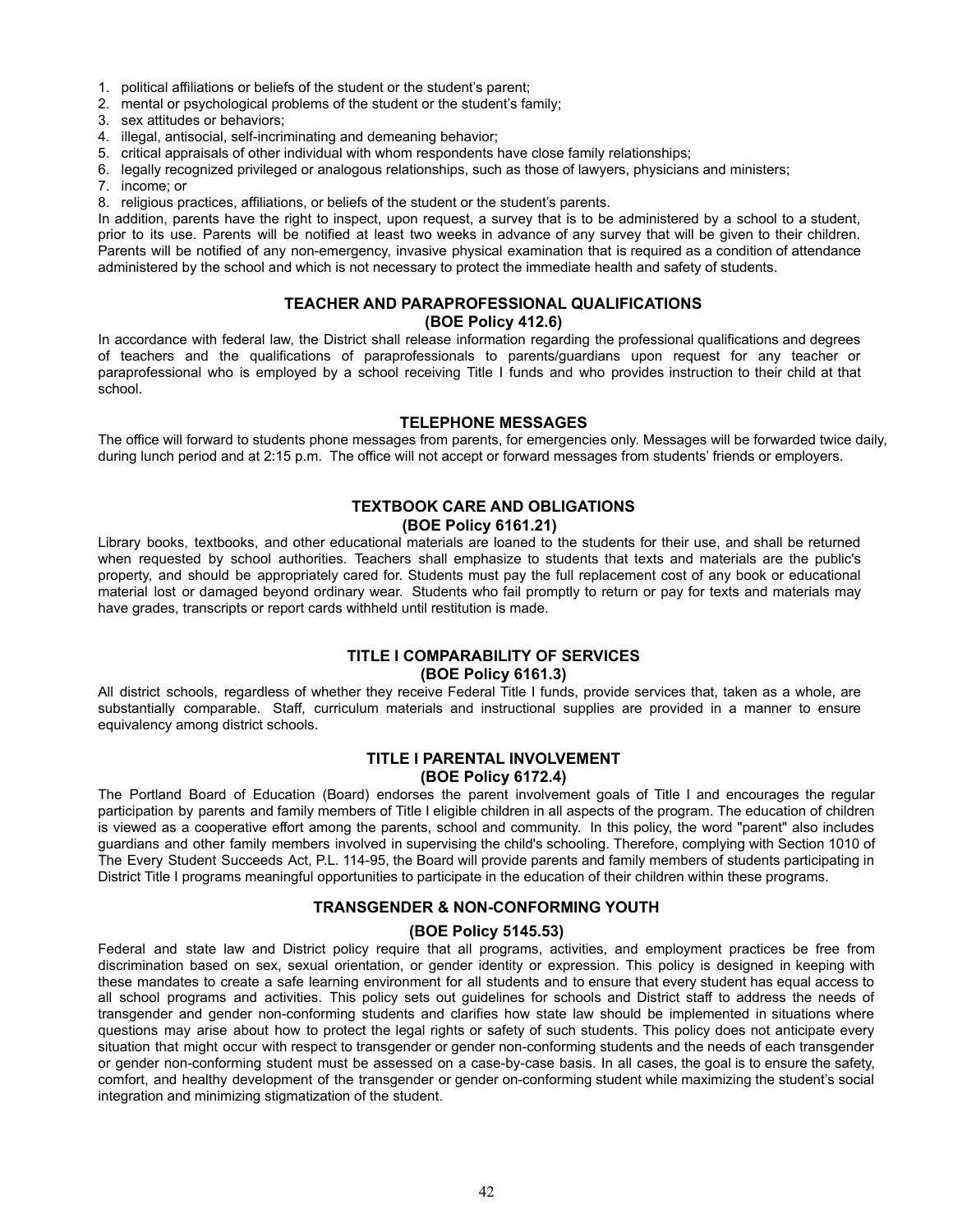1. political affiliations or beliefs of the student or the student's parent;
2. mental or psychological problems of the student or the student's family;
3. sex attitudes or behaviors;
4. illegal, antisocial, self-incriminating and demeaning behavior;
5. critical appraisals of other individual with whom respondents have close family relationships;
6. legally recognized privileged or analogous relationships, such as those of lawyers, physicians and ministers;
7. income; or
8. religious practices, affiliations, or beliefs of the student or the student's parents.

In addition, parents have the right to inspect, upon request, a survey that is to be administered by a school to a student, prior to its use. Parents will be notified at least two weeks in advance of any survey that will be given to their children. Parents will be notified of any non-emergency, invasive physical examination that is required as a condition of attendance administered by the school and which is not necessary to protect the immediate health and safety of students.

## TEACHER AND PARAPROFESSIONAL QUALIFICATIONS
## (BOE Policy 412.6)

In accordance with federal law, the District shall release information regarding the professional qualifications and degrees of teachers and the qualifications of paraprofessionals to parents/guardians upon request for any teacher or paraprofessional who is employed by a school receiving Title I funds and who provides instruction to their child at that school.

## TELEPHONE MESSAGES

The office will forward to students phone messages from parents, for emergencies only. Messages will be forwarded twice daily, during lunch period and at 2:15 p.m. The office will not accept or forward messages from students' friends or employers.

## TEXTBOOK CARE AND OBLIGATIONS
## (BOE Policy 6161.21)

Library books, textbooks, and other educational materials are loaned to the students for their use, and shall be returned when requested by school authorities. Teachers shall emphasize to students that texts and materials are the public's property, and should be appropriately cared for. Students must pay the full replacement cost of any book or educational material lost or damaged beyond ordinary wear. Students who fail promptly to return or pay for texts and materials may have grades, transcripts or report cards withheld until restitution is made.

## TITLE I COMPARABILITY OF SERVICES
## (BOE Policy 6161.3)

All district schools, regardless of whether they receive Federal Title I funds, provide services that, taken as a whole, are substantially comparable. Staff, curriculum materials and instructional supplies are provided in a manner to ensure equivalency among district schools.

## TITLE I PARENTAL INVOLVEMENT
## (BOE Policy 6172.4)

The Portland Board of Education (Board) endorses the parent involvement goals of Title I and encourages the regular participation by parents and family members of Title I eligible children in all aspects of the program. The education of children is viewed as a cooperative effort among the parents, school and community. In this policy, the word "parent" also includes guardians and other family members involved in supervising the child's schooling. Therefore, complying with Section 1010 of The Every Student Succeeds Act, P.L. 114-95, the Board will provide parents and family members of students participating in District Title I programs meaningful opportunities to participate in the education of their children within these programs.

## TRANSGENDER & NON-CONFORMING YOUTH
## (BOE Policy 5145.53)

Federal and state law and District policy require that all programs, activities, and employment practices be free from discrimination based on sex, sexual orientation, or gender identity or expression. This policy is designed in keeping with these mandates to create a safe learning environment for all students and to ensure that every student has equal access to all school programs and activities. This policy sets out guidelines for schools and District staff to address the needs of transgender and gender non-conforming students and clarifies how state law should be implemented in situations where questions may arise about how to protect the legal rights or safety of such students. This policy does not anticipate every situation that might occur with respect to transgender or gender non-conforming students and the needs of each transgender or gender non-conforming student must be assessed on a case-by-case basis. In all cases, the goal is to ensure the safety, comfort, and healthy development of the transgender or gender on-conforming student while maximizing the student's social integration and minimizing stigmatization of the student.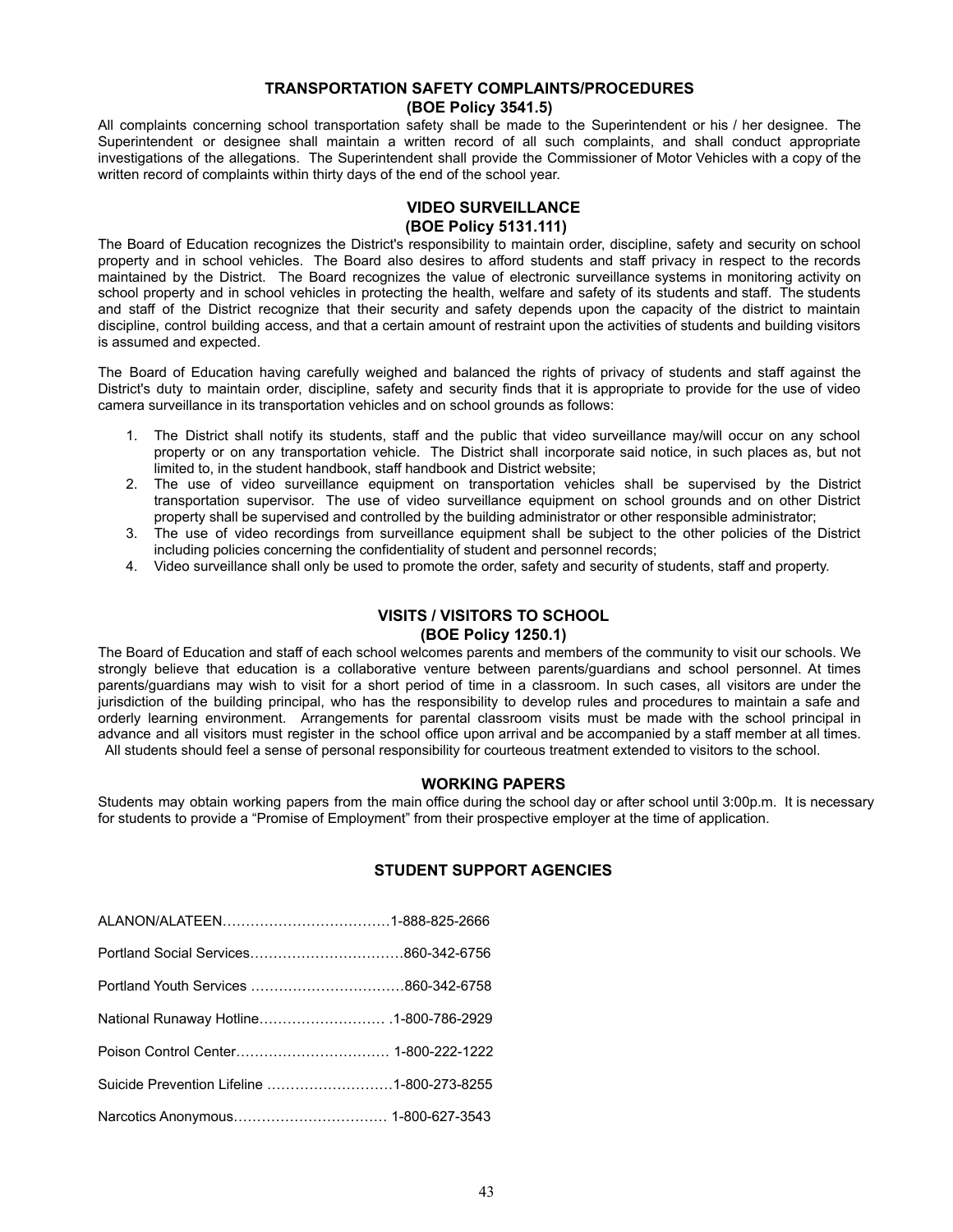## TRANSPORTATION SAFETY COMPLAINTS/PROCEDURES
## (BOE Policy 3541.5)

All complaints concerning school transportation safety shall be made to the Superintendent or his / her designee. The Superintendent or designee shall maintain a written record of all such complaints, and shall conduct appropriate investigations of the allegations. The Superintendent shall provide the Commissioner of Motor Vehicles with a copy of the written record of complaints within thirty days of the end of the school year.

## VIDEO SURVEILLANCE
## (BOE Policy 5131.111)

The Board of Education recognizes the District's responsibility to maintain order, discipline, safety and security on school property and in school vehicles. The Board also desires to afford students and staff privacy in respect to the records maintained by the District. The Board recognizes the value of electronic surveillance systems in monitoring activity on school property and in school vehicles in protecting the health, welfare and safety of its students and staff. The students and staff of the District recognize that their security and safety depends upon the capacity of the district to maintain discipline, control building access, and that a certain amount of restraint upon the activities of students and building visitors is assumed and expected.

The Board of Education having carefully weighed and balanced the rights of privacy of students and staff against the District's duty to maintain order, discipline, safety and security finds that it is appropriate to provide for the use of video camera surveillance in its transportation vehicles and on school grounds as follows:

1. The District shall notify its students, staff and the public that video surveillance may/will occur on any school property or on any transportation vehicle. The District shall incorporate said notice, in such places as, but not limited to, in the student handbook, staff handbook and District website;
2. The use of video surveillance equipment on transportation vehicles shall be supervised by the District transportation supervisor. The use of video surveillance equipment on school grounds and on other District property shall be supervised and controlled by the building administrator or other responsible administrator;
3. The use of video recordings from surveillance equipment shall be subject to the other policies of the District including policies concerning the confidentiality of student and personnel records;
4. Video surveillance shall only be used to promote the order, safety and security of students, staff and property.

## VISITS / VISITORS TO SCHOOL
## (BOE Policy 1250.1)

The Board of Education and staff of each school welcomes parents and members of the community to visit our schools. We strongly believe that education is a collaborative venture between parents/guardians and school personnel. At times parents/guardians may wish to visit for a short period of time in a classroom. In such cases, all visitors are under the jurisdiction of the building principal, who has the responsibility to develop rules and procedures to maintain a safe and orderly learning environment. Arrangements for parental classroom visits must be made with the school principal in advance and all visitors must register in the school office upon arrival and be accompanied by a staff member at all times. All students should feel a sense of personal responsibility for courteous treatment extended to visitors to the school.

## WORKING PAPERS

Students may obtain working papers from the main office during the school day or after school until 3:00p.m. It is necessary for students to provide a "Promise of Employment" from their prospective employer at the time of application.

## STUDENT SUPPORT AGENCIES

ALANON/ALATEEN………………………………1-888-825-2666

Portland Social Services……………………………860-342-6756

Portland Youth Services ……………………………860-342-6758

National Runaway Hotline……………………… .1-800-786-2929

Poison Control Center…………………………… 1-800-222-1222

Suicide Prevention Lifeline ………………………1-800-273-8255

Narcotics Anonymous…………………………… 1-800-627-3543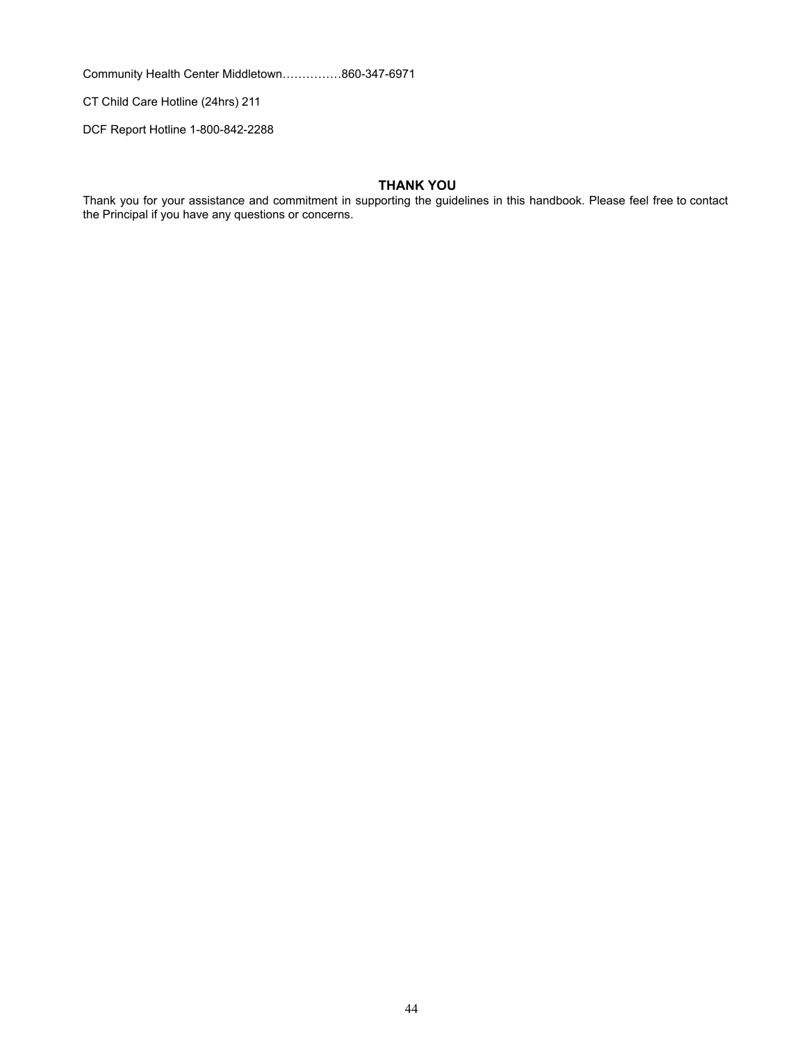Community Health Center Middletown……………860-347-6971

CT Child Care Hotline (24hrs) 211

DCF Report Hotline 1-800-842-2288

## THANK YOU

Thank you for your assistance and commitment in supporting the guidelines in this handbook. Please feel free to contact the Principal if you have any questions or concerns.